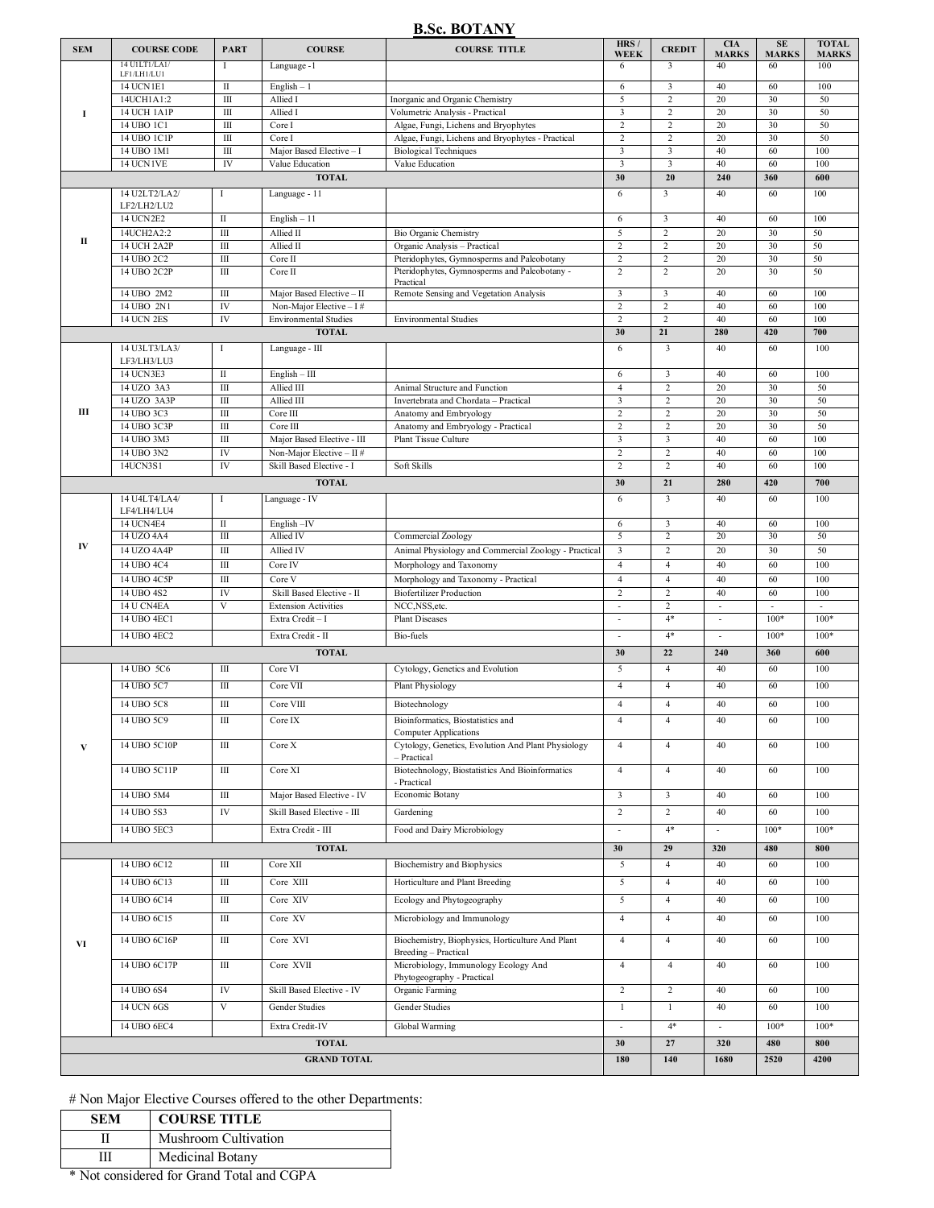## B.Sc. BOTANY

| SEM | COURSE CODE | PART | COURSE | COURSE TITLE | HRS / WEEK | CREDIT | CIA MARKS | SE MARKS | TOTAL MARKS |
|---|---|---|---|---|---|---|---|---|---|
| I | 14 U1LT1/LA1/ LF1/LH1/LU1 | I | Language - I | | 6 | 3 | 40 | 60 | 100 |
| | 14 UCN1E1 | II | English – 1 | | 6 | 3 | 40 | 60 | 100 |
| | 14UCH1A1:2 | III | Allied I | Inorganic and Organic Chemistry | 5 | 2 | 20 | 30 | 50 |
| | 14 UCH 1A1P | III | Allied I | Volumetric Analysis - Practical | 3 | 2 | 20 | 30 | 50 |
| | 14 UBO 1C1 | III | Core I | Algae, Fungi, Lichens and Bryophytes | 2 | 2 | 20 | 30 | 50 |
| | 14 UBO 1C1P | III | Core I | Algae, Fungi, Lichens and Bryophytes - Practical | 2 | 2 | 20 | 30 | 50 |
| | 14 UBO 1M1 | III | Major Based Elective – I | Biological Techniques | 3 | 3 | 40 | 60 | 100 |
| | 14 UCN1VE | IV | Value Education | Value Education | 3 | 3 | 40 | 60 | 100 |
| | | | **TOTAL** | | **30** | **20** | **240** | **360** | **600** |
| II | 14 U2LT2/LA2/ LF2/LH2/LU2 | I | Language - 11 | | 6 | 3 | 40 | 60 | 100 |
| | 14 UCN2E2 | II | English – 11 | | 6 | 3 | 40 | 60 | 100 |
| | 14UCH2A2:2 | III | Allied II | Bio Organic Chemistry | 5 | 2 | 20 | 30 | 50 |
| | 14 UCH 2A2P | III | Allied II | Organic Analysis – Practical | 2 | 2 | 20 | 30 | 50 |
| | 14 UBO 2C2 | III | Core II | Pteridophytes, Gymnosperms and Paleobotany | 2 | 2 | 20 | 30 | 50 |
| | 14 UBO 2C2P | III | Core II | Pteridophytes, Gymnosperms and Paleobotany - Practical | 2 | 2 | 20 | 30 | 50 |
| | 14 UBO 2M2 | III | Major Based Elective – II | Remote Sensing and Vegetation Analysis | 3 | 3 | 40 | 60 | 100 |
| | 14 UBO 2N1 | IV | Non-Major Elective – I # | | 2 | 2 | 40 | 60 | 100 |
| | 14 UCN 2ES | IV | Environmental Studies | Environmental Studies | 2 | 2 | 40 | 60 | 100 |
| | | | **TOTAL** | | **30** | **21** | **280** | **420** | **700** |
| III | 14 U3LT3/LA3/ LF3/LH3/LU3 | I | Language - III | | 6 | 3 | 40 | 60 | 100 |
| | 14 UCN3E3 | II | English – III | | 6 | 3 | 40 | 60 | 100 |
| | 14 UZO 3A3 | III | Allied III | Animal Structure and Function | 4 | 2 | 20 | 30 | 50 |
| | 14 UZO 3A3P | III | Allied III | Invertebrata and Chordata – Practical | 3 | 2 | 20 | 30 | 50 |
| | 14 UBO 3C3 | III | Core III | Anatomy and Embryology | 2 | 2 | 20 | 30 | 50 |
| | 14 UBO 3C3P | III | Core III | Anatomy and Embryology - Practical | 2 | 2 | 20 | 30 | 50 |
| | 14 UBO 3M3 | III | Major Based Elective - III | Plant Tissue Culture | 3 | 3 | 40 | 60 | 100 |
| | 14 UBO 3N2 | IV | Non-Major Elective – II # | | 2 | 2 | 40 | 60 | 100 |
| | 14UCN3S1 | IV | Skill Based Elective - I | Soft Skills | 2 | 2 | 40 | 60 | 100 |
| | | | **TOTAL** | | **30** | **21** | **280** | **420** | **700** |
| IV | 14 U4LT4/LA4/ LF4/LH4/LU4 | I | Language - IV | | 6 | 3 | 40 | 60 | 100 |
| | 14 UCN4E4 | II | English –IV | | 6 | 3 | 40 | 60 | 100 |
| | 14 UZO 4A4 | III | Allied IV | Commercial Zoology | 5 | 2 | 20 | 30 | 50 |
| | 14 UZO 4A4P | III | Allied IV | Animal Physiology and Commercial Zoology - Practical | 3 | 2 | 20 | 30 | 50 |
| | 14 UBO 4C4 | III | Core IV | Morphology and Taxonomy | 4 | 4 | 40 | 60 | 100 |
| | 14 UBO 4C5P | III | Core V | Morphology and Taxonomy - Practical | 4 | 4 | 40 | 60 | 100 |
| | 14 UBO 4S2 | IV | Skill Based Elective - II | Biofertilizer Production | 2 | 2 | 40 | 60 | 100 |
| | 14 U CN4EA | V | Extension Activities | NCC,NSS,etc. | - | 2 | - | - | - |
| | 14 UBO 4EC1 | | Extra Credit – I | Plant Diseases | - | 4* | - | 100* | 100* |
| | 14 UBO 4EC2 | | Extra Credit - II | Bio-fuels | - | 4* | - | 100* | 100* |
| | | | **TOTAL** | | **30** | **22** | **240** | **360** | **600** |
| V | 14 UBO 5C6 | III | Core VI | Cytology, Genetics and Evolution | 5 | 4 | 40 | 60 | 100 |
| | 14 UBO 5C7 | III | Core VII | Plant Physiology | 4 | 4 | 40 | 60 | 100 |
| | 14 UBO 5C8 | III | Core VIII | Biotechnology | 4 | 4 | 40 | 60 | 100 |
| | 14 UBO 5C9 | III | Core IX | Bioinformatics, Biostatistics and Computer Applications | 4 | 4 | 40 | 60 | 100 |
| | 14 UBO 5C10P | III | Core X | Cytology, Genetics, Evolution And Plant Physiology – Practical | 4 | 4 | 40 | 60 | 100 |
| | 14 UBO 5C11P | III | Core XI | Biotechnology, Biostatistics And Bioinformatics - Practical | 4 | 4 | 40 | 60 | 100 |
| | 14 UBO 5M4 | III | Major Based Elective - IV | Economic Botany | 3 | 3 | 40 | 60 | 100 |
| | 14 UBO 5S3 | IV | Skill Based Elective - III | Gardening | 2 | 2 | 40 | 60 | 100 |
| | 14 UBO 5EC3 | | Extra Credit - III | Food and Dairy Microbiology | - | 4* | - | 100* | 100* |
| | | | **TOTAL** | | **30** | **29** | **320** | **480** | **800** |
| VI | 14 UBO 6C12 | III | Core XII | Biochemistry and Biophysics | 5 | 4 | 40 | 60 | 100 |
| | 14 UBO 6C13 | III | Core XIII | Horticulture and Plant Breeding | 5 | 4 | 40 | 60 | 100 |
| | 14 UBO 6C14 | III | Core XIV | Ecology and Phytogeography | 5 | 4 | 40 | 60 | 100 |
| | 14 UBO 6C15 | III | Core XV | Microbiology and Immunology | 4 | 4 | 40 | 60 | 100 |
| | 14 UBO 6C16P | III | Core XVI | Biochemistry, Biophysics, Horticulture And Plant Breeding – Practical | 4 | 4 | 40 | 60 | 100 |
| | 14 UBO 6C17P | III | Core XVII | Microbiology, Immunology Ecology And Phytogeography - Practical | 4 | 4 | 40 | 60 | 100 |
| | 14 UBO 6S4 | IV | Skill Based Elective - IV | Organic Farming | 2 | 2 | 40 | 60 | 100 |
| | 14 UCN 6GS | V | Gender Studies | Gender Studies | 1 | 1 | 40 | 60 | 100 |
| | 14 UBO 6EC4 | | Extra Credit-IV | Global Warming | - | 4* | - | 100* | 100* |
| | | | **TOTAL** | | **30** | **27** | **320** | **480** | **800** |
| | | | **GRAND TOTAL** | | **180** | **140** | **1680** | **2520** | **4200** |

# Non Major Elective Courses offered to the other Departments:

| SEM | COURSE TITLE |
|---|---|
| II | Mushroom Cultivation |
| III | Medicinal Botany |

* Not considered for Grand Total and CGPA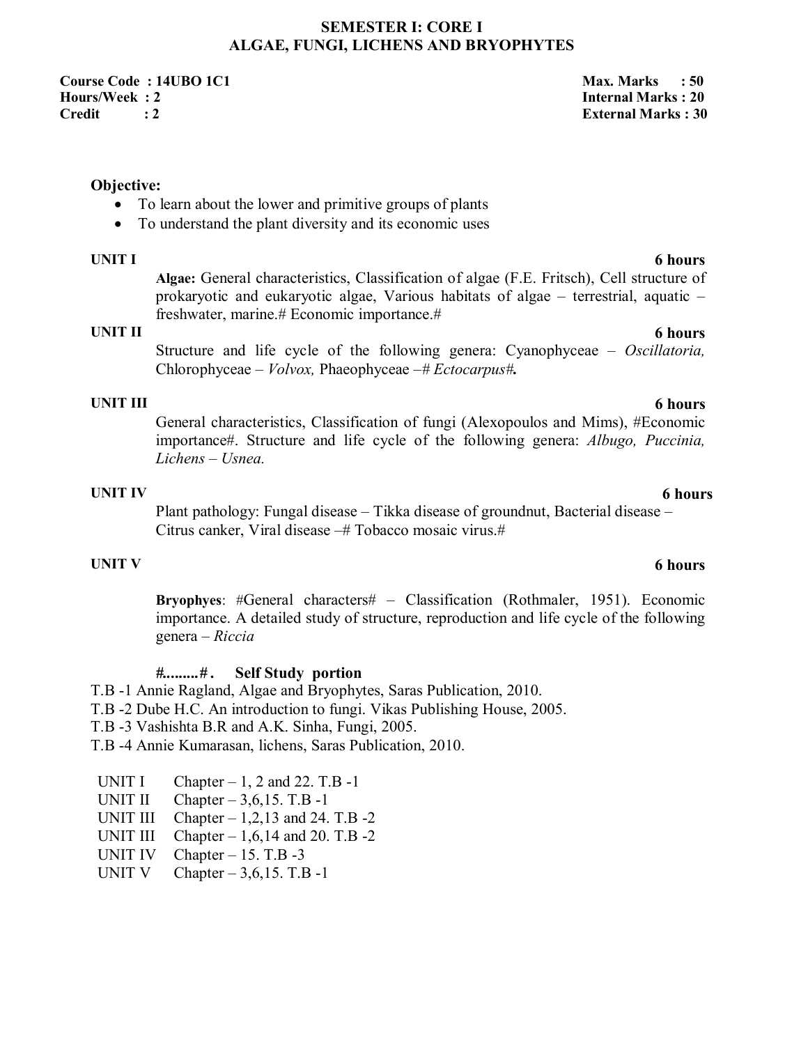## SEMESTER I: CORE I
## ALGAE, FUNGI, LICHENS AND BRYOPHYTES

**Course Code : 14UBO 1C1** | **Max. Marks : 50**
**Hours/Week : 2** | **Internal Marks : 20**
**Credit : 2** | **External Marks : 30**

**Objective:**

- To learn about the lower and primitive groups of plants
- To understand the plant diversity and its economic uses

**UNIT I** **6 hours**

**Algae:** General characteristics, Classification of algae (F.E. Fritsch), Cell structure of prokaryotic and eukaryotic algae, Various habitats of algae – terrestrial, aquatic – freshwater, marine.# Economic importance.#

**UNIT II** **6 hours**

Structure and life cycle of the following genera: Cyanophyceae – *Oscillatoria,* Chlorophyceae – *Volvox,* Phaeophyceae –# *Ectocarpus*#**.**

**UNIT III** **6 hours**

General characteristics, Classification of fungi (Alexopoulos and Mims), #Economic importance#. Structure and life cycle of the following genera: *Albugo, Puccinia, Lichens – Usnea.*

**UNIT IV** **6 hours**

Plant pathology: Fungal disease – Tikka disease of groundnut, Bacterial disease – Citrus canker, Viral disease –# Tobacco mosaic virus.#

**UNIT V** **6 hours**

**Bryophyes**: #General characters# – Classification (Rothmaler, 1951). Economic importance. A detailed study of structure, reproduction and life cycle of the following genera – *Riccia*

**#.........# . Self Study portion**

T.B -1 Annie Ragland, Algae and Bryophytes, Saras Publication, 2010.
T.B -2 Dube H.C. An introduction to fungi. Vikas Publishing House, 2005.
T.B -3 Vashishta B.R and A.K. Sinha, Fungi, 2005.
T.B -4 Annie Kumarasan, lichens, Saras Publication, 2010.

UNIT I Chapter – 1, 2 and 22. T.B -1
UNIT II Chapter – 3,6,15. T.B -1
UNIT III Chapter – 1,2,13 and 24. T.B -2
UNIT III Chapter – 1,6,14 and 20. T.B -2
UNIT IV Chapter – 15. T.B -3
UNIT V Chapter – 3,6,15. T.B -1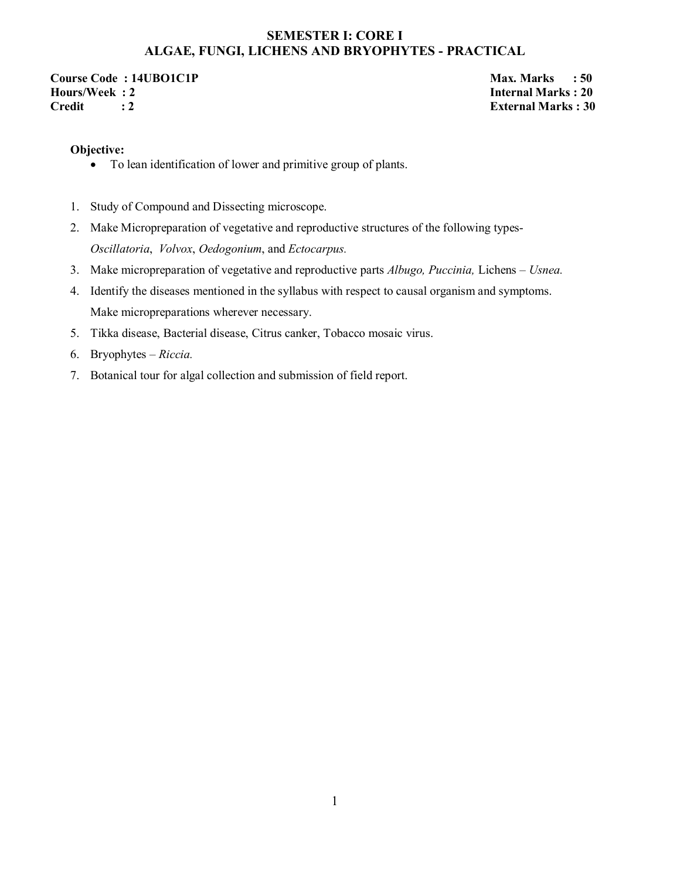## SEMESTER I: CORE I
## ALGAE, FUNGI, LICHENS AND BRYOPHYTES - PRACTICAL

**Course Code : 14UBO1C1P** | **Max. Marks : 50**
**Hours/Week : 2** | **Internal Marks : 20**
**Credit : 2** | **External Marks : 30**

**Objective:**

- To lean identification of lower and primitive group of plants.

1. Study of Compound and Dissecting microscope.
2. Make Micropreparation of vegetative and reproductive structures of the following types- *Oscillatoria*, *Volvox*, *Oedogonium*, and *Ectocarpus.*
3. Make micropreparation of vegetative and reproductive parts *Albugo, Puccinia,* Lichens – *Usnea.*
4. Identify the diseases mentioned in the syllabus with respect to causal organism and symptoms. Make micropreparations wherever necessary.
5. Tikka disease, Bacterial disease, Citrus canker, Tobacco mosaic virus.
6. Bryophytes – *Riccia.*
7. Botanical tour for algal collection and submission of field report.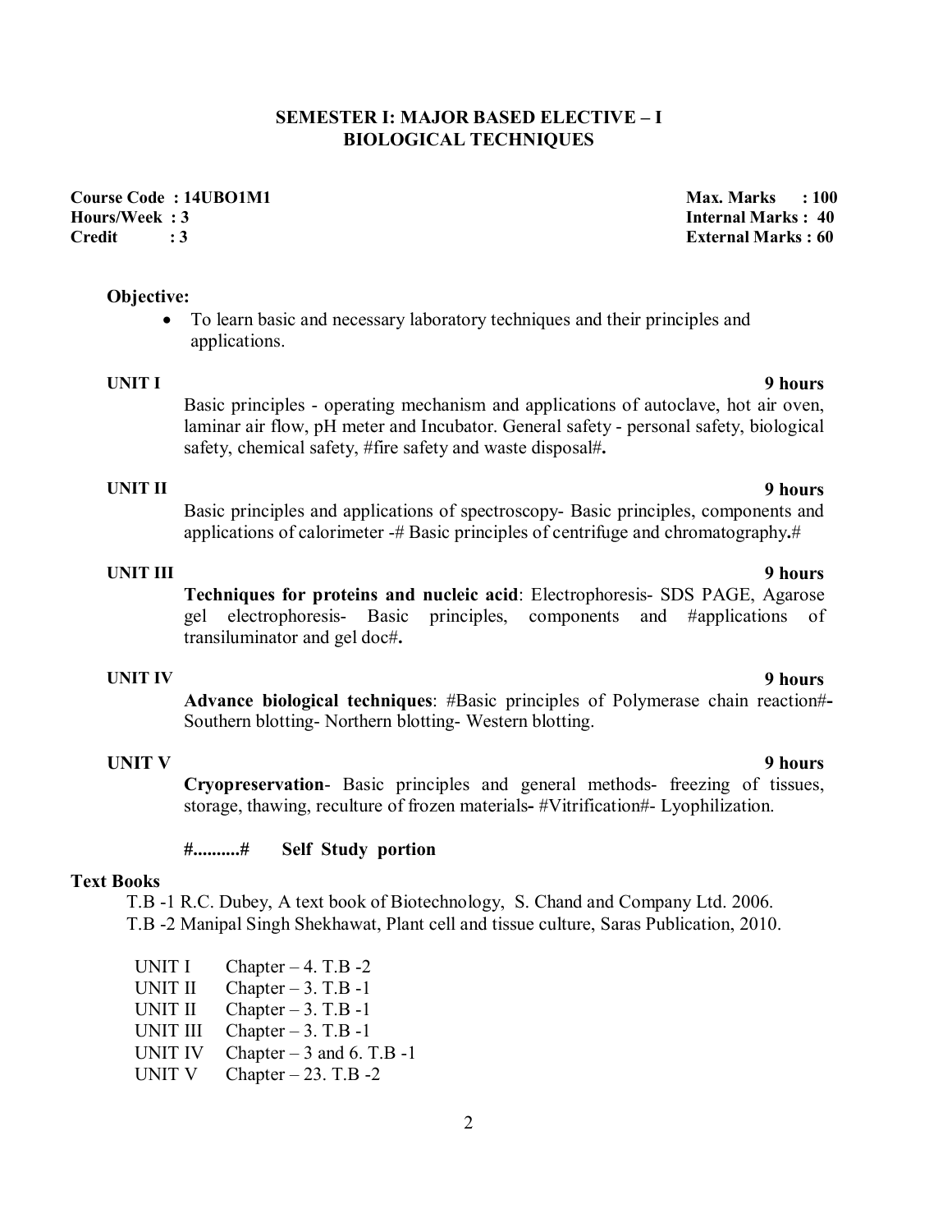## SEMESTER I: MAJOR BASED ELECTIVE – I
## BIOLOGICAL TECHNIQUES

**Course Code : 14UBO1M1** | **Max. Marks : 100**
**Hours/Week : 3** | **Internal Marks : 40**
**Credit : 3** | **External Marks : 60**

**Objective:**

- To learn basic and necessary laboratory techniques and their principles and applications.

**UNIT I** **9 hours**

Basic principles - operating mechanism and applications of autoclave, hot air oven, laminar air flow, pH meter and Incubator. General safety - personal safety, biological safety, chemical safety, #fire safety and waste disposal#**.**

**UNIT II** **9 hours**

Basic principles and applications of spectroscopy- Basic principles, components and applications of calorimeter -# Basic principles of centrifuge and chromatography**.**#

**UNIT III** **9 hours**

**Techniques for proteins and nucleic acid**: Electrophoresis- SDS PAGE, Agarose gel electrophoresis- Basic principles, components and #applications of transiluminator and gel doc#**.**

**UNIT IV** **9 hours**

**Advance biological techniques**: #Basic principles of Polymerase chain reaction#**-** Southern blotting- Northern blotting- Western blotting.

**UNIT V** **9 hours**

**Cryopreservation**- Basic principles and general methods- freezing of tissues, storage, thawing, reculture of frozen materials**-** #Vitrification#- Lyophilization.

**#..........# Self Study portion**

**Text Books**

T.B -1 R.C. Dubey, A text book of Biotechnology, S. Chand and Company Ltd. 2006.
T.B -2 Manipal Singh Shekhawat, Plant cell and tissue culture, Saras Publication, 2010.

UNIT I Chapter – 4. T.B -2
UNIT II Chapter – 3. T.B -1
UNIT II Chapter – 3. T.B -1
UNIT III Chapter – 3. T.B -1
UNIT IV Chapter – 3 and 6. T.B -1
UNIT V Chapter – 23. T.B -2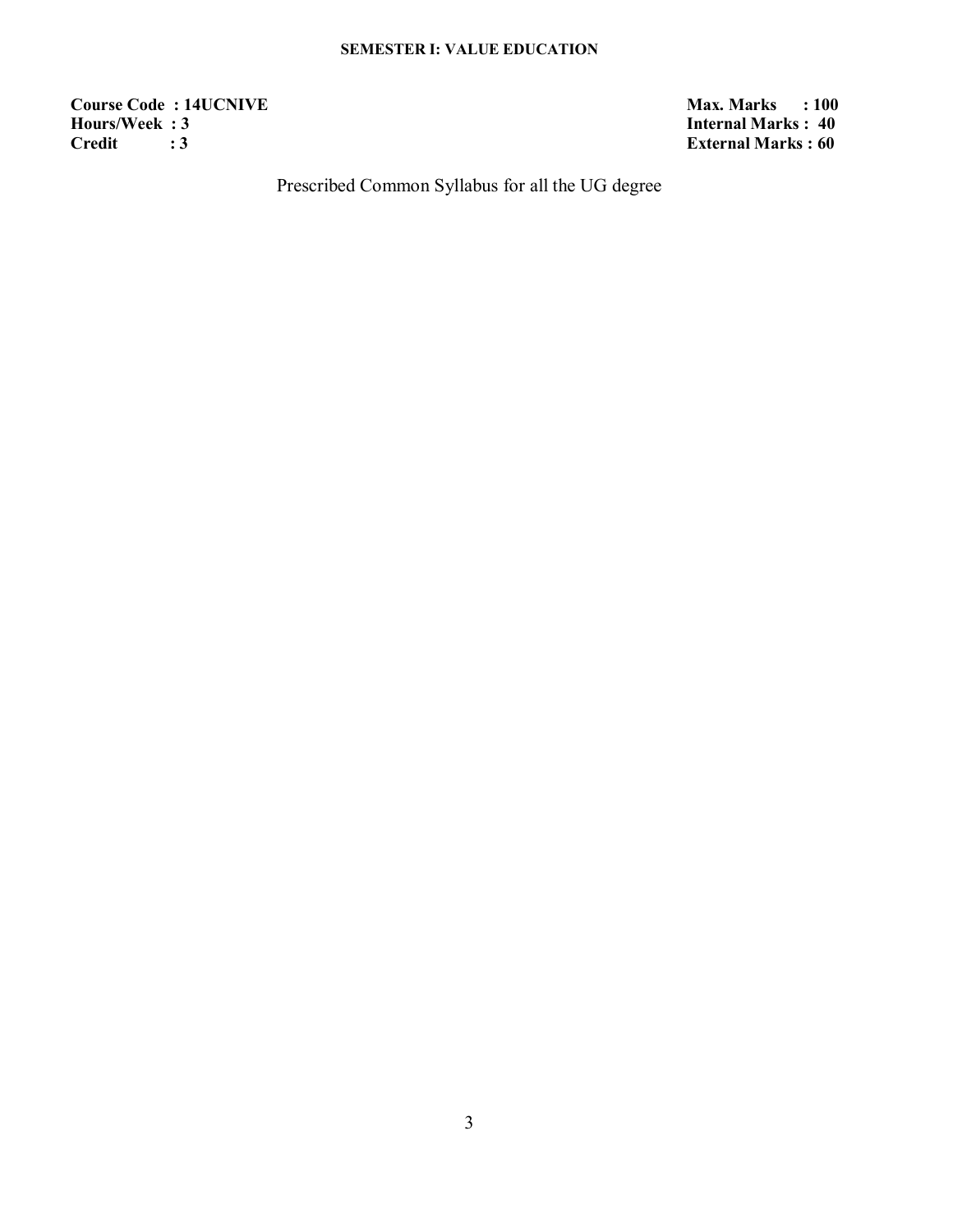## SEMESTER I: VALUE EDUCATION

| | |
|---|---|
| **Course Code : 14UCNIVE** | **Max. Marks : 100** |
| **Hours/Week : 3** | **Internal Marks : 40** |
| **Credit : 3** | **External Marks : 60** |

Prescribed Common Syllabus for all the UG degree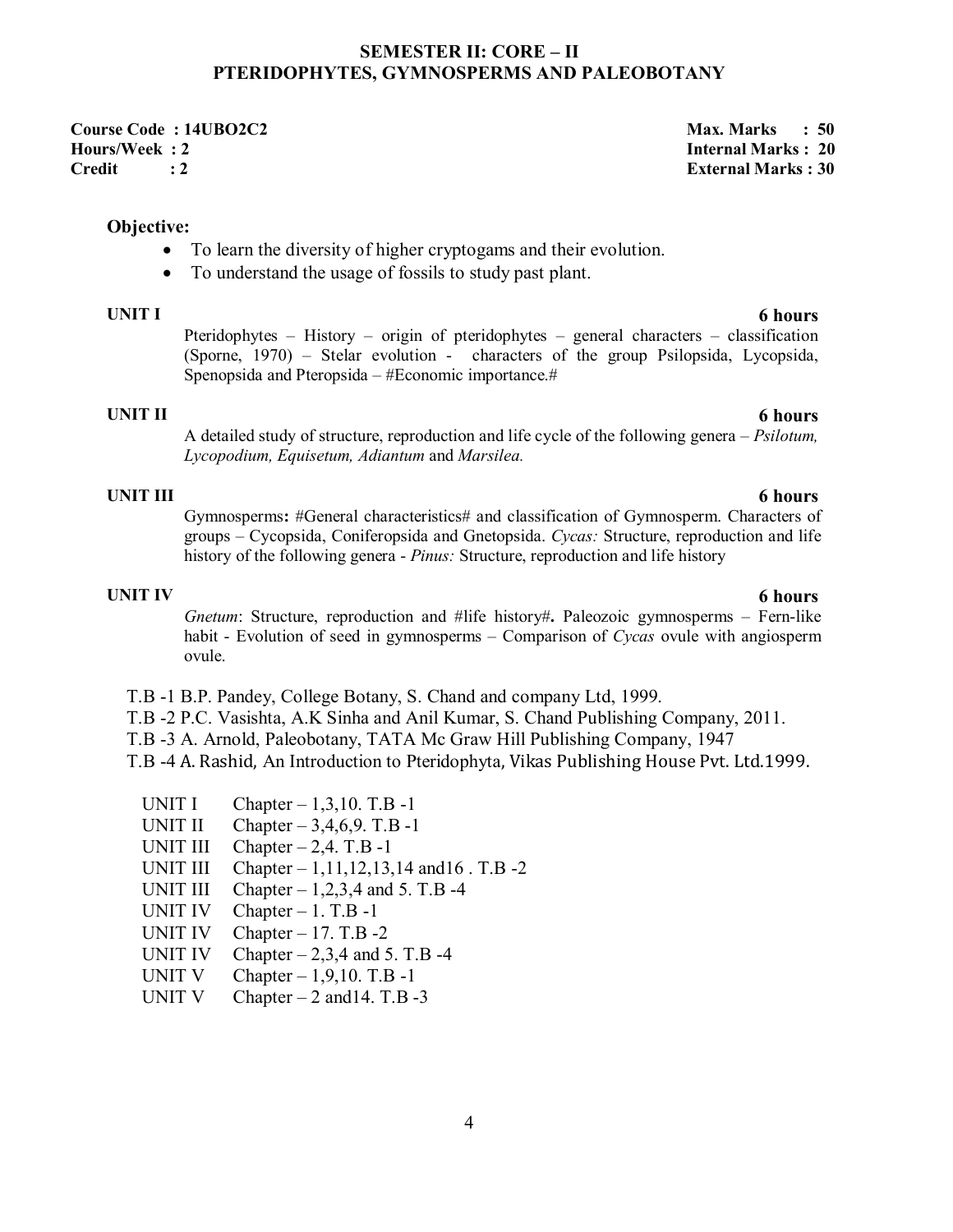## SEMESTER II: CORE – II
## PTERIDOPHYTES, GYMNOSPERMS AND PALEOBOTANY

**Course Code : 14UBO2C2** | **Max. Marks : 50**
**Hours/Week : 2** | **Internal Marks : 20**
**Credit : 2** | **External Marks : 30**

**Objective:**

- To learn the diversity of higher cryptogams and their evolution.
- To understand the usage of fossils to study past plant.

**UNIT I** — **6 hours**

Pteridophytes – History – origin of pteridophytes – general characters – classification (Sporne, 1970) – Stelar evolution - characters of the group Psilopsida, Lycopsida, Spenopsida and Pteropsida – #Economic importance.#

**UNIT II** — **6 hours**

A detailed study of structure, reproduction and life cycle of the following genera – *Psilotum, Lycopodium, Equisetum, Adiantum* and *Marsilea.*

**UNIT III** — **6 hours**

Gymnosperms**:** #General characteristics# and classification of Gymnosperm. Characters of groups – Cycopsida, Coniferopsida and Gnetopsida. *Cycas:* Structure, reproduction and life history of the following genera - *Pinus:* Structure, reproduction and life history

**UNIT IV** — **6 hours**

*Gnetum*: Structure, reproduction and #life history#**.** Paleozoic gymnosperms – Fern-like habit - Evolution of seed in gymnosperms – Comparison of *Cycas* ovule with angiosperm ovule.

T.B -1 B.P. Pandey, College Botany, S. Chand and company Ltd, 1999.
T.B -2 P.C. Vasishta, A.K Sinha and Anil Kumar, S. Chand Publishing Company, 2011.
T.B -3 A. Arnold, Paleobotany, TATA Mc Graw Hill Publishing Company, 1947
T.B -4 A. Rashid, An Introduction to Pteridophyta, Vikas Publishing House Pvt. Ltd.1999.

UNIT I Chapter – 1,3,10. T.B -1
UNIT II Chapter – 3,4,6,9. T.B -1
UNIT III Chapter – 2,4. T.B -1
UNIT III Chapter – 1,11,12,13,14 and16 . T.B -2
UNIT III Chapter – 1,2,3,4 and 5. T.B -4
UNIT IV Chapter – 1. T.B -1
UNIT IV Chapter – 17. T.B -2
UNIT IV Chapter – 2,3,4 and 5. T.B -4
UNIT V Chapter – 1,9,10. T.B -1
UNIT V Chapter – 2 and14. T.B -3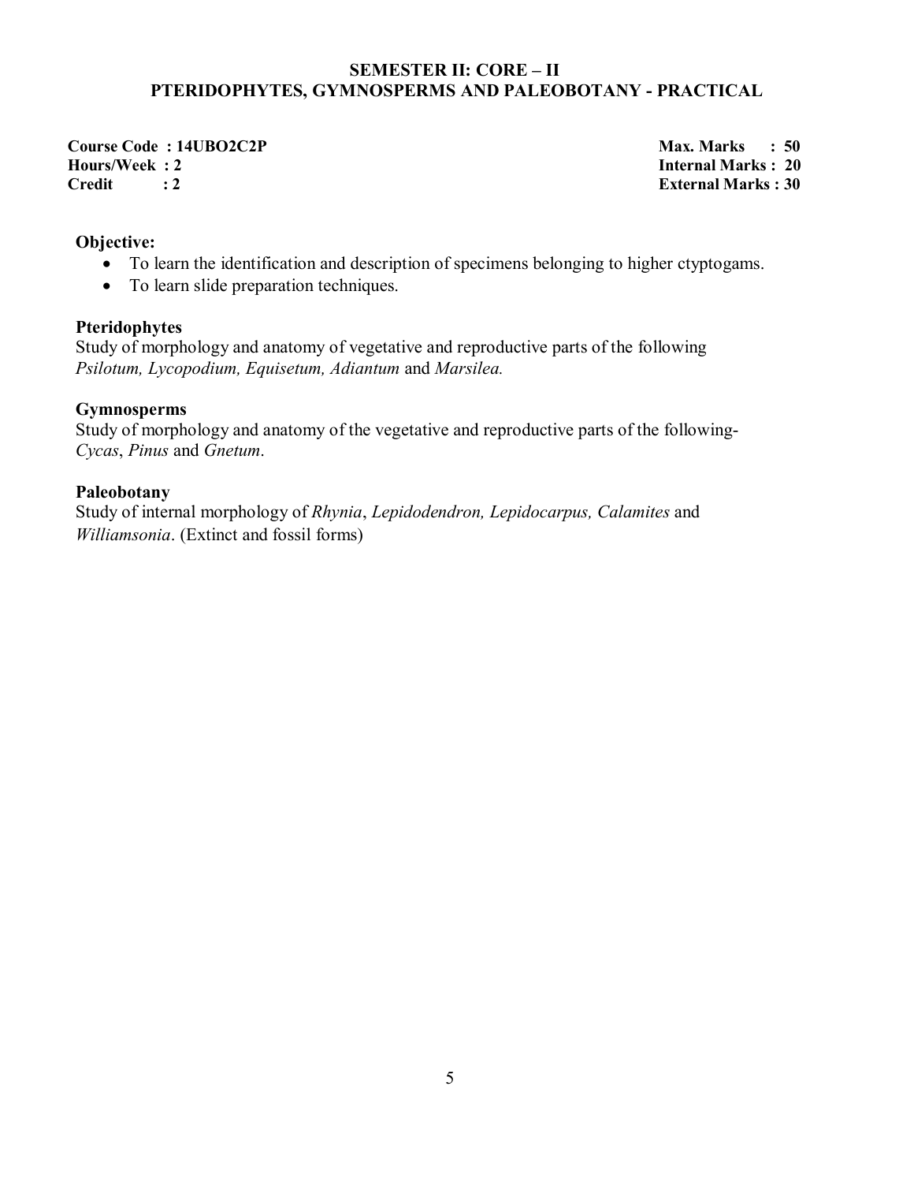## SEMESTER II: CORE – II
## PTERIDOPHYTES, GYMNOSPERMS AND PALEOBOTANY - PRACTICAL

**Course Code : 14UBO2C2P** | **Max. Marks : 50**
**Hours/Week : 2** | **Internal Marks : 20**
**Credit : 2** | **External Marks : 30**

**Objective:**

- To learn the identification and description of specimens belonging to higher ctyptogams.
- To learn slide preparation techniques.

**Pteridophytes**

Study of morphology and anatomy of vegetative and reproductive parts of the following *Psilotum, Lycopodium, Equisetum, Adiantum* and *Marsilea.*

**Gymnosperms**

Study of morphology and anatomy of the vegetative and reproductive parts of the following- *Cycas*, *Pinus* and *Gnetum*.

**Paleobotany**

Study of internal morphology of *Rhynia*, *Lepidodendron, Lepidocarpus, Calamites* and *Williamsonia*. (Extinct and fossil forms)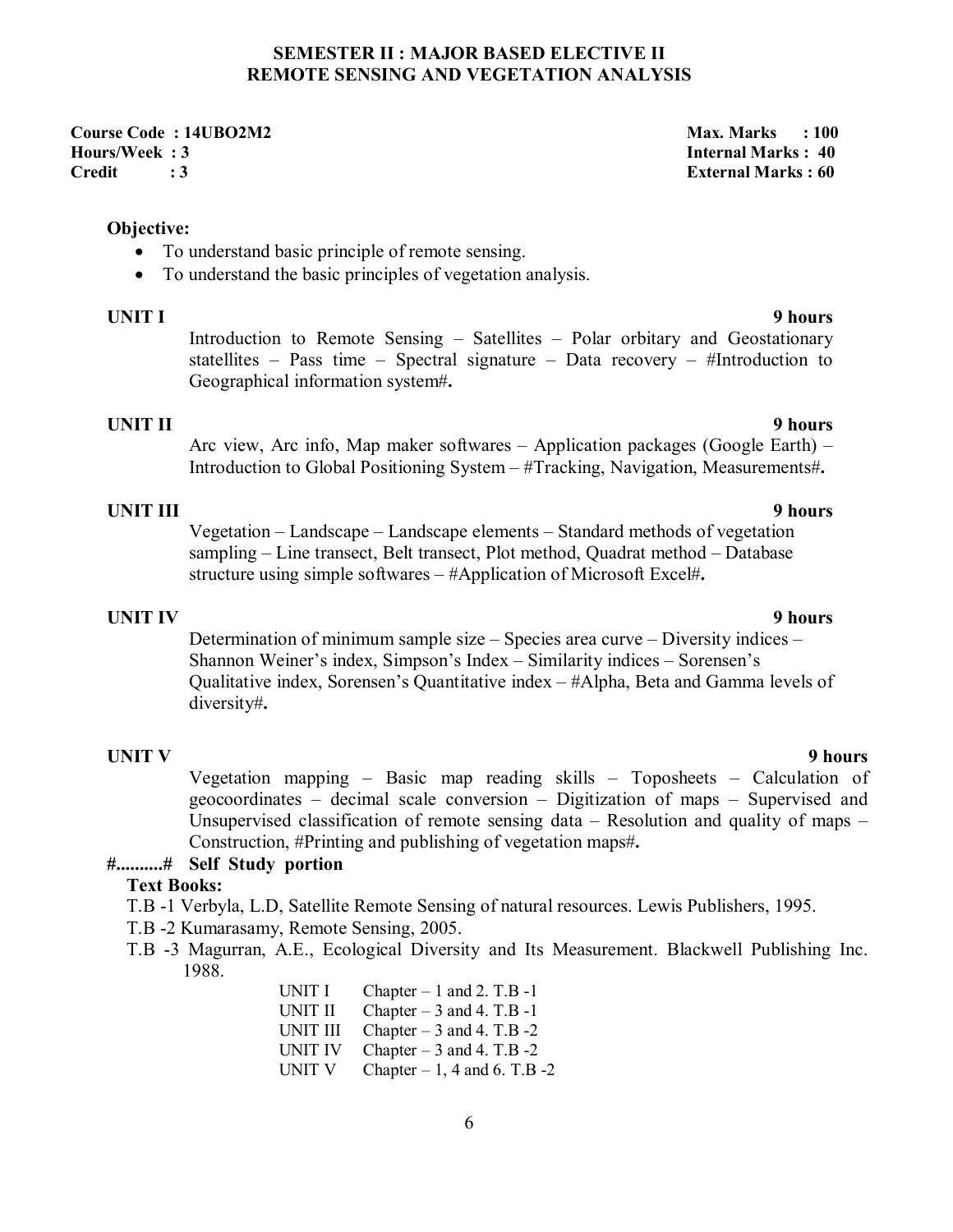## SEMESTER II : MAJOR BASED ELECTIVE II
## REMOTE SENSING AND VEGETATION ANALYSIS

**Course Code : 14UBO2M2** **Max. Marks : 100**
**Hours/Week : 3** **Internal Marks : 40**
**Credit : 3** **External Marks : 60**

**Objective:**

- To understand basic principle of remote sensing.
- To understand the basic principles of vegetation analysis.

**UNIT I** **9 hours**

Introduction to Remote Sensing – Satellites – Polar orbitary and Geostationary statellites – Pass time – Spectral signature – Data recovery – #Introduction to Geographical information system#**.**

**UNIT II** **9 hours**

Arc view, Arc info, Map maker softwares – Application packages (Google Earth) – Introduction to Global Positioning System – #Tracking, Navigation, Measurements#**.**

**UNIT III** **9 hours**

Vegetation – Landscape – Landscape elements – Standard methods of vegetation sampling – Line transect, Belt transect, Plot method, Quadrat method – Database structure using simple softwares – #Application of Microsoft Excel#**.**

**UNIT IV** **9 hours**

Determination of minimum sample size – Species area curve – Diversity indices – Shannon Weiner's index, Simpson's Index – Similarity indices – Sorensen's Qualitative index, Sorensen's Quantitative index – #Alpha, Beta and Gamma levels of diversity#**.**

**UNIT V** **9 hours**

Vegetation mapping – Basic map reading skills – Toposheets – Calculation of geocoordinates – decimal scale conversion – Digitization of maps – Supervised and Unsupervised classification of remote sensing data – Resolution and quality of maps – Construction, #Printing and publishing of vegetation maps#**.**

**#..........# Self Study portion**

**Text Books:**

T.B -1 Verbyla, L.D, Satellite Remote Sensing of natural resources. Lewis Publishers, 1995.

T.B -2 Kumarasamy, Remote Sensing, 2005.

T.B -3 Magurran, A.E., Ecological Diversity and Its Measurement. Blackwell Publishing Inc. 1988.

| | |
|---|---|
| UNIT I | Chapter – 1 and 2. T.B -1 |
| UNIT II | Chapter – 3 and 4. T.B -1 |
| UNIT III | Chapter – 3 and 4. T.B -2 |
| UNIT IV | Chapter – 3 and 4. T.B -2 |
| UNIT V | Chapter – 1, 4 and 6. T.B -2 |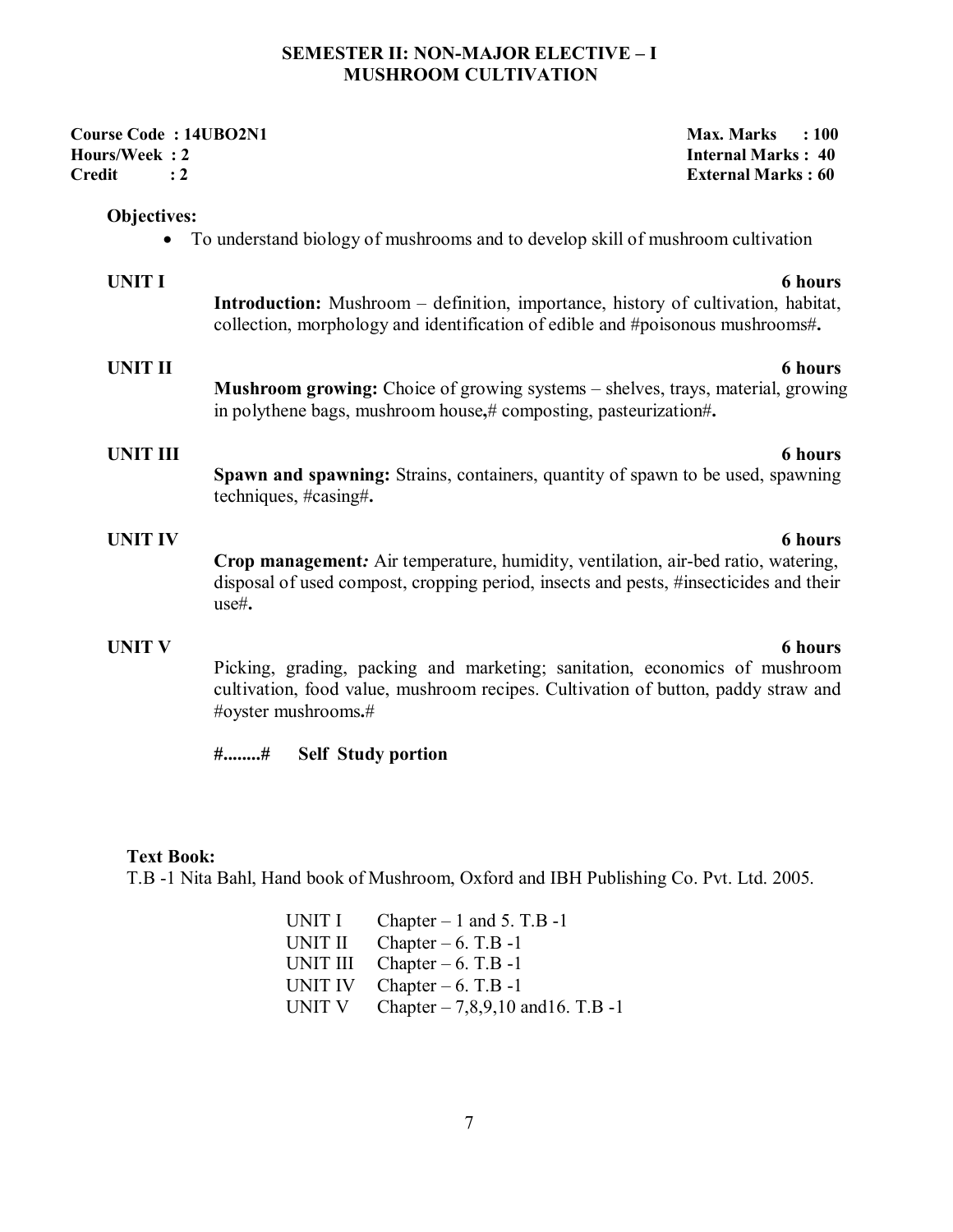## SEMESTER II: NON-MAJOR ELECTIVE – I
## MUSHROOM CULTIVATION

**Course Code : 14UBO2N1** | **Max. Marks : 100**
**Hours/Week : 2** | **Internal Marks : 40**
**Credit : 2** | **External Marks : 60**

**Objectives:**

- To understand biology of mushrooms and to develop skill of mushroom cultivation

**UNIT I** — **6 hours**

**Introduction:** Mushroom – definition, importance, history of cultivation, habitat, collection, morphology and identification of edible and #poisonous mushrooms#**.**

**UNIT II** — **6 hours**

**Mushroom growing:** Choice of growing systems – shelves, trays, material, growing in polythene bags, mushroom house**,**# composting, pasteurization#**.**

**UNIT III** — **6 hours**

**Spawn and spawning:** Strains, containers, quantity of spawn to be used, spawning techniques, #casing#**.**

**UNIT IV** — **6 hours**

**Crop management***:* Air temperature, humidity, ventilation, air-bed ratio, watering, disposal of used compost, cropping period, insects and pests, #insecticides and their use#**.**

**UNIT V** — **6 hours**

Picking, grading, packing and marketing; sanitation, economics of mushroom cultivation, food value, mushroom recipes. Cultivation of button, paddy straw and #oyster mushrooms**.**#

**#........#  Self Study portion**

**Text Book:**

T.B -1 Nita Bahl, Hand book of Mushroom, Oxford and IBH Publishing Co. Pvt. Ltd. 2005.

| | |
|---|---|
| UNIT I | Chapter – 1 and 5. T.B -1 |
| UNIT II | Chapter – 6. T.B -1 |
| UNIT III | Chapter – 6. T.B -1 |
| UNIT IV | Chapter – 6. T.B -1 |
| UNIT V | Chapter – 7,8,9,10 and16. T.B -1 |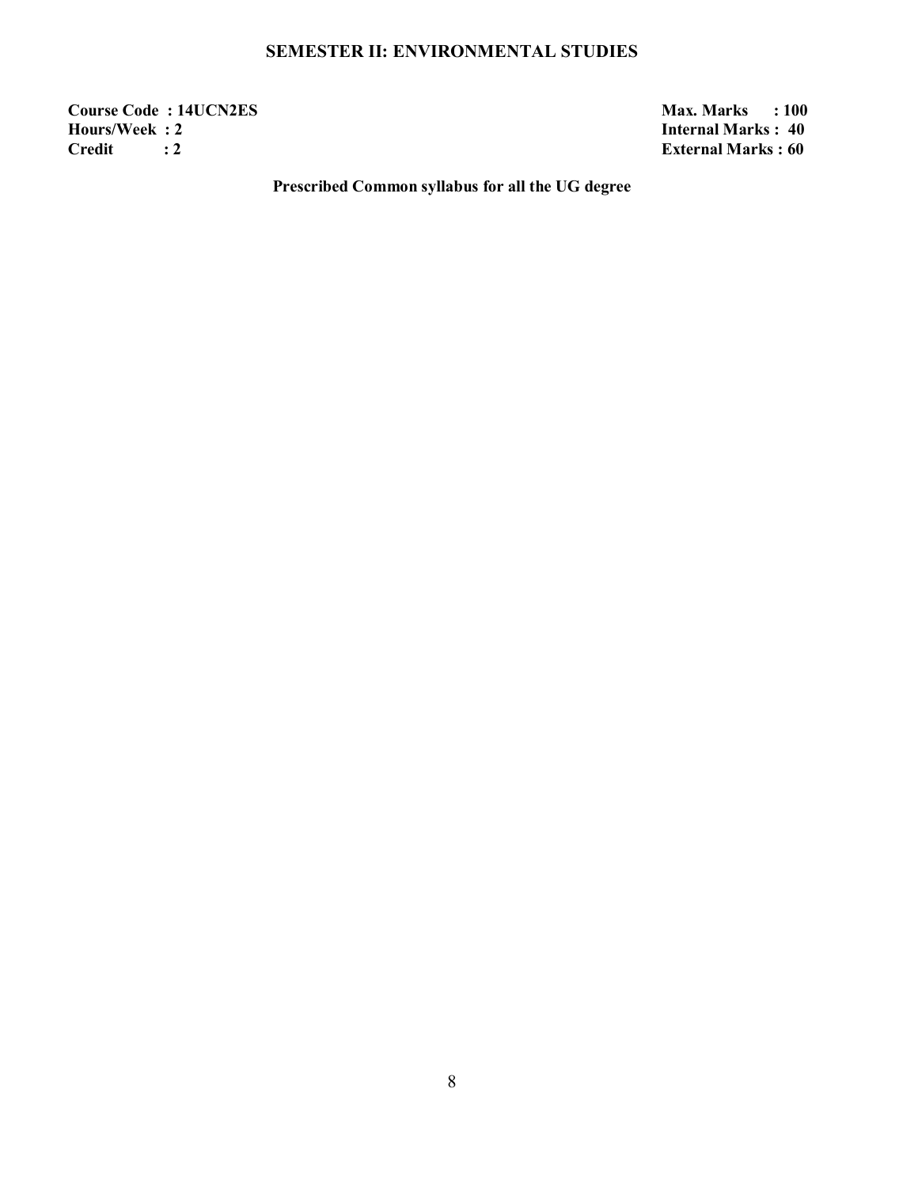## SEMESTER II: ENVIRONMENTAL STUDIES

**Course Code : 14UCN2ES**
**Hours/Week : 2**
**Credit : 2**

**Max. Marks : 100**
**Internal Marks : 40**
**External Marks : 60**

**Prescribed Common syllabus for all the UG degree**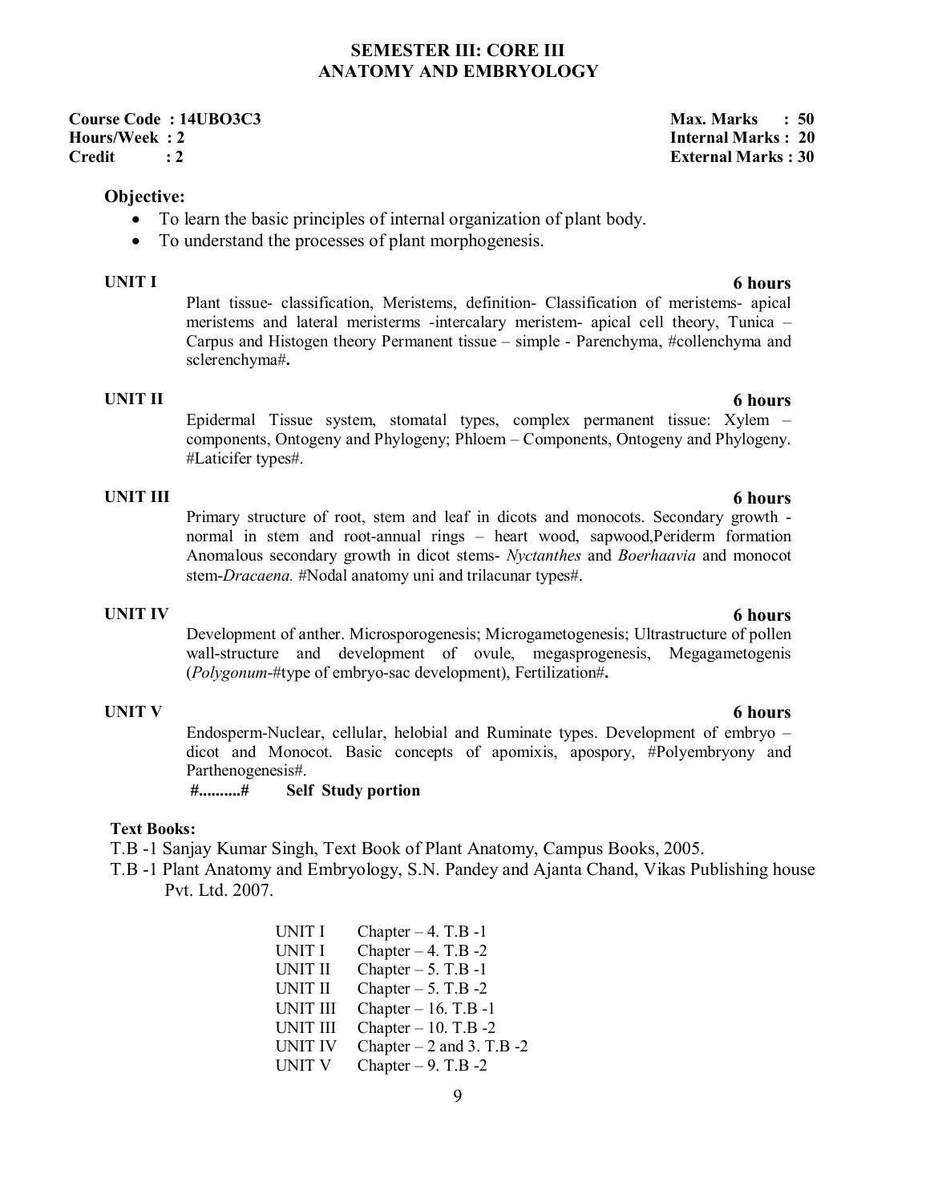## SEMESTER III: CORE III
## ANATOMY AND EMBRYOLOGY

**Course Code : 14UBO3C3** | **Max. Marks : 50**
**Hours/Week : 2** | **Internal Marks : 20**
**Credit : 2** | **External Marks : 30**

**Objective:**

- To learn the basic principles of internal organization of plant body.
- To understand the processes of plant morphogenesis.

**UNIT I** **6 hours**

Plant tissue- classification, Meristems, definition- Classification of meristems- apical meristems and lateral meristerms -intercalary meristem- apical cell theory, Tunica – Carpus and Histogen theory Permanent tissue – simple - Parenchyma, #collenchyma and sclerenchyma#**.**

**UNIT II** **6 hours**

Epidermal Tissue system, stomatal types, complex permanent tissue: Xylem – components, Ontogeny and Phylogeny; Phloem – Components, Ontogeny and Phylogeny. #Laticifer types#.

**UNIT III** **6 hours**

Primary structure of root, stem and leaf in dicots and monocots. Secondary growth - normal in stem and root-annual rings – heart wood, sapwood,Periderm formation Anomalous secondary growth in dicot stems- *Nyctanthes* and *Boerhaavia* and monocot stem-*Dracaena.* #Nodal anatomy uni and trilacunar types#.

**UNIT IV** **6 hours**

Development of anther. Microsporogenesis; Microgametogenesis; Ultrastructure of pollen wall-structure and development of ovule, megasprogenesis, Megagametogenis (*Polygonum*-#type of embryo-sac development), Fertilization#**.**

**UNIT V** **6 hours**

Endosperm-Nuclear, cellular, helobial and Ruminate types. Development of embryo – dicot and Monocot. Basic concepts of apomixis, apospory, #Polyembryony and Parthenogenesis#.

**#..........#** **Self Study portion**

**Text Books:**

T.B -1 Sanjay Kumar Singh, Text Book of Plant Anatomy, Campus Books, 2005.

T.B -1 Plant Anatomy and Embryology, S.N. Pandey and Ajanta Chand, Vikas Publishing house Pvt. Ltd. 2007.

| | |
|---|---|
| UNIT I | Chapter – 4. T.B -1 |
| UNIT I | Chapter – 4. T.B -2 |
| UNIT II | Chapter – 5. T.B -1 |
| UNIT II | Chapter – 5. T.B -2 |
| UNIT III | Chapter – 16. T.B -1 |
| UNIT III | Chapter – 10. T.B -2 |
| UNIT IV | Chapter – 2 and 3. T.B -2 |
| UNIT V | Chapter – 9. T.B -2 |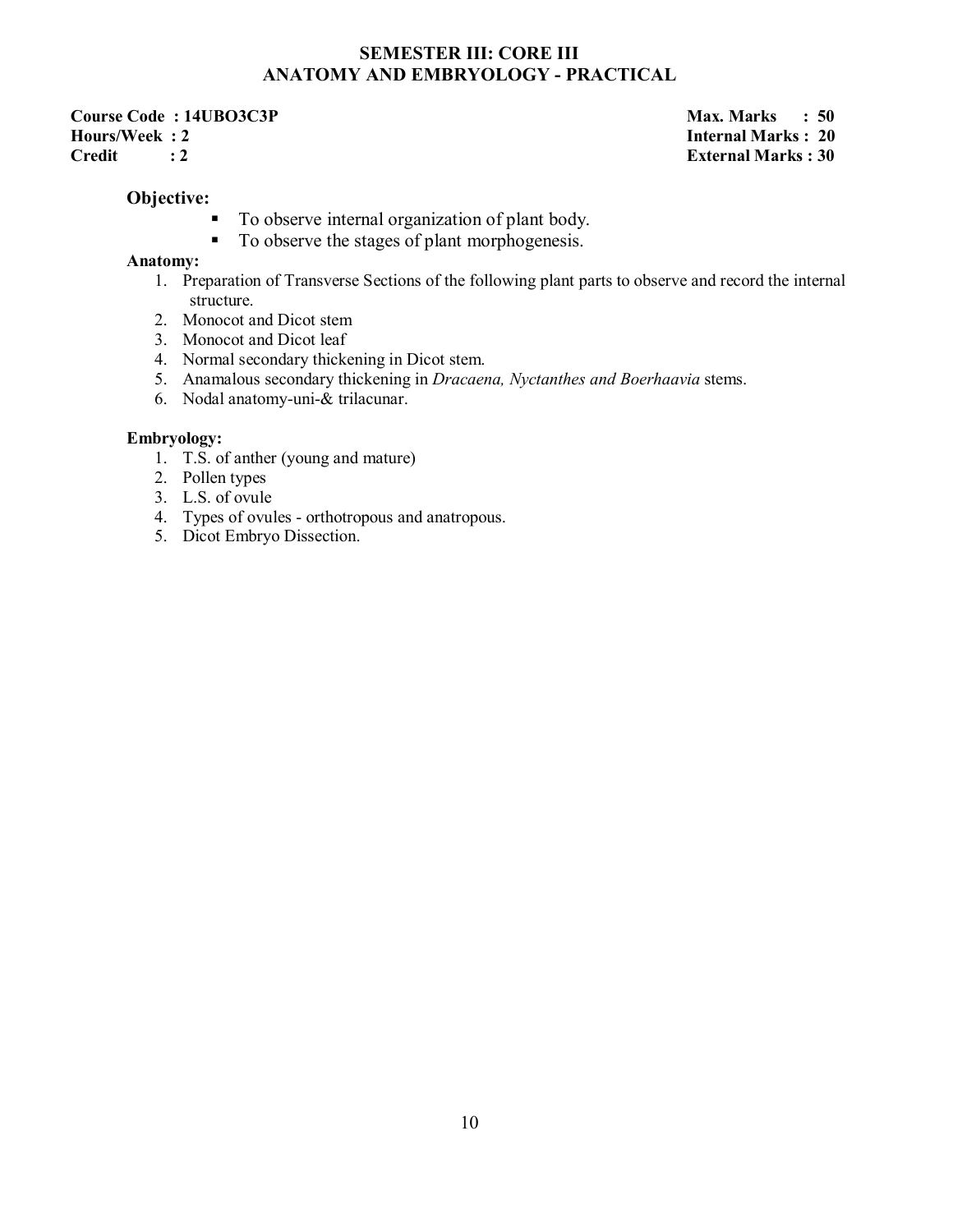## SEMESTER III: CORE III
## ANATOMY AND EMBRYOLOGY - PRACTICAL

**Course Code : 14UBO3C3P** | **Max. Marks : 50**
**Hours/Week : 2** | **Internal Marks : 20**
**Credit : 2** | **External Marks : 30**

**Objective:**

- To observe internal organization of plant body.
- To observe the stages of plant morphogenesis.

**Anatomy:**

1. Preparation of Transverse Sections of the following plant parts to observe and record the internal structure.
2. Monocot and Dicot stem
3. Monocot and Dicot leaf
4. Normal secondary thickening in Dicot stem.
5. Anamalous secondary thickening in *Dracaena, Nyctanthes and Boerhaavia* stems.
6. Nodal anatomy-uni-& trilacunar.

**Embryology:**

1. T.S. of anther (young and mature)
2. Pollen types
3. L.S. of ovule
4. Types of ovules - orthotropous and anatropous.
5. Dicot Embryo Dissection.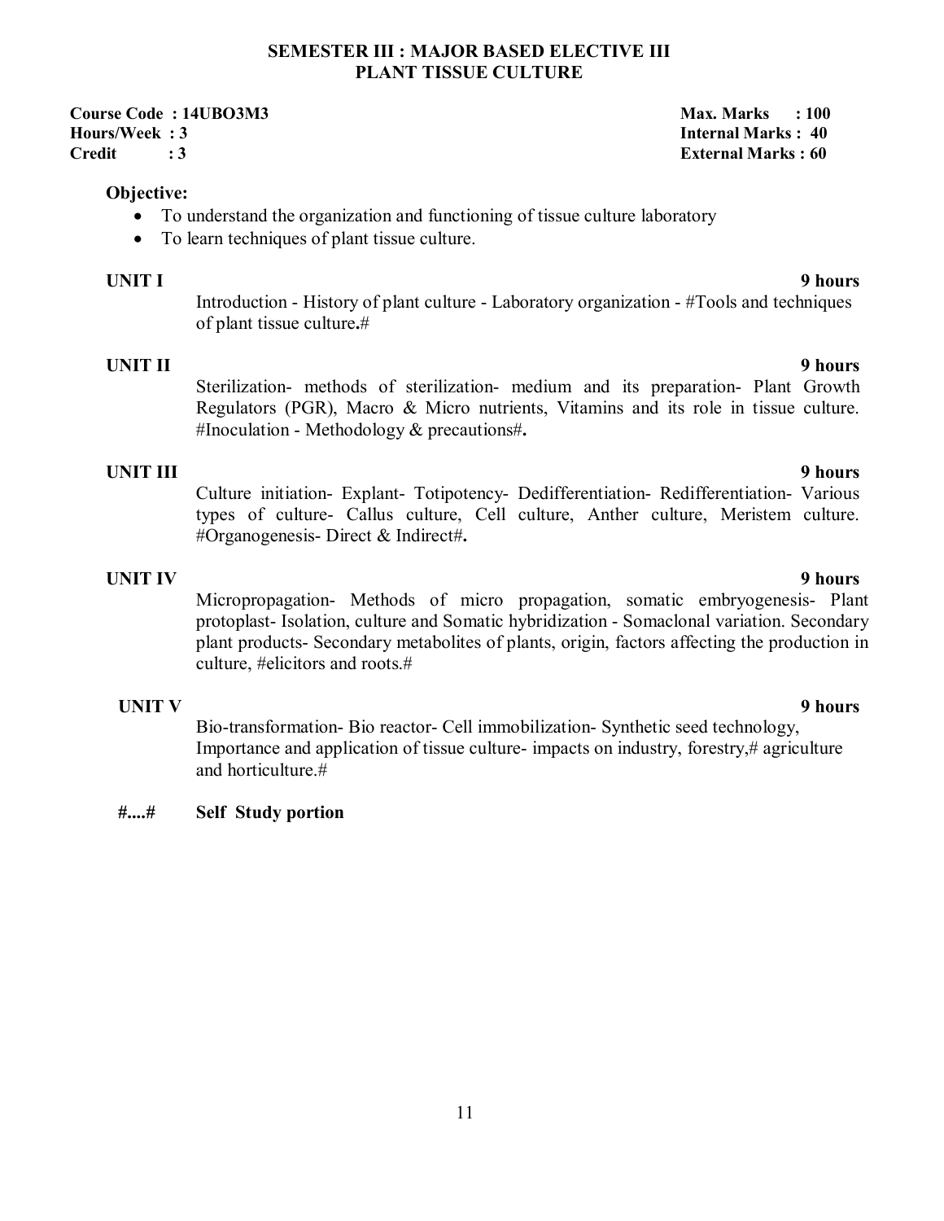## SEMESTER III : MAJOR BASED ELECTIVE III
## PLANT TISSUE CULTURE

**Course Code : 14UBO3M3** | **Max. Marks : 100**
**Hours/Week : 3** | **Internal Marks : 40**
**Credit : 3** | **External Marks : 60**

**Objective:**

- To understand the organization and functioning of tissue culture laboratory
- To learn techniques of plant tissue culture.

**UNIT I** **9 hours**

Introduction - History of plant culture - Laboratory organization - #Tools and techniques of plant tissue culture.#

**UNIT II** **9 hours**

Sterilization- methods of sterilization- medium and its preparation- Plant Growth Regulators (PGR), Macro & Micro nutrients, Vitamins and its role in tissue culture. #Inoculation - Methodology & precautions#.

**UNIT III** **9 hours**

Culture initiation- Explant- Totipotency- Dedifferentiation- Redifferentiation- Various types of culture- Callus culture, Cell culture, Anther culture, Meristem culture. #Organogenesis- Direct & Indirect#.

**UNIT IV** **9 hours**

Micropropagation- Methods of micro propagation, somatic embryogenesis- Plant protoplast- Isolation, culture and Somatic hybridization - Somaclonal variation. Secondary plant products- Secondary metabolites of plants, origin, factors affecting the production in culture, #elicitors and roots.#

**UNIT V** **9 hours**

Bio-transformation- Bio reactor- Cell immobilization- Synthetic seed technology, Importance and application of tissue culture- impacts on industry, forestry,# agriculture and horticulture.#

**#....#** **Self Study portion**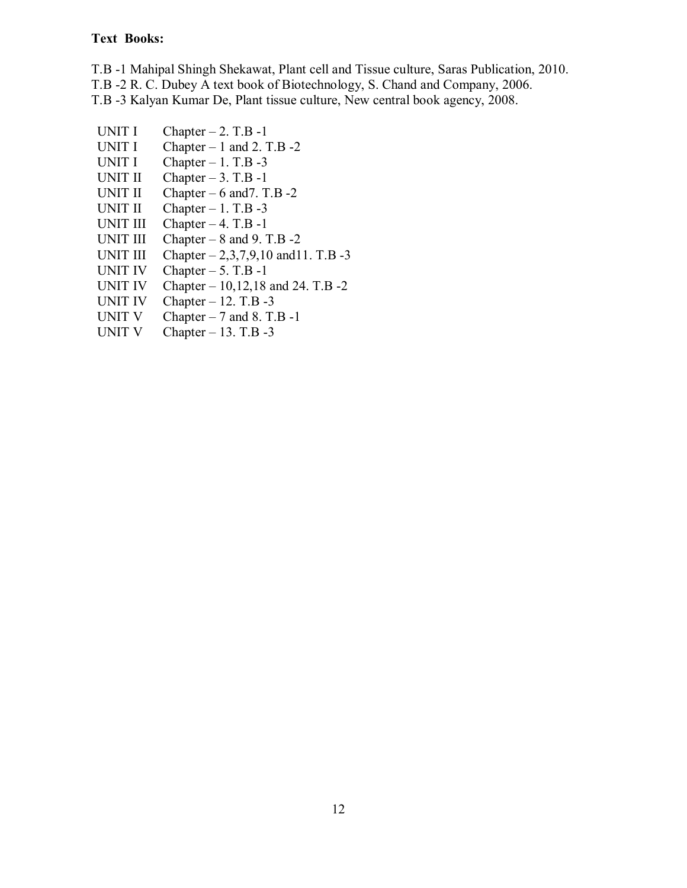**Text Books:**

T.B -1 Mahipal Shingh Shekawat, Plant cell and Tissue culture, Saras Publication, 2010.
T.B -2 R. C. Dubey A text book of Biotechnology, S. Chand and Company, 2006.
T.B -3 Kalyan Kumar De, Plant tissue culture, New central book agency, 2008.

| | |
|---|---|
| UNIT I | Chapter – 2. T.B -1 |
| UNIT I | Chapter – 1 and 2. T.B -2 |
| UNIT I | Chapter – 1. T.B -3 |
| UNIT II | Chapter – 3. T.B -1 |
| UNIT II | Chapter – 6 and7. T.B -2 |
| UNIT II | Chapter – 1. T.B -3 |
| UNIT III | Chapter – 4. T.B -1 |
| UNIT III | Chapter – 8 and 9. T.B -2 |
| UNIT III | Chapter – 2,3,7,9,10 and11. T.B -3 |
| UNIT IV | Chapter – 5. T.B -1 |
| UNIT IV | Chapter – 10,12,18 and 24. T.B -2 |
| UNIT IV | Chapter – 12. T.B -3 |
| UNIT V | Chapter – 7 and 8. T.B -1 |
| UNIT V | Chapter – 13. T.B -3 |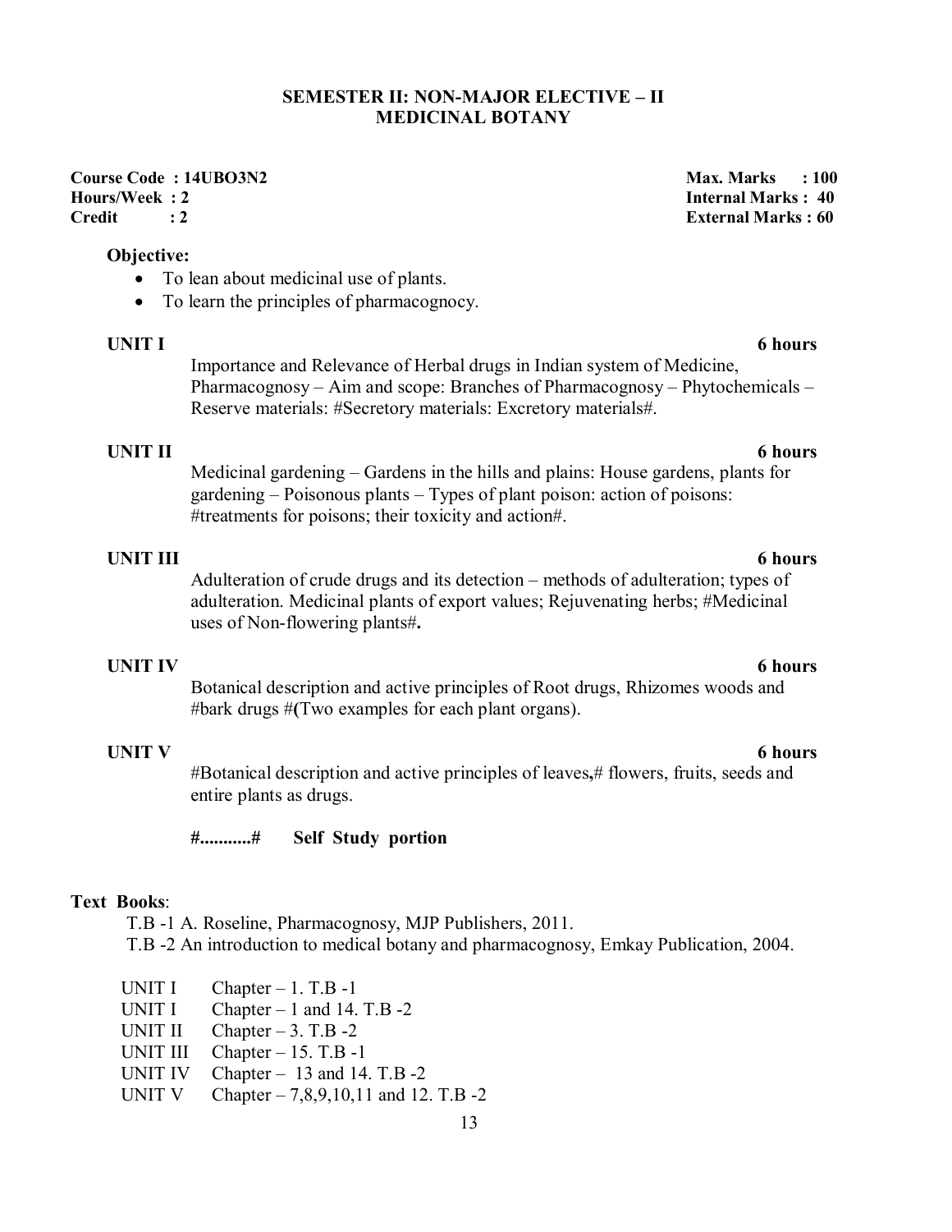## SEMESTER II: NON-MAJOR ELECTIVE – II
## MEDICINAL BOTANY

**Course Code : 14UBO3N2** | **Max. Marks : 100**
**Hours/Week : 2** | **Internal Marks : 40**
**Credit : 2** | **External Marks : 60**

**Objective:**

- To lean about medicinal use of plants.
- To learn the principles of pharmacognocy.

**UNIT I** **6 hours**

Importance and Relevance of Herbal drugs in Indian system of Medicine, Pharmacognosy – Aim and scope: Branches of Pharmacognosy – Phytochemicals – Reserve materials: #Secretory materials: Excretory materials#.

**UNIT II** **6 hours**

Medicinal gardening – Gardens in the hills and plains: House gardens, plants for gardening – Poisonous plants – Types of plant poison: action of poisons: #treatments for poisons; their toxicity and action#.

**UNIT III** **6 hours**

Adulteration of crude drugs and its detection – methods of adulteration; types of adulteration. Medicinal plants of export values; Rejuvenating herbs; #Medicinal uses of Non-flowering plants#**.**

**UNIT IV** **6 hours**

Botanical description and active principles of Root drugs, Rhizomes woods and #bark drugs #**(**Two examples for each plant organs).

**UNIT V** **6 hours**

#Botanical description and active principles of leaves**,**# flowers, fruits, seeds and entire plants as drugs.

**#...........#  Self Study portion**

**Text Books**:

T.B -1 A. Roseline, Pharmacognosy, MJP Publishers, 2011.
T.B -2 An introduction to medical botany and pharmacognosy, Emkay Publication, 2004.

| | |
|---|---|
| UNIT I | Chapter – 1. T.B -1 |
| UNIT I | Chapter – 1 and 14. T.B -2 |
| UNIT II | Chapter – 3. T.B -2 |
| UNIT III | Chapter – 15. T.B -1 |
| UNIT IV | Chapter – 13 and 14. T.B -2 |
| UNIT V | Chapter – 7,8,9,10,11 and 12. T.B -2 |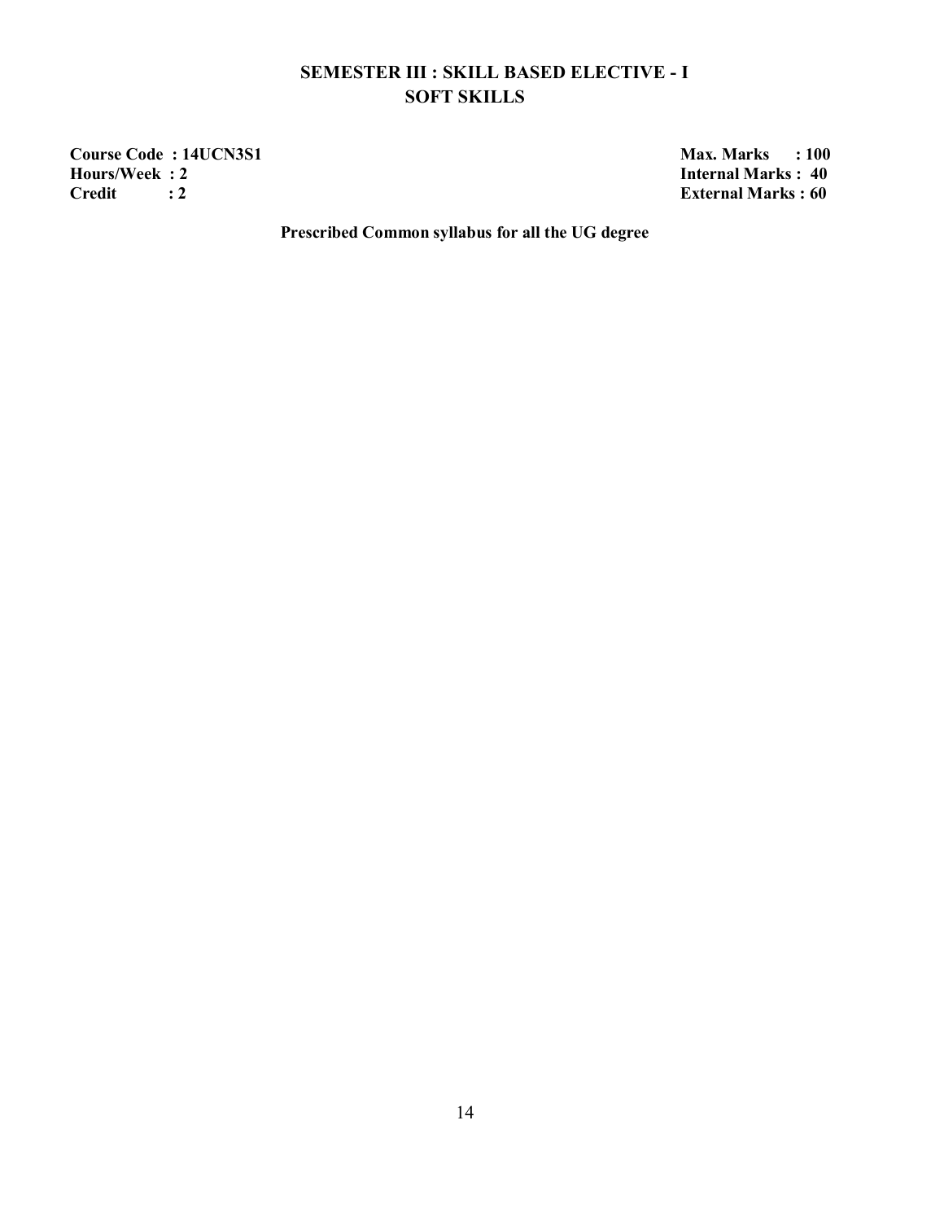# SEMESTER III : SKILL BASED ELECTIVE - I
## SOFT SKILLS

| | |
|---|---|
| **Course Code : 14UCN3S1** | **Max. Marks : 100** |
| **Hours/Week : 2** | **Internal Marks : 40** |
| **Credit : 2** | **External Marks : 60** |

**Prescribed Common syllabus for all the UG degree**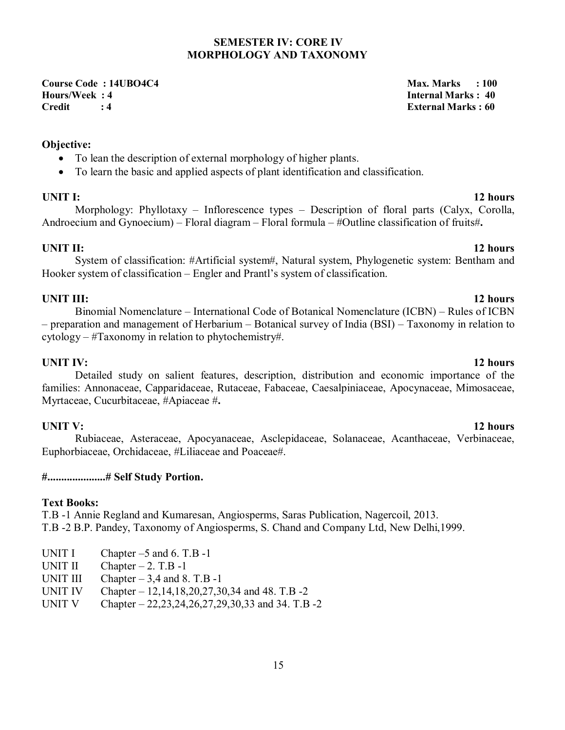# SEMESTER IV: CORE IV
## MORPHOLOGY AND TAXONOMY

**Course Code : 14UBO4C4** | **Max. Marks : 100**
**Hours/Week : 4** | **Internal Marks : 40**
**Credit : 4** | **External Marks : 60**

**Objective:**

- To lean the description of external morphology of higher plants.
- To learn the basic and applied aspects of plant identification and classification.

**UNIT I: 12 hours**

Morphology: Phyllotaxy – Inflorescence types – Description of floral parts (Calyx, Corolla, Androecium and Gynoecium) – Floral diagram – Floral formula – #Outline classification of fruits#**.**

**UNIT II: 12 hours**

System of classification: #Artificial system#, Natural system, Phylogenetic system: Bentham and Hooker system of classification – Engler and Prantl's system of classification.

**UNIT III: 12 hours**

Binomial Nomenclature – International Code of Botanical Nomenclature (ICBN) – Rules of ICBN – preparation and management of Herbarium – Botanical survey of India (BSI) – Taxonomy in relation to cytology – #Taxonomy in relation to phytochemistry#.

**UNIT IV: 12 hours**

Detailed study on salient features, description, distribution and economic importance of the families: Annonaceae, Capparidaceae, Rutaceae, Fabaceae, Caesalpiniaceae, Apocynaceae, Mimosaceae, Myrtaceae, Cucurbitaceae, #Apiaceae #**.**

**UNIT V: 12 hours**

Rubiaceae, Asteraceae, Apocyanaceae, Asclepidaceae, Solanaceae, Acanthaceae, Verbinaceae, Euphorbiaceae, Orchidaceae, #Liliaceae and Poaceae#.

**#.....................# Self Study Portion.**

**Text Books:**

T.B -1 Annie Regland and Kumaresan, Angiosperms, Saras Publication, Nagercoil, 2013.
T.B -2 B.P. Pandey, Taxonomy of Angiosperms, S. Chand and Company Ltd, New Delhi,1999.

| | |
|---|---|
| UNIT I | Chapter –5 and 6. T.B -1 |
| UNIT II | Chapter – 2. T.B -1 |
| UNIT III | Chapter – 3,4 and 8. T.B -1 |
| UNIT IV | Chapter – 12,14,18,20,27,30,34 and 48. T.B -2 |
| UNIT V | Chapter – 22,23,24,26,27,29,30,33 and 34. T.B -2 |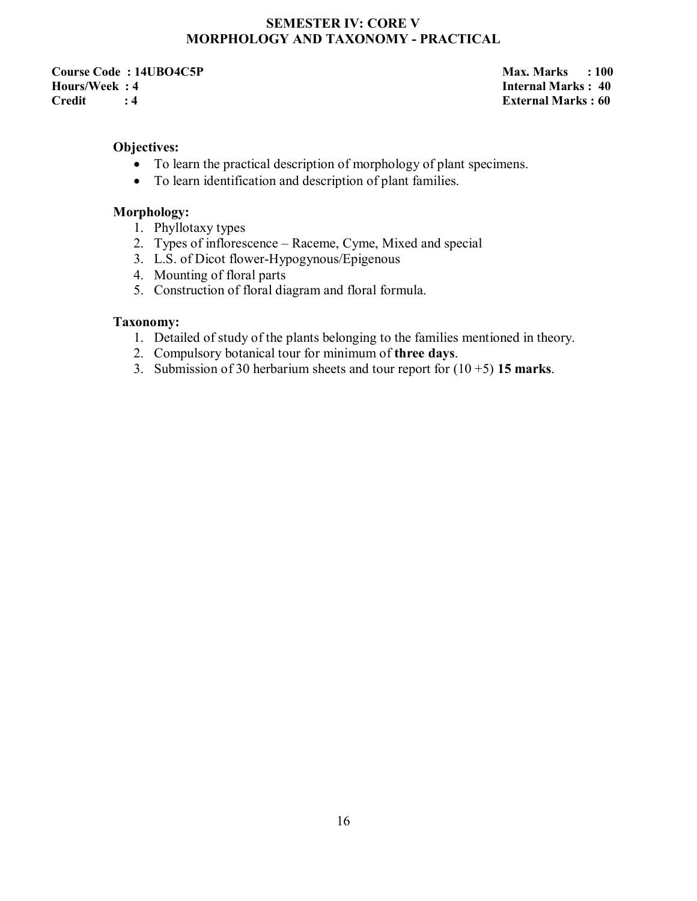## SEMESTER IV: CORE V
## MORPHOLOGY AND TAXONOMY - PRACTICAL

**Course Code : 14UBO4C5P** | **Max. Marks : 100**
**Hours/Week : 4** | **Internal Marks : 40**
**Credit : 4** | **External Marks : 60**

**Objectives:**

- To learn the practical description of morphology of plant specimens.
- To learn identification and description of plant families.

**Morphology:**

1. Phyllotaxy types
2. Types of inflorescence – Raceme, Cyme, Mixed and special
3. L.S. of Dicot flower-Hypogynous/Epigenous
4. Mounting of floral parts
5. Construction of floral diagram and floral formula.

**Taxonomy:**

1. Detailed of study of the plants belonging to the families mentioned in theory.
2. Compulsory botanical tour for minimum of **three days**.
3. Submission of 30 herbarium sheets and tour report for (10 +5) **15 marks**.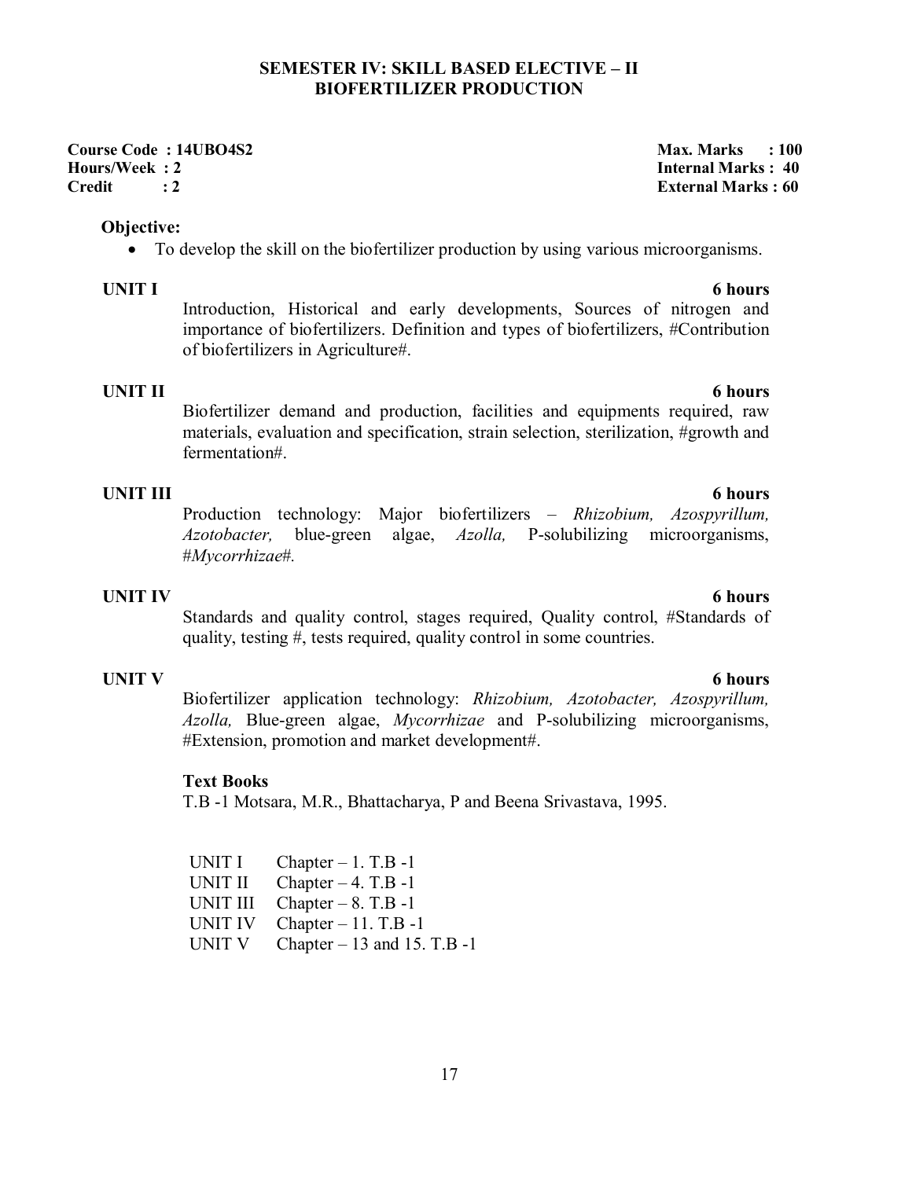## SEMESTER IV: SKILL BASED ELECTIVE – II
## BIOFERTILIZER PRODUCTION

**Course Code : 14UBO4S2**
**Hours/Week : 2**
**Credit : 2**

**Max. Marks : 100**
**Internal Marks : 40**
**External Marks : 60**

**Objective:**

- To develop the skill on the biofertilizer production by using various microorganisms.

**UNIT I** **6 hours**

Introduction, Historical and early developments, Sources of nitrogen and importance of biofertilizers. Definition and types of biofertilizers, #Contribution of biofertilizers in Agriculture#.

**UNIT II** **6 hours**

Biofertilizer demand and production, facilities and equipments required, raw materials, evaluation and specification, strain selection, sterilization, #growth and fermentation#.

**UNIT III** **6 hours**

Production technology: Major biofertilizers – *Rhizobium, Azospyrillum, Azotobacter,* blue-green algae, *Azolla,* P-solubilizing microorganisms, #*Mycorrhizae*#.

**UNIT IV** **6 hours**

Standards and quality control, stages required, Quality control, #Standards of quality, testing #, tests required, quality control in some countries.

**UNIT V** **6 hours**

Biofertilizer application technology: *Rhizobium, Azotobacter, Azospyrillum, Azolla,* Blue-green algae, *Mycorrhizae* and P-solubilizing microorganisms, #Extension, promotion and market development#.

**Text Books**

T.B -1 Motsara, M.R., Bhattacharya, P and Beena Srivastava, 1995.

| | |
|---|---|
| UNIT I | Chapter – 1. T.B -1 |
| UNIT II | Chapter – 4. T.B -1 |
| UNIT III | Chapter – 8. T.B -1 |
| UNIT IV | Chapter – 11. T.B -1 |
| UNIT V | Chapter – 13 and 15. T.B -1 |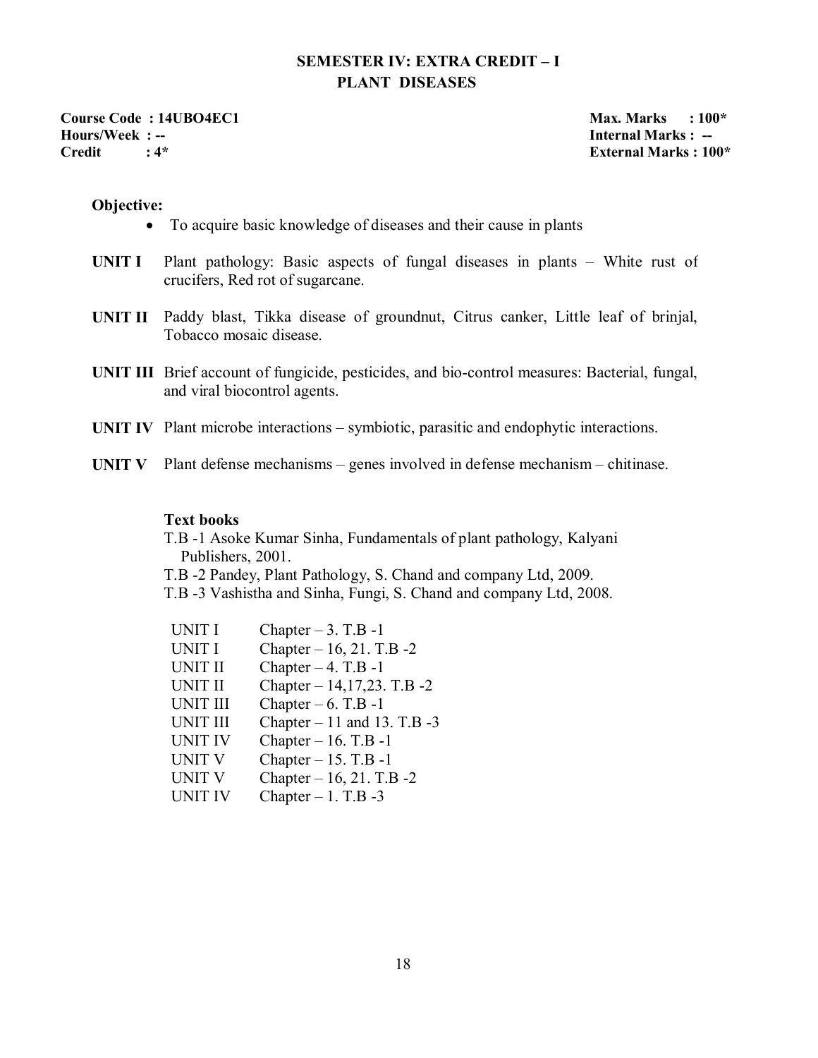## SEMESTER IV: EXTRA CREDIT – I
## PLANT DISEASES

**Course Code : 14UBO4EC1** | **Max. Marks : 100***
**Hours/Week : --** | **Internal Marks : --**
**Credit : 4*** | **External Marks : 100***

**Objective:**

- To acquire basic knowledge of diseases and their cause in plants

**UNIT I** Plant pathology: Basic aspects of fungal diseases in plants – White rust of crucifers, Red rot of sugarcane.

**UNIT II** Paddy blast, Tikka disease of groundnut, Citrus canker, Little leaf of brinjal, Tobacco mosaic disease.

**UNIT III** Brief account of fungicide, pesticides, and bio-control measures: Bacterial, fungal, and viral biocontrol agents.

**UNIT IV** Plant microbe interactions – symbiotic, parasitic and endophytic interactions.

**UNIT V** Plant defense mechanisms – genes involved in defense mechanism – chitinase.

**Text books**

T.B -1 Asoke Kumar Sinha, Fundamentals of plant pathology, Kalyani Publishers, 2001.
T.B -2 Pandey, Plant Pathology, S. Chand and company Ltd, 2009.
T.B -3 Vashistha and Sinha, Fungi, S. Chand and company Ltd, 2008.

| | |
|---|---|
| UNIT I | Chapter – 3. T.B -1 |
| UNIT I | Chapter – 16, 21. T.B -2 |
| UNIT II | Chapter – 4. T.B -1 |
| UNIT II | Chapter – 14,17,23. T.B -2 |
| UNIT III | Chapter – 6. T.B -1 |
| UNIT III | Chapter – 11 and 13. T.B -3 |
| UNIT IV | Chapter – 16. T.B -1 |
| UNIT V | Chapter – 15. T.B -1 |
| UNIT V | Chapter – 16, 21. T.B -2 |
| UNIT IV | Chapter – 1. T.B -3 |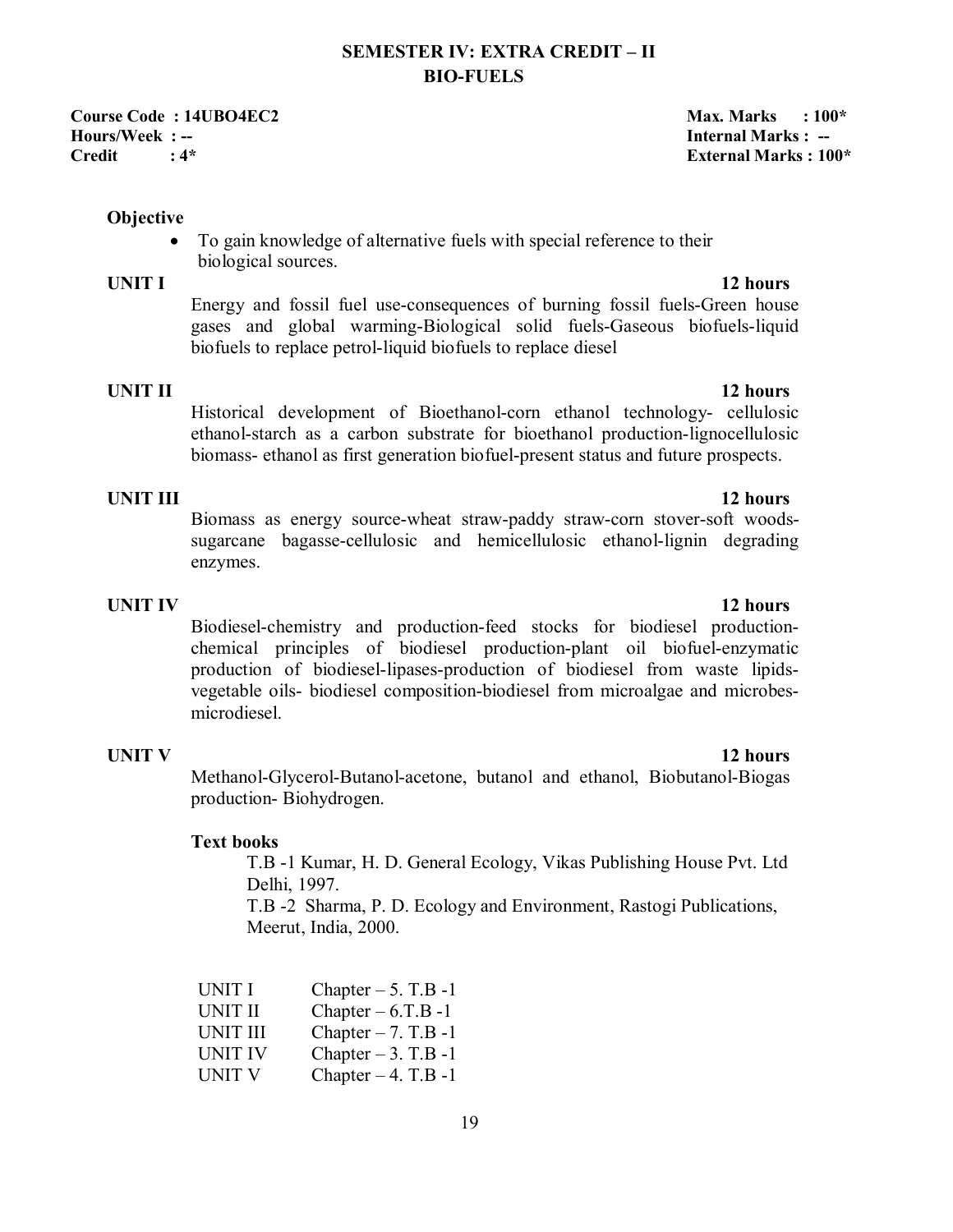## SEMESTER IV: EXTRA CREDIT – II
## BIO-FUELS

**Course Code : 14UBO4EC2** **Max. Marks : 100***
**Hours/Week : --** **Internal Marks : --**
**Credit : 4*** **External Marks : 100***

**Objective**

- To gain knowledge of alternative fuels with special reference to their biological sources.

**UNIT I** **12 hours**

Energy and fossil fuel use-consequences of burning fossil fuels-Green house gases and global warming-Biological solid fuels-Gaseous biofuels-liquid biofuels to replace petrol-liquid biofuels to replace diesel

**UNIT II** **12 hours**

Historical development of Bioethanol-corn ethanol technology- cellulosic ethanol-starch as a carbon substrate for bioethanol production-lignocellulosic biomass- ethanol as first generation biofuel-present status and future prospects.

**UNIT III** **12 hours**

Biomass as energy source-wheat straw-paddy straw-corn stover-soft woods-sugarcane bagasse-cellulosic and hemicellulosic ethanol-lignin degrading enzymes.

**UNIT IV** **12 hours**

Biodiesel-chemistry and production-feed stocks for biodiesel production-chemical principles of biodiesel production-plant oil biofuel-enzymatic production of biodiesel-lipases-production of biodiesel from waste lipids-vegetable oils- biodiesel composition-biodiesel from microalgae and microbes-microdiesel.

**UNIT V** **12 hours**

Methanol-Glycerol-Butanol-acetone, butanol and ethanol, Biobutanol-Biogas production- Biohydrogen.

**Text books**

T.B -1 Kumar, H. D. General Ecology, Vikas Publishing House Pvt. Ltd Delhi, 1997.

T.B -2 Sharma, P. D. Ecology and Environment, Rastogi Publications, Meerut, India, 2000.

| | |
|---|---|
| UNIT I | Chapter – 5. T.B -1 |
| UNIT II | Chapter – 6.T.B -1 |
| UNIT III | Chapter – 7. T.B -1 |
| UNIT IV | Chapter – 3. T.B -1 |
| UNIT V | Chapter – 4. T.B -1 |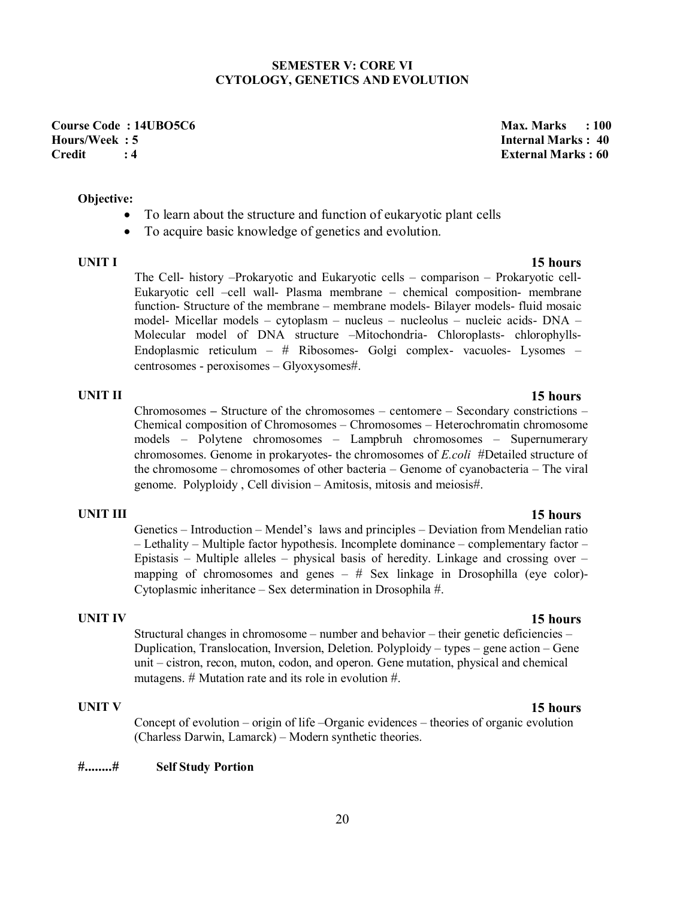## SEMESTER V: CORE VI
## CYTOLOGY, GENETICS AND EVOLUTION

**Course Code : 14UBO5C6** **Max. Marks : 100**
**Hours/Week : 5** **Internal Marks : 40**
**Credit : 4** **External Marks : 60**

**Objective:**

- To learn about the structure and function of eukaryotic plant cells
- To acquire basic knowledge of genetics and evolution.

**UNIT I** **15 hours**

The Cell- history –Prokaryotic and Eukaryotic cells – comparison – Prokaryotic cell- Eukaryotic cell –cell wall- Plasma membrane – chemical composition- membrane function- Structure of the membrane – membrane models- Bilayer models- fluid mosaic model- Micellar models – cytoplasm – nucleus – nucleolus – nucleic acids- DNA – Molecular model of DNA structure –Mitochondria- Chloroplasts- chlorophylls- Endoplasmic reticulum – # Ribosomes- Golgi complex- vacuoles- Lysomes – centrosomes - peroxisomes – Glyoxysomes#.

**UNIT II** **15 hours**

Chromosomes – Structure of the chromosomes – centomere – Secondary constrictions – Chemical composition of Chromosomes – Chromosomes – Heterochromatin chromosome models – Polytene chromosomes – Lampbruh chromosomes – Supernumerary chromosomes. Genome in prokaryotes- the chromosomes of *E.coli* #Detailed structure of the chromosome – chromosomes of other bacteria – Genome of cyanobacteria – The viral genome. Polyploidy , Cell division – Amitosis, mitosis and meiosis#.

**UNIT III** **15 hours**

Genetics – Introduction – Mendel's laws and principles – Deviation from Mendelian ratio – Lethality – Multiple factor hypothesis. Incomplete dominance – complementary factor – Epistasis – Multiple alleles – physical basis of heredity. Linkage and crossing over – mapping of chromosomes and genes – # Sex linkage in Drosophilla (eye color)- Cytoplasmic inheritance – Sex determination in Drosophila #.

**UNIT IV** **15 hours**

Structural changes in chromosome – number and behavior – their genetic deficiencies – Duplication, Translocation, Inversion, Deletion. Polyploidy – types – gene action – Gene unit – cistron, recon, muton, codon, and operon. Gene mutation, physical and chemical mutagens. # Mutation rate and its role in evolution #.

**UNIT V** **15 hours**

Concept of evolution – origin of life –Organic evidences – theories of organic evolution (Charless Darwin, Lamarck) – Modern synthetic theories.

**#........#** **Self Study Portion**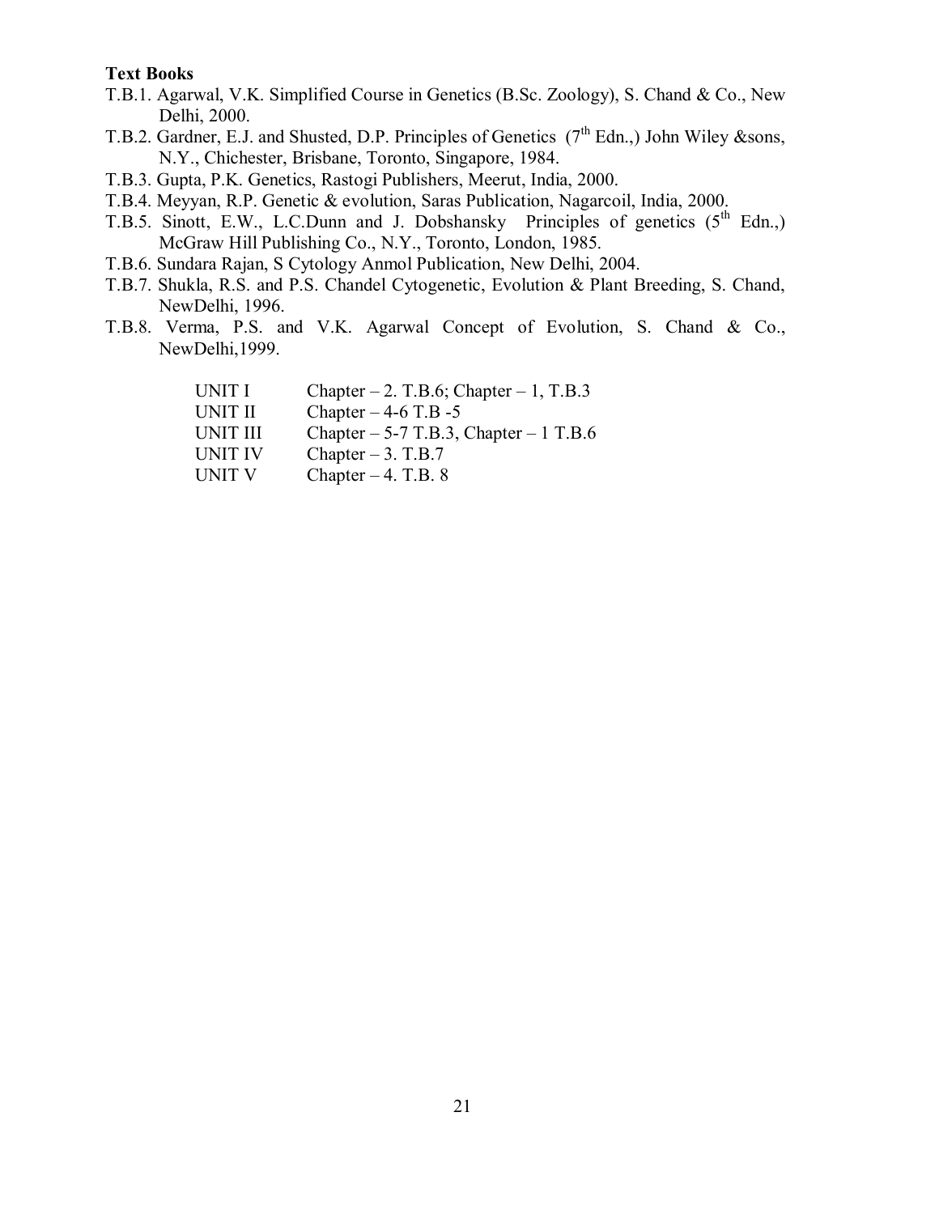**Text Books**

T.B.1. Agarwal, V.K. Simplified Course in Genetics (B.Sc. Zoology), S. Chand & Co., New Delhi, 2000.

T.B.2. Gardner, E.J. and Shusted, D.P. Principles of Genetics (7th Edn.,) John Wiley &sons, N.Y., Chichester, Brisbane, Toronto, Singapore, 1984.

T.B.3. Gupta, P.K. Genetics, Rastogi Publishers, Meerut, India, 2000.

T.B.4. Meyyan, R.P. Genetic & evolution, Saras Publication, Nagarcoil, India, 2000.

T.B.5. Sinott, E.W., L.C.Dunn and J. Dobshansky Principles of genetics (5th Edn.,) McGraw Hill Publishing Co., N.Y., Toronto, London, 1985.

T.B.6. Sundara Rajan, S Cytology Anmol Publication, New Delhi, 2004.

T.B.7. Shukla, R.S. and P.S. Chandel Cytogenetic, Evolution & Plant Breeding, S. Chand, NewDelhi, 1996.

T.B.8. Verma, P.S. and V.K. Agarwal Concept of Evolution, S. Chand & Co., NewDelhi,1999.

| | |
|---|---|
| UNIT I | Chapter – 2. T.B.6; Chapter – 1, T.B.3 |
| UNIT II | Chapter – 4-6 T.B -5 |
| UNIT III | Chapter – 5-7 T.B.3, Chapter – 1 T.B.6 |
| UNIT IV | Chapter – 3. T.B.7 |
| UNIT V | Chapter – 4. T.B. 8 |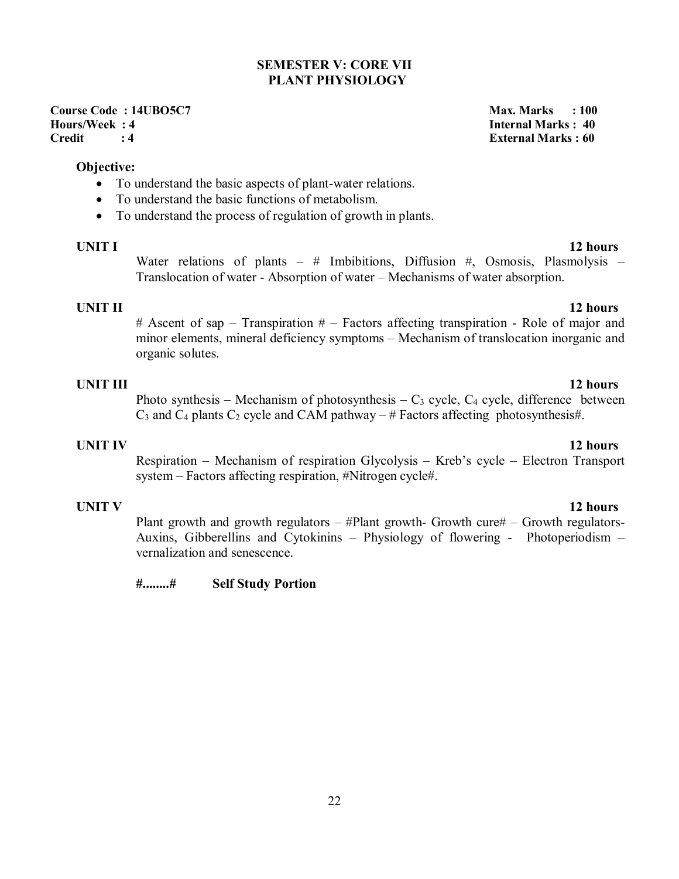## SEMESTER V: CORE VII
## PLANT PHYSIOLOGY

**Course Code : 14UBO5C7** | **Max. Marks : 100**
**Hours/Week : 4** | **Internal Marks : 40**
**Credit : 4** | **External Marks : 60**

**Objective:**

- To understand the basic aspects of plant-water relations.
- To understand the basic functions of metabolism.
- To understand the process of regulation of growth in plants.

**UNIT I** **12 hours**

Water relations of plants – # Imbibitions, Diffusion #, Osmosis, Plasmolysis – Translocation of water - Absorption of water – Mechanisms of water absorption.

**UNIT II** **12 hours**

# Ascent of sap – Transpiration # – Factors affecting transpiration - Role of major and minor elements, mineral deficiency symptoms – Mechanism of translocation inorganic and organic solutes.

**UNIT III** **12 hours**

Photo synthesis – Mechanism of photosynthesis – $C_3$ cycle, $C_4$ cycle, difference between $C_3$ and $C_4$ plants $C_2$ cycle and CAM pathway – # Factors affecting photosynthesis#.

**UNIT IV** **12 hours**

Respiration – Mechanism of respiration Glycolysis – Kreb's cycle – Electron Transport system – Factors affecting respiration, #Nitrogen cycle#.

**UNIT V** **12 hours**

Plant growth and growth regulators – #Plant growth- Growth cure# – Growth regulators- Auxins, Gibberellins and Cytokinins – Physiology of flowering - Photoperiodism – vernalization and senescence.

**#........#** **Self Study Portion**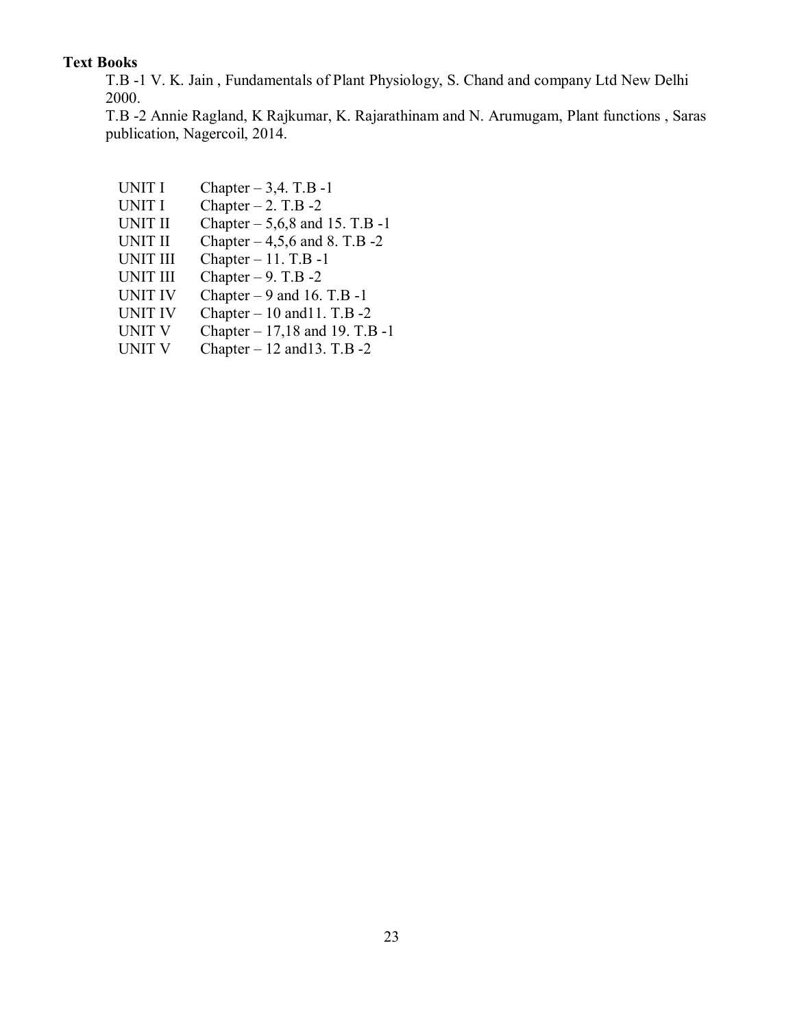**Text Books**

T.B -1 V. K. Jain , Fundamentals of Plant Physiology, S. Chand and company Ltd New Delhi 2000.

T.B -2 Annie Ragland, K Rajkumar, K. Rajarathinam and N. Arumugam, Plant functions , Saras publication, Nagercoil, 2014.

| | |
|---|---|
| UNIT I | Chapter – 3,4. T.B -1 |
| UNIT I | Chapter – 2. T.B -2 |
| UNIT II | Chapter – 5,6,8 and 15. T.B -1 |
| UNIT II | Chapter – 4,5,6 and 8. T.B -2 |
| UNIT III | Chapter – 11. T.B -1 |
| UNIT III | Chapter – 9. T.B -2 |
| UNIT IV | Chapter – 9 and 16. T.B -1 |
| UNIT IV | Chapter – 10 and11. T.B -2 |
| UNIT V | Chapter – 17,18 and 19. T.B -1 |
| UNIT V | Chapter – 12 and13. T.B -2 |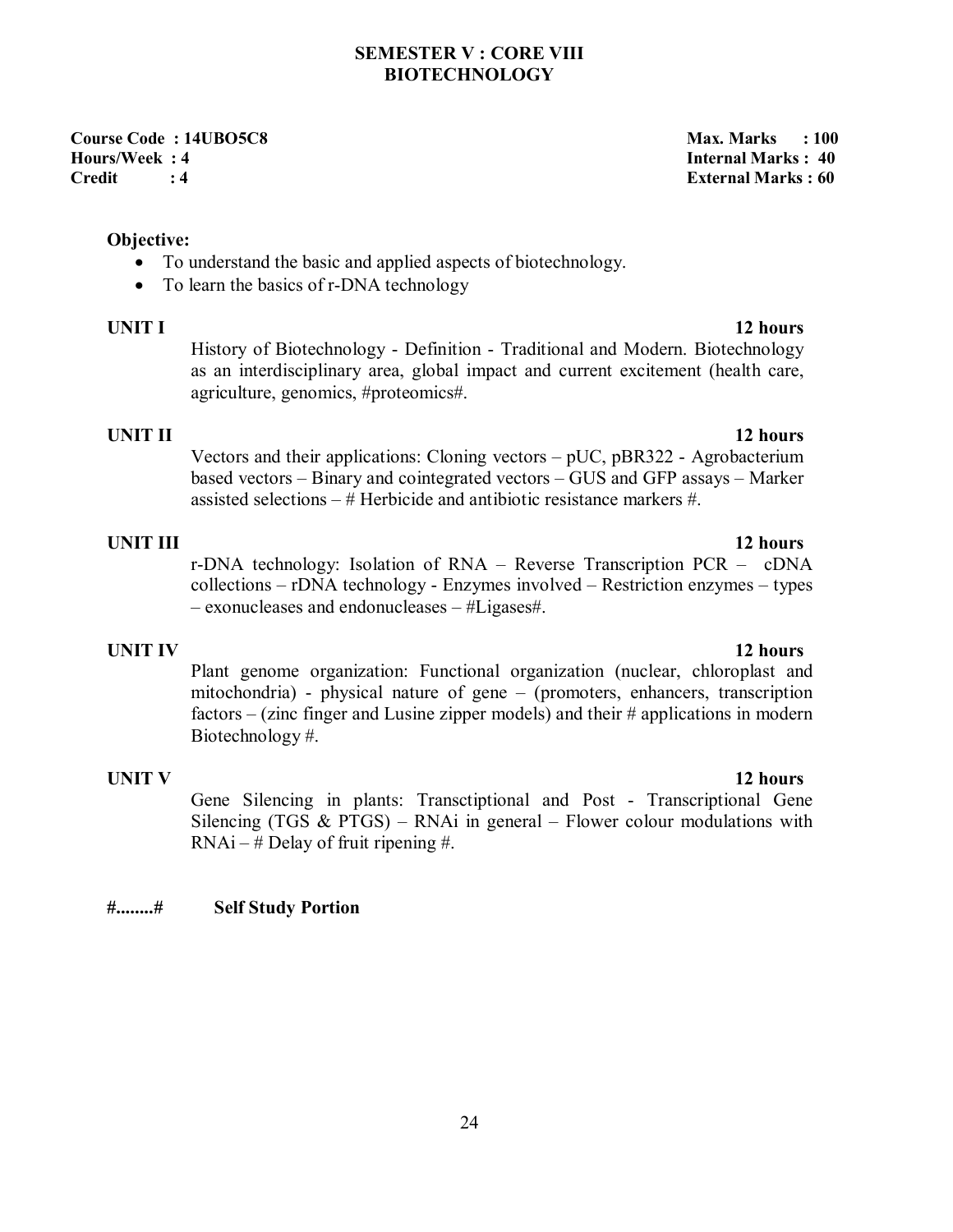## SEMESTER V : CORE VIII
## BIOTECHNOLOGY

**Course Code : 14UBO5C8** | **Max. Marks : 100**
**Hours/Week : 4** | **Internal Marks : 40**
**Credit : 4** | **External Marks : 60**

**Objective:**

- To understand the basic and applied aspects of biotechnology.
- To learn the basics of r-DNA technology

**UNIT I** **12 hours**

History of Biotechnology - Definition - Traditional and Modern. Biotechnology as an interdisciplinary area, global impact and current excitement (health care, agriculture, genomics, #proteomics#.

**UNIT II** **12 hours**

Vectors and their applications: Cloning vectors – pUC, pBR322 - Agrobacterium based vectors – Binary and cointegrated vectors – GUS and GFP assays – Marker assisted selections – # Herbicide and antibiotic resistance markers #.

**UNIT III** **12 hours**

r-DNA technology: Isolation of RNA – Reverse Transcription PCR – cDNA collections – rDNA technology - Enzymes involved – Restriction enzymes – types – exonucleases and endonucleases – #Ligases#.

**UNIT IV** **12 hours**

Plant genome organization: Functional organization (nuclear, chloroplast and mitochondria) - physical nature of gene – (promoters, enhancers, transcription factors – (zinc finger and Lusine zipper models) and their # applications in modern Biotechnology #.

**UNIT V** **12 hours**

Gene Silencing in plants: Transctiptional and Post - Transcriptional Gene Silencing (TGS & PTGS) – RNAi in general – Flower colour modulations with RNAi – # Delay of fruit ripening #.

**#........#** **Self Study Portion**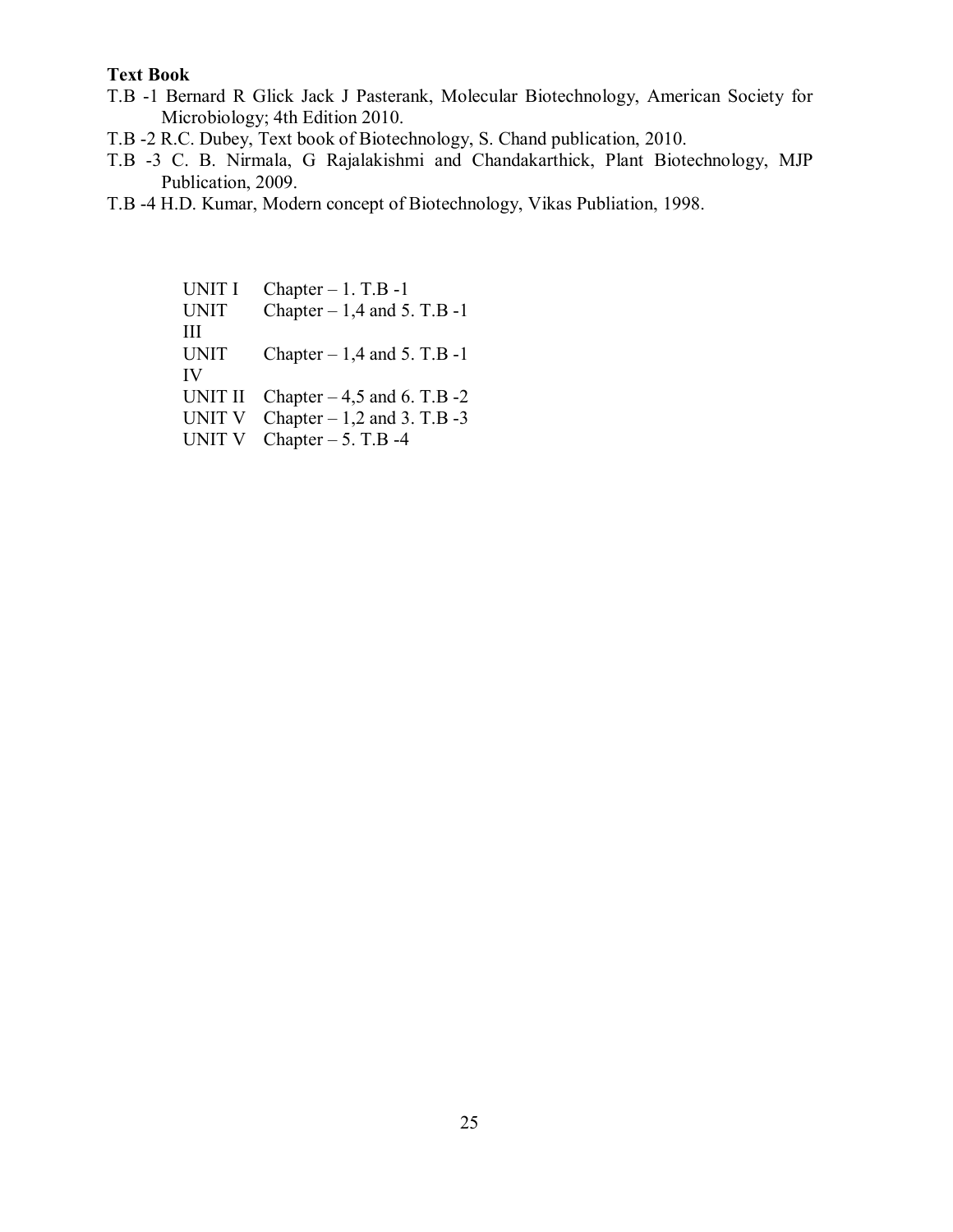**Text Book**

T.B -1 Bernard R Glick Jack J Pasterank, Molecular Biotechnology, American Society for Microbiology; 4th Edition 2010.

T.B -2 R.C. Dubey, Text book of Biotechnology, S. Chand publication, 2010.

T.B -3 C. B. Nirmala, G Rajalakishmi and Chandakarthick, Plant Biotechnology, MJP Publication, 2009.

T.B -4 H.D. Kumar, Modern concept of Biotechnology, Vikas Publiation, 1998.

| | |
|---|---|
| UNIT I | Chapter – 1. T.B -1 |
| UNIT III | Chapter – 1,4 and 5. T.B -1 |
| UNIT IV | Chapter – 1,4 and 5. T.B -1 |
| UNIT II | Chapter – 4,5 and 6. T.B -2 |
| UNIT V | Chapter – 1,2 and 3. T.B -3 |
| UNIT V | Chapter – 5. T.B -4 |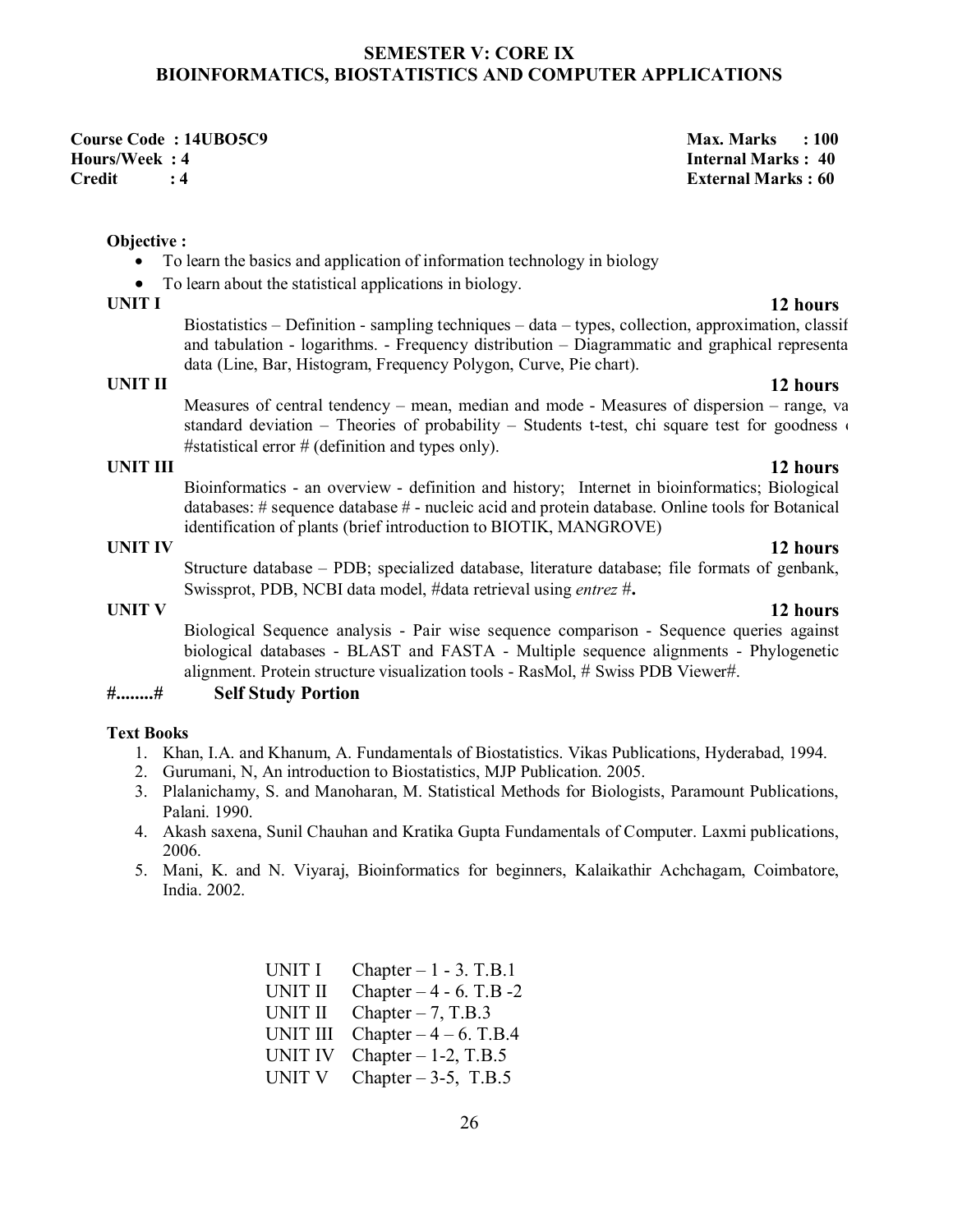## SEMESTER V: CORE IX
## BIOINFORMATICS, BIOSTATISTICS AND COMPUTER APPLICATIONS

**Course Code : 14UBO5C9** **Max. Marks : 100**
**Hours/Week : 4** **Internal Marks : 40**
**Credit : 4** **External Marks : 60**

**Objective :**

- To learn the basics and application of information technology in biology
- To learn about the statistical applications in biology.

**UNIT I** **12 hours**

Biostatistics – Definition - sampling techniques – data – types, collection, approximation, classif and tabulation - logarithms. - Frequency distribution – Diagrammatic and graphical representa data (Line, Bar, Histogram, Frequency Polygon, Curve, Pie chart).

**UNIT II** **12 hours**

Measures of central tendency – mean, median and mode - Measures of dispersion – range, va standard deviation – Theories of probability – Students t-test, chi square test for goodness #statistical error # (definition and types only).

**UNIT III** **12 hours**

Bioinformatics - an overview - definition and history; Internet in bioinformatics; Biological databases: # sequence database # - nucleic acid and protein database. Online tools for Botanical identification of plants (brief introduction to BIOTIK, MANGROVE)

**UNIT IV** **12 hours**

Structure database – PDB; specialized database, literature database; file formats of genbank, Swissprot, PDB, NCBI data model, #data retrieval using *entrez* #.

**UNIT V** **12 hours**

Biological Sequence analysis - Pair wise sequence comparison - Sequence queries against biological databases - BLAST and FASTA - Multiple sequence alignments - Phylogenetic alignment. Protein structure visualization tools - RasMol, # Swiss PDB Viewer#.

**#........# Self Study Portion**

**Text Books**

1. Khan, I.A. and Khanum, A. Fundamentals of Biostatistics. Vikas Publications, Hyderabad, 1994.
2. Gurumani, N, An introduction to Biostatistics, MJP Publication. 2005.
3. Plalanichamy, S. and Manoharan, M. Statistical Methods for Biologists, Paramount Publications, Palani. 1990.
4. Akash saxena, Sunil Chauhan and Kratika Gupta Fundamentals of Computer. Laxmi publications, 2006.
5. Mani, K. and N. Viyaraj, Bioinformatics for beginners, Kalaikathir Achchagam, Coimbatore, India. 2002.

| | |
|---|---|
| UNIT I | Chapter – 1 - 3. T.B.1 |
| UNIT II | Chapter – 4 - 6. T.B -2 |
| UNIT II | Chapter – 7, T.B.3 |
| UNIT III | Chapter – 4 – 6. T.B.4 |
| UNIT IV | Chapter – 1-2, T.B.5 |
| UNIT V | Chapter – 3-5, T.B.5 |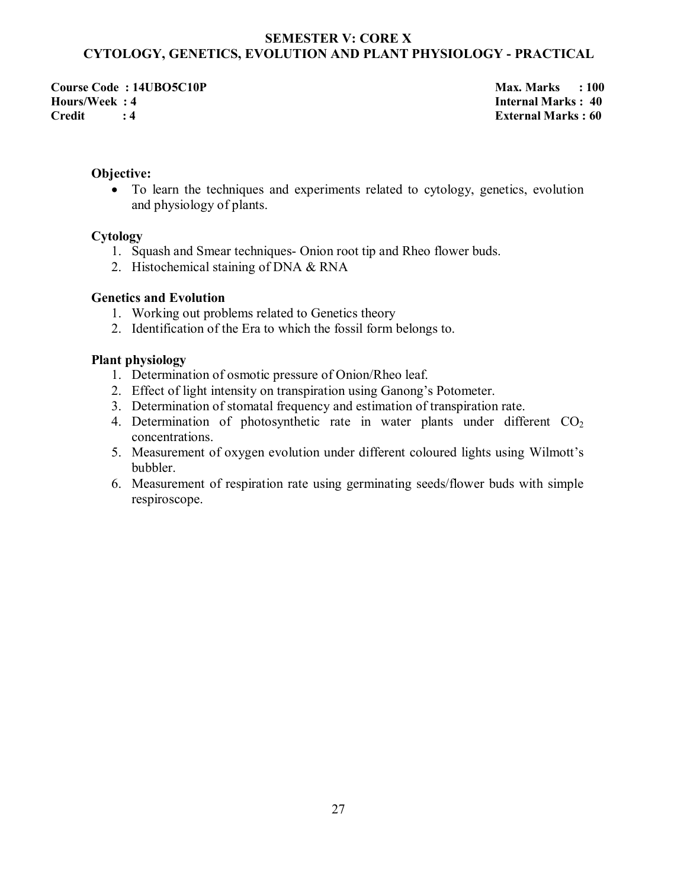## SEMESTER V: CORE X
## CYTOLOGY, GENETICS, EVOLUTION AND PLANT PHYSIOLOGY - PRACTICAL

**Course Code : 14UBO5C10P** | **Max. Marks : 100**
**Hours/Week : 4** | **Internal Marks : 40**
**Credit : 4** | **External Marks : 60**

**Objective:**

- To learn the techniques and experiments related to cytology, genetics, evolution and physiology of plants.

**Cytology**

1. Squash and Smear techniques- Onion root tip and Rheo flower buds.
2. Histochemical staining of DNA & RNA

**Genetics and Evolution**

1. Working out problems related to Genetics theory
2. Identification of the Era to which the fossil form belongs to.

**Plant physiology**

1. Determination of osmotic pressure of Onion/Rheo leaf.
2. Effect of light intensity on transpiration using Ganong's Potometer.
3. Determination of stomatal frequency and estimation of transpiration rate.
4. Determination of photosynthetic rate in water plants under different $CO_2$ concentrations.
5. Measurement of oxygen evolution under different coloured lights using Wilmott's bubbler.
6. Measurement of respiration rate using germinating seeds/flower buds with simple respiroscope.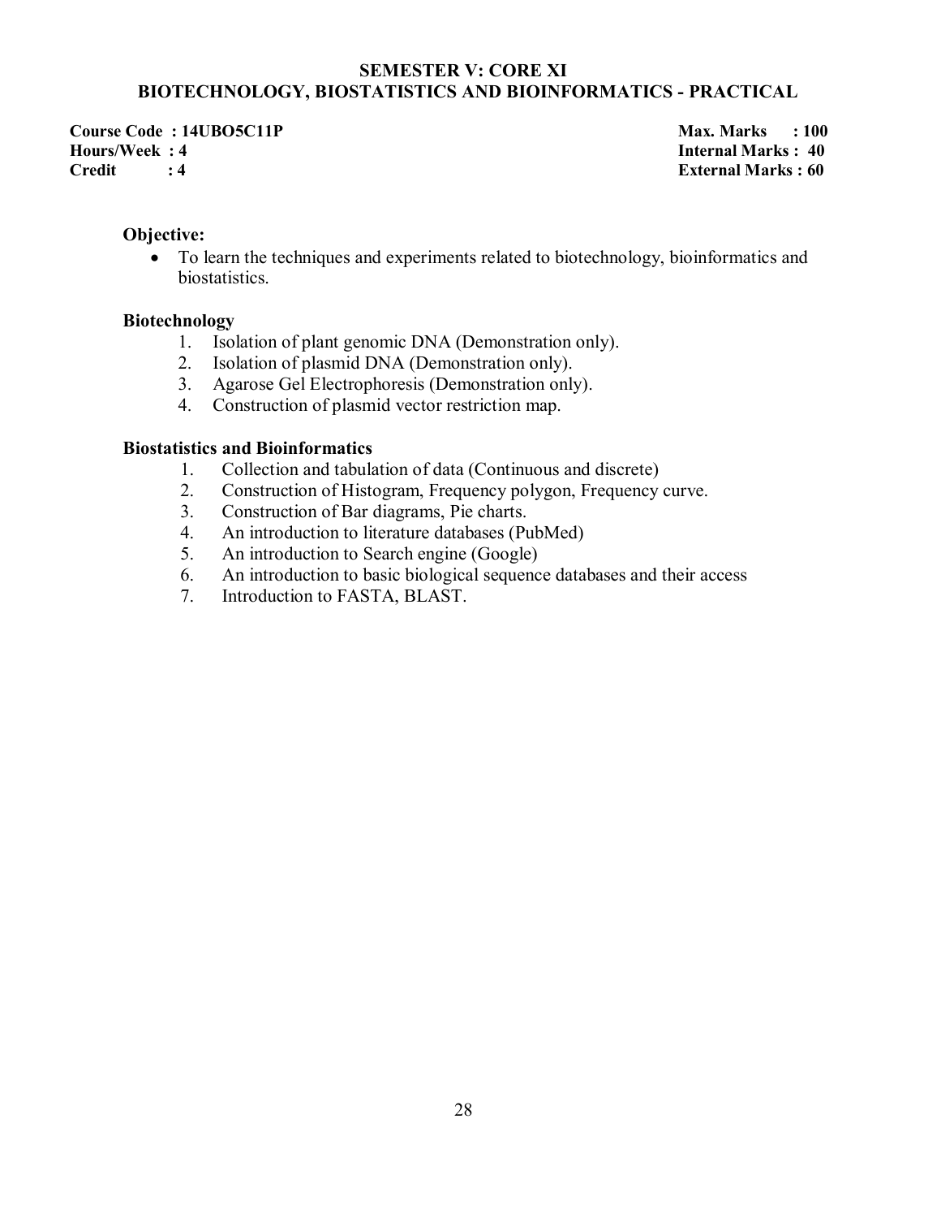## SEMESTER V: CORE XI
## BIOTECHNOLOGY, BIOSTATISTICS AND BIOINFORMATICS - PRACTICAL

**Course Code : 14UBO5C11P** **Max. Marks : 100**
**Hours/Week : 4** **Internal Marks : 40**
**Credit : 4** **External Marks : 60**

**Objective:**

- To learn the techniques and experiments related to biotechnology, bioinformatics and biostatistics.

**Biotechnology**

1. Isolation of plant genomic DNA (Demonstration only).
2. Isolation of plasmid DNA (Demonstration only).
3. Agarose Gel Electrophoresis (Demonstration only).
4. Construction of plasmid vector restriction map.

**Biostatistics and Bioinformatics**

1. Collection and tabulation of data (Continuous and discrete)
2. Construction of Histogram, Frequency polygon, Frequency curve.
3. Construction of Bar diagrams, Pie charts.
4. An introduction to literature databases (PubMed)
5. An introduction to Search engine (Google)
6. An introduction to basic biological sequence databases and their access
7. Introduction to FASTA, BLAST.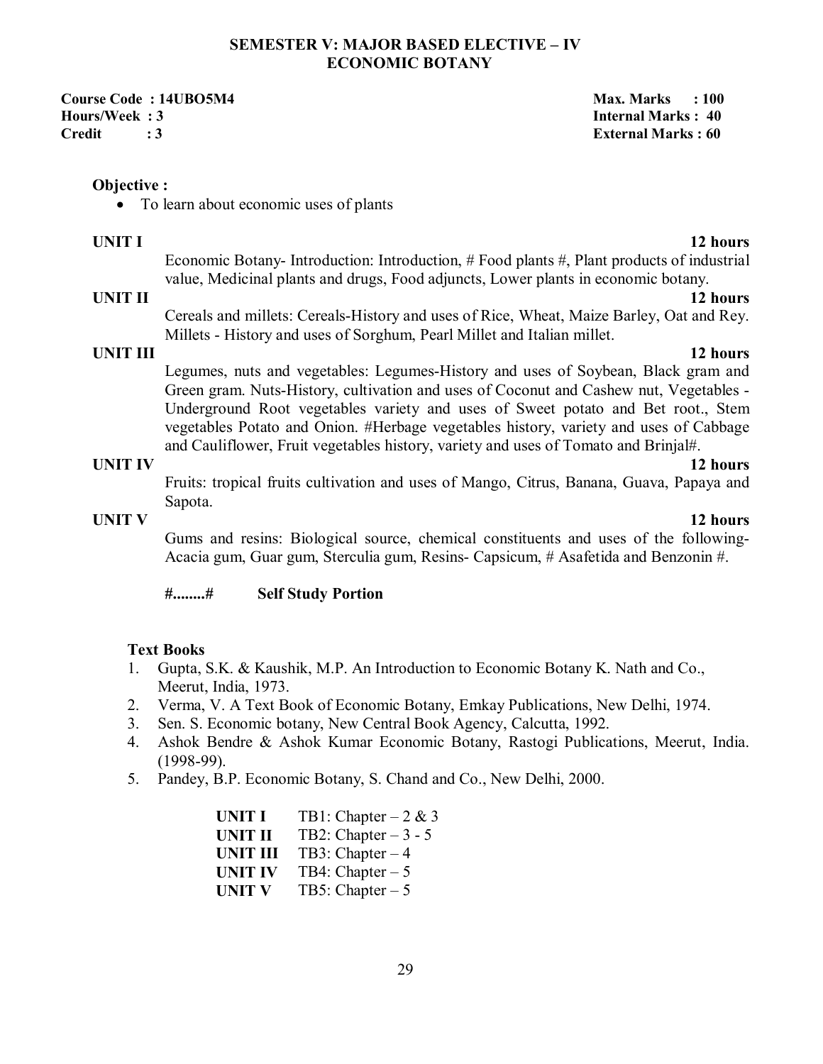## SEMESTER V: MAJOR BASED ELECTIVE – IV
## ECONOMIC BOTANY

**Course Code : 14UBO5M4** | **Max. Marks : 100**
**Hours/Week : 3** | **Internal Marks : 40**
**Credit : 3** | **External Marks : 60**

**Objective :**

- To learn about economic uses of plants

**UNIT I** **12 hours**

Economic Botany- Introduction: Introduction, # Food plants #, Plant products of industrial value, Medicinal plants and drugs, Food adjuncts, Lower plants in economic botany.

**UNIT II** **12 hours**

Cereals and millets: Cereals-History and uses of Rice, Wheat, Maize Barley, Oat and Rey. Millets - History and uses of Sorghum, Pearl Millet and Italian millet.

**UNIT III** **12 hours**

Legumes, nuts and vegetables: Legumes-History and uses of Soybean, Black gram and Green gram. Nuts-History, cultivation and uses of Coconut and Cashew nut, Vegetables - Underground Root vegetables variety and uses of Sweet potato and Bet root., Stem vegetables Potato and Onion. #Herbage vegetables history, variety and uses of Cabbage and Cauliflower, Fruit vegetables history, variety and uses of Tomato and Brinjal#.

**UNIT IV** **12 hours**

Fruits: tropical fruits cultivation and uses of Mango, Citrus, Banana, Guava, Papaya and Sapota.

**UNIT V** **12 hours**

Gums and resins: Biological source, chemical constituents and uses of the following- Acacia gum, Guar gum, Sterculia gum, Resins- Capsicum, # Asafetida and Benzonin #.

**#........#** **Self Study Portion**

**Text Books**

1. Gupta, S.K. & Kaushik, M.P. An Introduction to Economic Botany K. Nath and Co., Meerut, India, 1973.
2. Verma, V. A Text Book of Economic Botany, Emkay Publications, New Delhi, 1974.
3. Sen. S. Economic botany, New Central Book Agency, Calcutta, 1992.
4. Ashok Bendre & Ashok Kumar Economic Botany, Rastogi Publications, Meerut, India. (1998-99).
5. Pandey, B.P. Economic Botany, S. Chand and Co., New Delhi, 2000.

| | |
|---|---|
| **UNIT I** | TB1: Chapter – 2 & 3 |
| **UNIT II** | TB2: Chapter – 3 - 5 |
| **UNIT III** | TB3: Chapter – 4 |
| **UNIT IV** | TB4: Chapter – 5 |
| **UNIT V** | TB5: Chapter – 5 |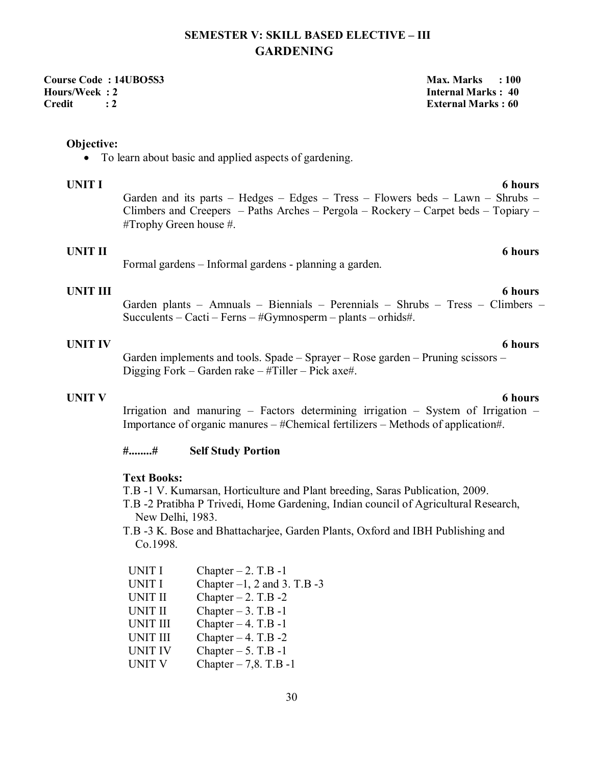# SEMESTER V: SKILL BASED ELECTIVE – III
## GARDENING

**Course Code : 14UBO5S3**
**Hours/Week : 2**
**Credit : 2**

**Max. Marks : 100**
**Internal Marks : 40**
**External Marks : 60**

**Objective:**

- To learn about basic and applied aspects of gardening.

**UNIT I** **6 hours**

Garden and its parts – Hedges – Edges – Tress – Flowers beds – Lawn – Shrubs – Climbers and Creepers – Paths Arches – Pergola – Rockery – Carpet beds – Topiary – #Trophy Green house #.

**UNIT II** **6 hours**

Formal gardens – Informal gardens - planning a garden.

**UNIT III** **6 hours**

Garden plants – Amnuals – Biennials – Perennials – Shrubs – Tress – Climbers – Succulents – Cacti – Ferns – #Gymnosperm – plants – orhids#.

**UNIT IV** **6 hours**

Garden implements and tools. Spade – Sprayer – Rose garden – Pruning scissors – Digging Fork – Garden rake – #Tiller – Pick axe#.

**UNIT V** **6 hours**

Irrigation and manuring – Factors determining irrigation – System of Irrigation – Importance of organic manures – #Chemical fertilizers – Methods of application#.

**#........#** **Self Study Portion**

**Text Books:**

T.B -1 V. Kumarsan, Horticulture and Plant breeding, Saras Publication, 2009.

T.B -2 Pratibha P Trivedi, Home Gardening, Indian council of Agricultural Research, New Delhi, 1983.

T.B -3 K. Bose and Bhattacharjee, Garden Plants, Oxford and IBH Publishing and Co.1998.

| | |
|---|---|
| UNIT I | Chapter – 2. T.B -1 |
| UNIT I | Chapter –1, 2 and 3. T.B -3 |
| UNIT II | Chapter – 2. T.B -2 |
| UNIT II | Chapter – 3. T.B -1 |
| UNIT III | Chapter – 4. T.B -1 |
| UNIT III | Chapter – 4. T.B -2 |
| UNIT IV | Chapter – 5. T.B -1 |
| UNIT V | Chapter – 7,8. T.B -1 |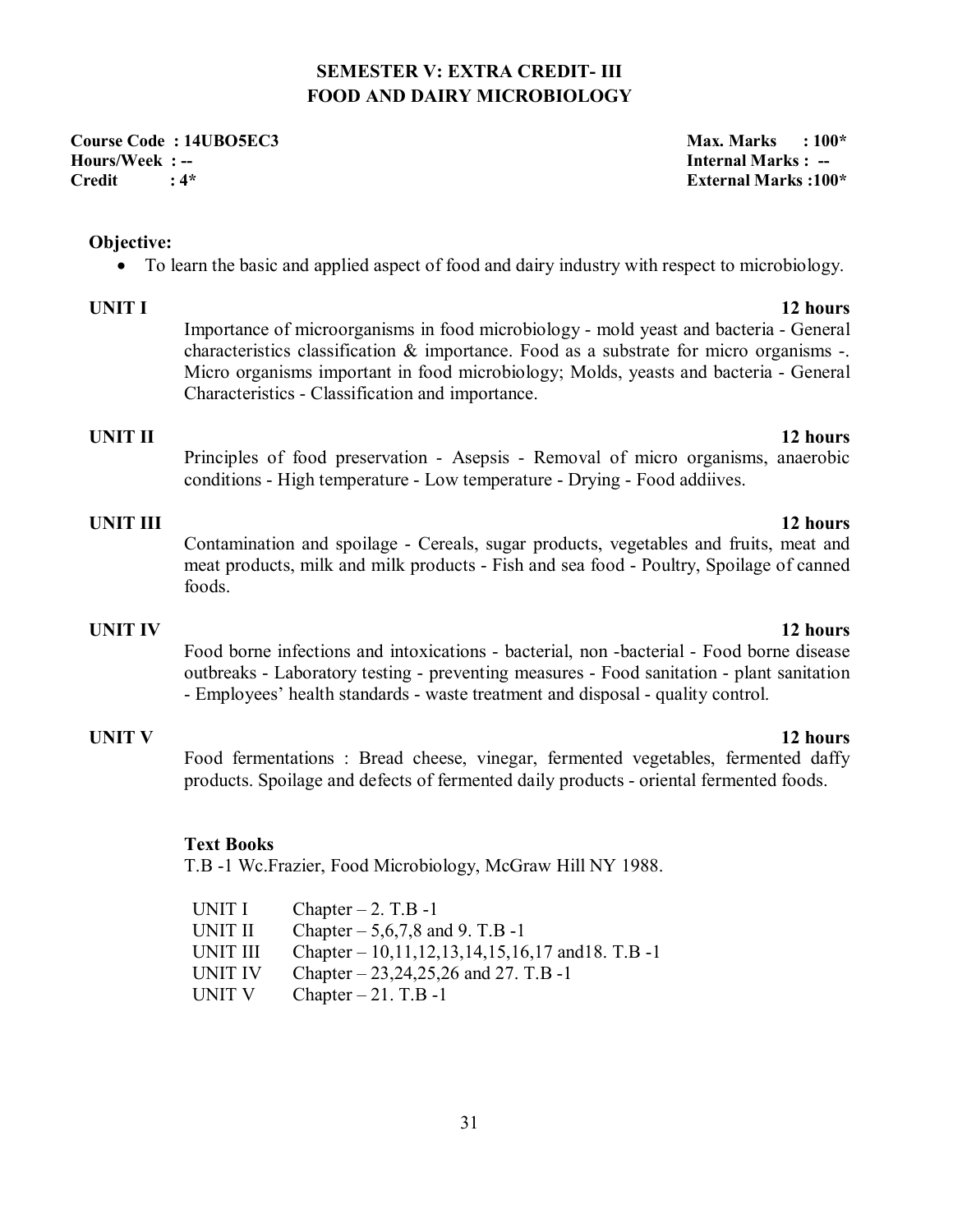# SEMESTER V: EXTRA CREDIT- III
# FOOD AND DAIRY MICROBIOLOGY

**Course Code : 14UBO5EC3** **Max. Marks : 100***
**Hours/Week : --** **Internal Marks : --**
**Credit : 4*** **External Marks :100***

**Objective:**

- To learn the basic and applied aspect of food and dairy industry with respect to microbiology.

**UNIT I** **12 hours**

Importance of microorganisms in food microbiology - mold yeast and bacteria - General characteristics classification & importance. Food as a substrate for micro organisms -. Micro organisms important in food microbiology; Molds, yeasts and bacteria - General Characteristics - Classification and importance.

**UNIT II** **12 hours**

Principles of food preservation - Asepsis - Removal of micro organisms, anaerobic conditions - High temperature - Low temperature - Drying - Food addiives.

**UNIT III** **12 hours**

Contamination and spoilage - Cereals, sugar products, vegetables and fruits, meat and meat products, milk and milk products - Fish and sea food - Poultry, Spoilage of canned foods.

**UNIT IV** **12 hours**

Food borne infections and intoxications - bacterial, non -bacterial - Food borne disease outbreaks - Laboratory testing - preventing measures - Food sanitation - plant sanitation - Employees' health standards - waste treatment and disposal - quality control.

**UNIT V** **12 hours**

Food fermentations : Bread cheese, vinegar, fermented vegetables, fermented daffy products. Spoilage and defects of fermented daily products - oriental fermented foods.

**Text Books**

T.B -1 Wc.Frazier, Food Microbiology, McGraw Hill NY 1988.

| | |
|---|---|
| UNIT I | Chapter – 2. T.B -1 |
| UNIT II | Chapter – 5,6,7,8 and 9. T.B -1 |
| UNIT III | Chapter – 10,11,12,13,14,15,16,17 and18. T.B -1 |
| UNIT IV | Chapter – 23,24,25,26 and 27. T.B -1 |
| UNIT V | Chapter – 21. T.B -1 |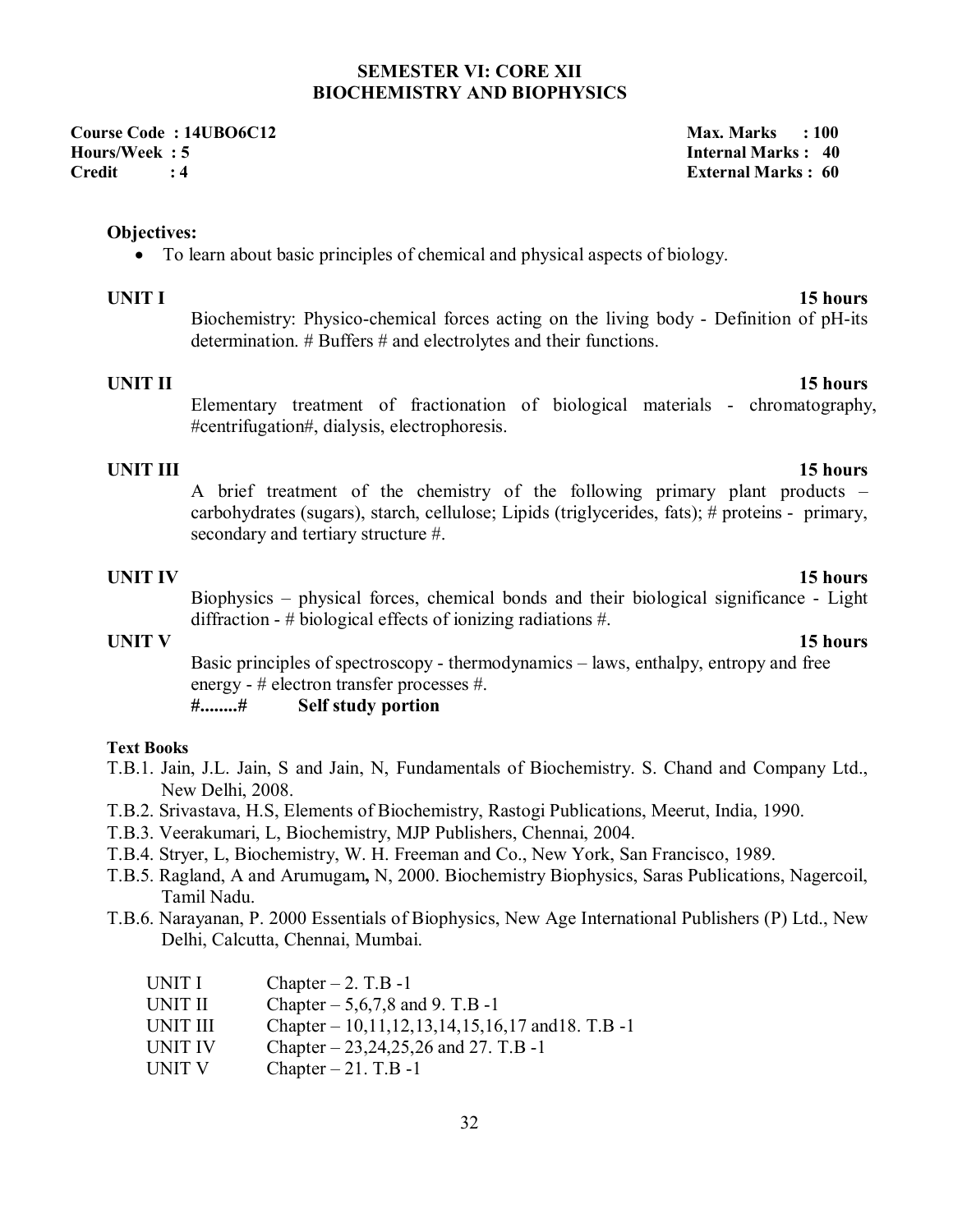## SEMESTER VI: CORE XII
## BIOCHEMISTRY AND BIOPHYSICS

**Course Code : 14UBO6C12** | **Max. Marks : 100**
**Hours/Week : 5** | **Internal Marks : 40**
**Credit : 4** | **External Marks : 60**

**Objectives:**

- To learn about basic principles of chemical and physical aspects of biology.

**UNIT I** **15 hours**

Biochemistry: Physico-chemical forces acting on the living body - Definition of pH-its determination. # Buffers # and electrolytes and their functions.

**UNIT II** **15 hours**

Elementary treatment of fractionation of biological materials - chromatography, #centrifugation#, dialysis, electrophoresis.

**UNIT III** **15 hours**

A brief treatment of the chemistry of the following primary plant products – carbohydrates (sugars), starch, cellulose; Lipids (triglycerides, fats); # proteins - primary, secondary and tertiary structure #.

**UNIT IV** **15 hours**

Biophysics – physical forces, chemical bonds and their biological significance - Light diffraction - # biological effects of ionizing radiations #.

**UNIT V** **15 hours**

Basic principles of spectroscopy - thermodynamics – laws, enthalpy, entropy and free energy - # electron transfer processes #.

**#........#** **Self study portion**

**Text Books**

T.B.1. Jain, J.L. Jain, S and Jain, N, Fundamentals of Biochemistry. S. Chand and Company Ltd., New Delhi, 2008.

T.B.2. Srivastava, H.S, Elements of Biochemistry, Rastogi Publications, Meerut, India, 1990.

T.B.3. Veerakumari, L, Biochemistry, MJP Publishers, Chennai, 2004.

T.B.4. Stryer, L, Biochemistry, W. H. Freeman and Co., New York, San Francisco, 1989.

T.B.5. Ragland, A and Arumugam**,** N, 2000. Biochemistry Biophysics, Saras Publications, Nagercoil, Tamil Nadu.

T.B.6. Narayanan, P. 2000 Essentials of Biophysics, New Age International Publishers (P) Ltd., New Delhi, Calcutta, Chennai, Mumbai.

| | |
|---|---|
| UNIT I | Chapter – 2. T.B -1 |
| UNIT II | Chapter – 5,6,7,8 and 9. T.B -1 |
| UNIT III | Chapter – 10,11,12,13,14,15,16,17 and18. T.B -1 |
| UNIT IV | Chapter – 23,24,25,26 and 27. T.B -1 |
| UNIT V | Chapter – 21. T.B -1 |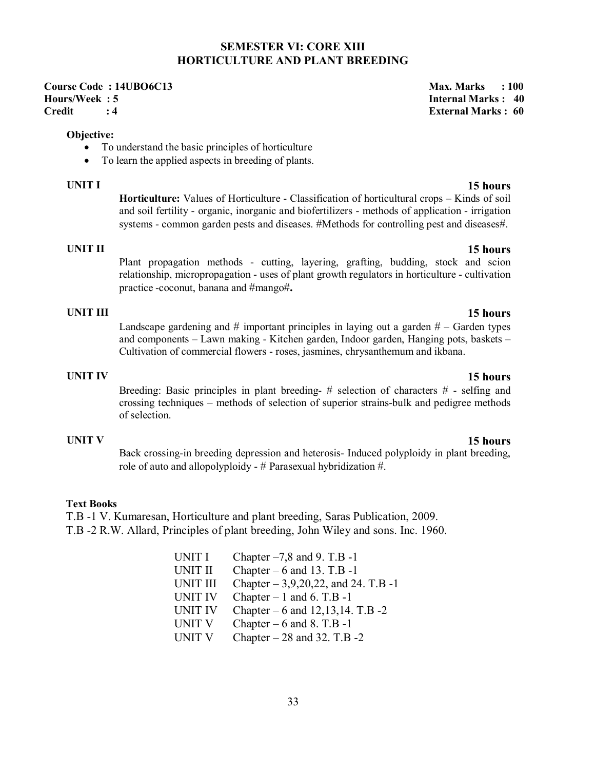## SEMESTER VI: CORE XIII
## HORTICULTURE AND PLANT BREEDING

**Course Code : 14UBO6C13** | **Max. Marks : 100**
**Hours/Week : 5** | **Internal Marks : 40**
**Credit : 4** | **External Marks : 60**

**Objective:**

- To understand the basic principles of horticulture
- To learn the applied aspects in breeding of plants.

**UNIT I** — **15 hours**

**Horticulture:** Values of Horticulture - Classification of horticultural crops – Kinds of soil and soil fertility - organic, inorganic and biofertilizers - methods of application - irrigation systems - common garden pests and diseases. #Methods for controlling pest and diseases#.

**UNIT II** — **15 hours**

Plant propagation methods - cutting, layering, grafting, budding, stock and scion relationship, micropropagation - uses of plant growth regulators in horticulture - cultivation practice -coconut, banana and #mango#**.**

**UNIT III** — **15 hours**

Landscape gardening and # important principles in laying out a garden # – Garden types and components – Lawn making - Kitchen garden, Indoor garden, Hanging pots, baskets – Cultivation of commercial flowers - roses, jasmines, chrysanthemum and ikbana.

**UNIT IV** — **15 hours**

Breeding: Basic principles in plant breeding- # selection of characters # - selfing and crossing techniques – methods of selection of superior strains-bulk and pedigree methods of selection.

**UNIT V** — **15 hours**

Back crossing-in breeding depression and heterosis- Induced polyploidy in plant breeding, role of auto and allopolyploidy - # Parasexual hybridization #.

**Text Books**

T.B -1 V. Kumaresan, Horticulture and plant breeding, Saras Publication, 2009.
T.B -2 R.W. Allard, Principles of plant breeding, John Wiley and sons. Inc. 1960.

| | |
|---|---|
| UNIT I | Chapter –7,8 and 9. T.B -1 |
| UNIT II | Chapter – 6 and 13. T.B -1 |
| UNIT III | Chapter – 3,9,20,22, and 24. T.B -1 |
| UNIT IV | Chapter – 1 and 6. T.B -1 |
| UNIT IV | Chapter – 6 and 12,13,14. T.B -2 |
| UNIT V | Chapter – 6 and 8. T.B -1 |
| UNIT V | Chapter – 28 and 32. T.B -2 |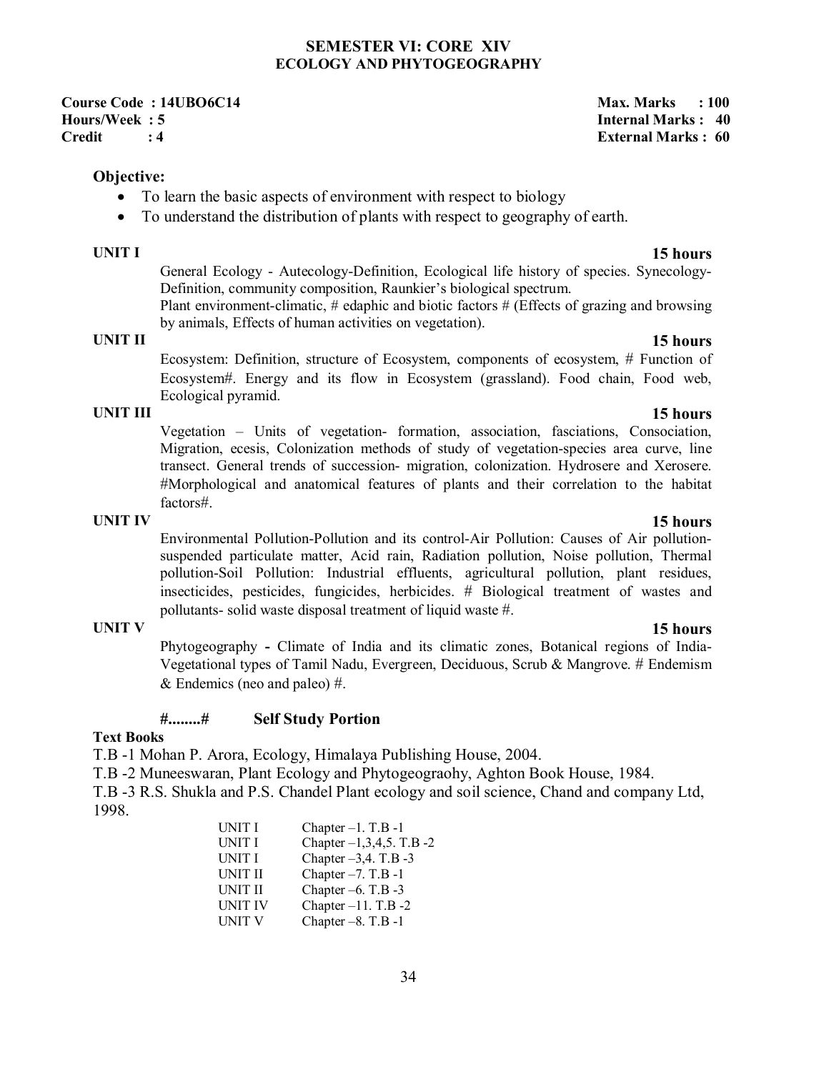## SEMESTER VI: CORE XIV
## ECOLOGY AND PHYTOGEOGRAPHY

**Course Code : 14UBO6C14** **Max. Marks : 100**
**Hours/Week : 5** **Internal Marks : 40**
**Credit : 4** **External Marks : 60**

**Objective:**

- To learn the basic aspects of environment with respect to biology
- To understand the distribution of plants with respect to geography of earth.

**UNIT I** **15 hours**

General Ecology - Autecology-Definition, Ecological life history of species. Synecology-Definition, community composition, Raunkier's biological spectrum.
Plant environment-climatic, # edaphic and biotic factors # (Effects of grazing and browsing by animals, Effects of human activities on vegetation).

**UNIT II** **15 hours**

Ecosystem: Definition, structure of Ecosystem, components of ecosystem, # Function of Ecosystem#. Energy and its flow in Ecosystem (grassland). Food chain, Food web, Ecological pyramid.

**UNIT III** **15 hours**

Vegetation – Units of vegetation- formation, association, fasciations, Consociation, Migration, ecesis, Colonization methods of study of vegetation-species area curve, line transect. General trends of succession- migration, colonization. Hydrosere and Xerosere. #Morphological and anatomical features of plants and their correlation to the habitat factors#.

**UNIT IV** **15 hours**

Environmental Pollution-Pollution and its control-Air Pollution: Causes of Air pollution-suspended particulate matter, Acid rain, Radiation pollution, Noise pollution, Thermal pollution-Soil Pollution: Industrial effluents, agricultural pollution, plant residues, insecticides, pesticides, fungicides, herbicides. # Biological treatment of wastes and pollutants- solid waste disposal treatment of liquid waste #.

**UNIT V** **15 hours**

Phytogeography **-** Climate of India and its climatic zones, Botanical regions of India-Vegetational types of Tamil Nadu, Evergreen, Deciduous, Scrub & Mangrove. # Endemism & Endemics (neo and paleo) #.

**#........#** **Self Study Portion**

**Text Books**

T.B -1 Mohan P. Arora, Ecology, Himalaya Publishing House, 2004.

T.B -2 Muneeswaran, Plant Ecology and Phytogeograohy, Aghton Book House, 1984.

T.B -3 R.S. Shukla and P.S. Chandel Plant ecology and soil science, Chand and company Ltd, 1998.

| | |
|---|---|
| UNIT I | Chapter –1. T.B -1 |
| UNIT I | Chapter –1,3,4,5. T.B -2 |
| UNIT I | Chapter –3,4. T.B -3 |
| UNIT II | Chapter –7. T.B -1 |
| UNIT II | Chapter –6. T.B -3 |
| UNIT IV | Chapter –11. T.B -2 |
| UNIT V | Chapter –8. T.B -1 |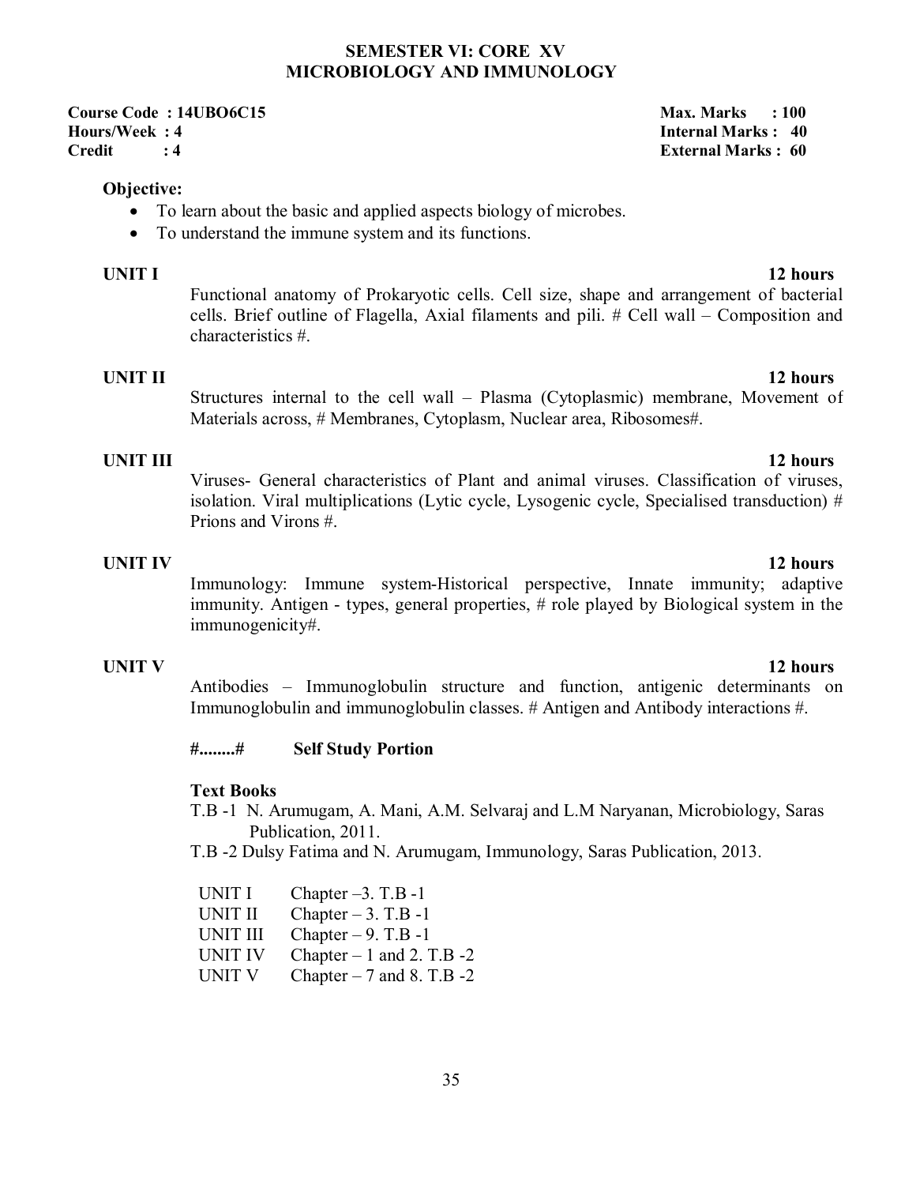# SEMESTER VI: CORE XV
## MICROBIOLOGY AND IMMUNOLOGY

**Course Code : 14UBO6C15** **Max. Marks : 100**
**Hours/Week : 4** **Internal Marks : 40**
**Credit : 4** **External Marks : 60**

**Objective:**

- To learn about the basic and applied aspects biology of microbes.
- To understand the immune system and its functions.

**UNIT I** **12 hours**

Functional anatomy of Prokaryotic cells. Cell size, shape and arrangement of bacterial cells. Brief outline of Flagella, Axial filaments and pili. # Cell wall – Composition and characteristics #.

**UNIT II** **12 hours**

Structures internal to the cell wall – Plasma (Cytoplasmic) membrane, Movement of Materials across, # Membranes, Cytoplasm, Nuclear area, Ribosomes#.

**UNIT III** **12 hours**

Viruses- General characteristics of Plant and animal viruses. Classification of viruses, isolation. Viral multiplications (Lytic cycle, Lysogenic cycle, Specialised transduction) # Prions and Virons #.

**UNIT IV** **12 hours**

Immunology: Immune system-Historical perspective, Innate immunity; adaptive immunity. Antigen - types, general properties, # role played by Biological system in the immunogenicity#.

**UNIT V** **12 hours**

Antibodies – Immunoglobulin structure and function, antigenic determinants on Immunoglobulin and immunoglobulin classes. # Antigen and Antibody interactions #.

**#........#** **Self Study Portion**

**Text Books**

T.B -1 N. Arumugam, A. Mani, A.M. Selvaraj and L.M Naryanan, Microbiology, Saras Publication, 2011.

T.B -2 Dulsy Fatima and N. Arumugam, Immunology, Saras Publication, 2013.

| | |
|---|---|
| UNIT I | Chapter –3. T.B -1 |
| UNIT II | Chapter – 3. T.B -1 |
| UNIT III | Chapter – 9. T.B -1 |
| UNIT IV | Chapter – 1 and 2. T.B -2 |
| UNIT V | Chapter – 7 and 8. T.B -2 |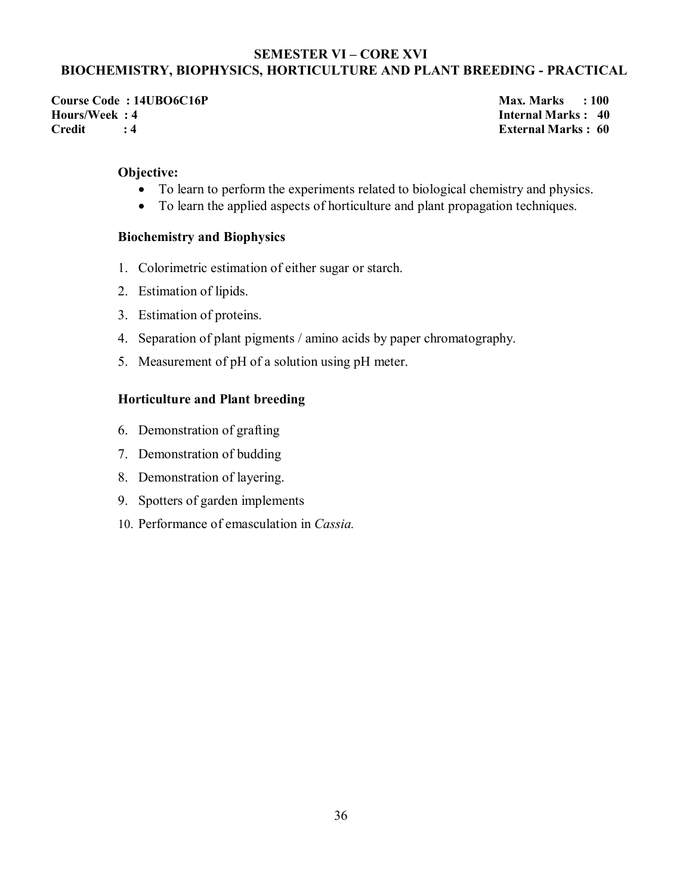## SEMESTER VI – CORE XVI
## BIOCHEMISTRY, BIOPHYSICS, HORTICULTURE AND PLANT BREEDING - PRACTICAL

**Course Code : 14UBO6C16P** | **Max. Marks : 100**
**Hours/Week : 4** | **Internal Marks : 40**
**Credit : 4** | **External Marks : 60**

**Objective:**

- To learn to perform the experiments related to biological chemistry and physics.
- To learn the applied aspects of horticulture and plant propagation techniques.

### Biochemistry and Biophysics

1. Colorimetric estimation of either sugar or starch.
2. Estimation of lipids.
3. Estimation of proteins.
4. Separation of plant pigments / amino acids by paper chromatography.
5. Measurement of pH of a solution using pH meter.

### Horticulture and Plant breeding

6. Demonstration of grafting
7. Demonstration of budding
8. Demonstration of layering.
9. Spotters of garden implements
10. Performance of emasculation in *Cassia.*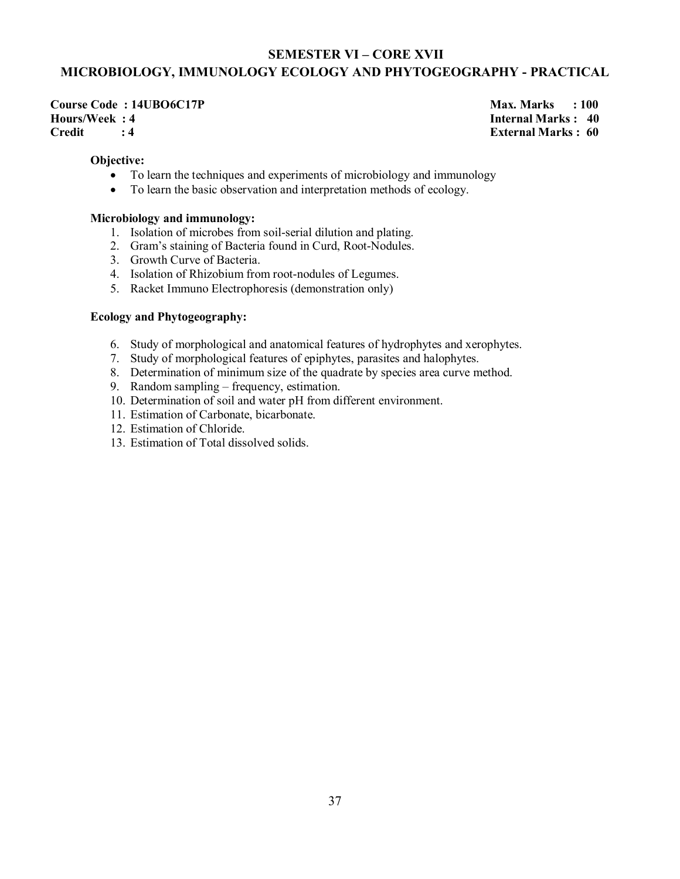## SEMESTER VI – CORE XVII
## MICROBIOLOGY, IMMUNOLOGY ECOLOGY AND PHYTOGEOGRAPHY - PRACTICAL

**Course Code : 14UBO6C17P** **Max. Marks : 100**
**Hours/Week : 4** **Internal Marks : 40**
**Credit : 4** **External Marks : 60**

**Objective:**

- To learn the techniques and experiments of microbiology and immunology
- To learn the basic observation and interpretation methods of ecology.

**Microbiology and immunology:**

1. Isolation of microbes from soil-serial dilution and plating.
2. Gram's staining of Bacteria found in Curd, Root-Nodules.
3. Growth Curve of Bacteria.
4. Isolation of Rhizobium from root-nodules of Legumes.
5. Racket Immuno Electrophoresis (demonstration only)

**Ecology and Phytogeography:**

6. Study of morphological and anatomical features of hydrophytes and xerophytes.
7. Study of morphological features of epiphytes, parasites and halophytes.
8. Determination of minimum size of the quadrate by species area curve method.
9. Random sampling – frequency, estimation.
10. Determination of soil and water pH from different environment.
11. Estimation of Carbonate, bicarbonate.
12. Estimation of Chloride.
13. Estimation of Total dissolved solids.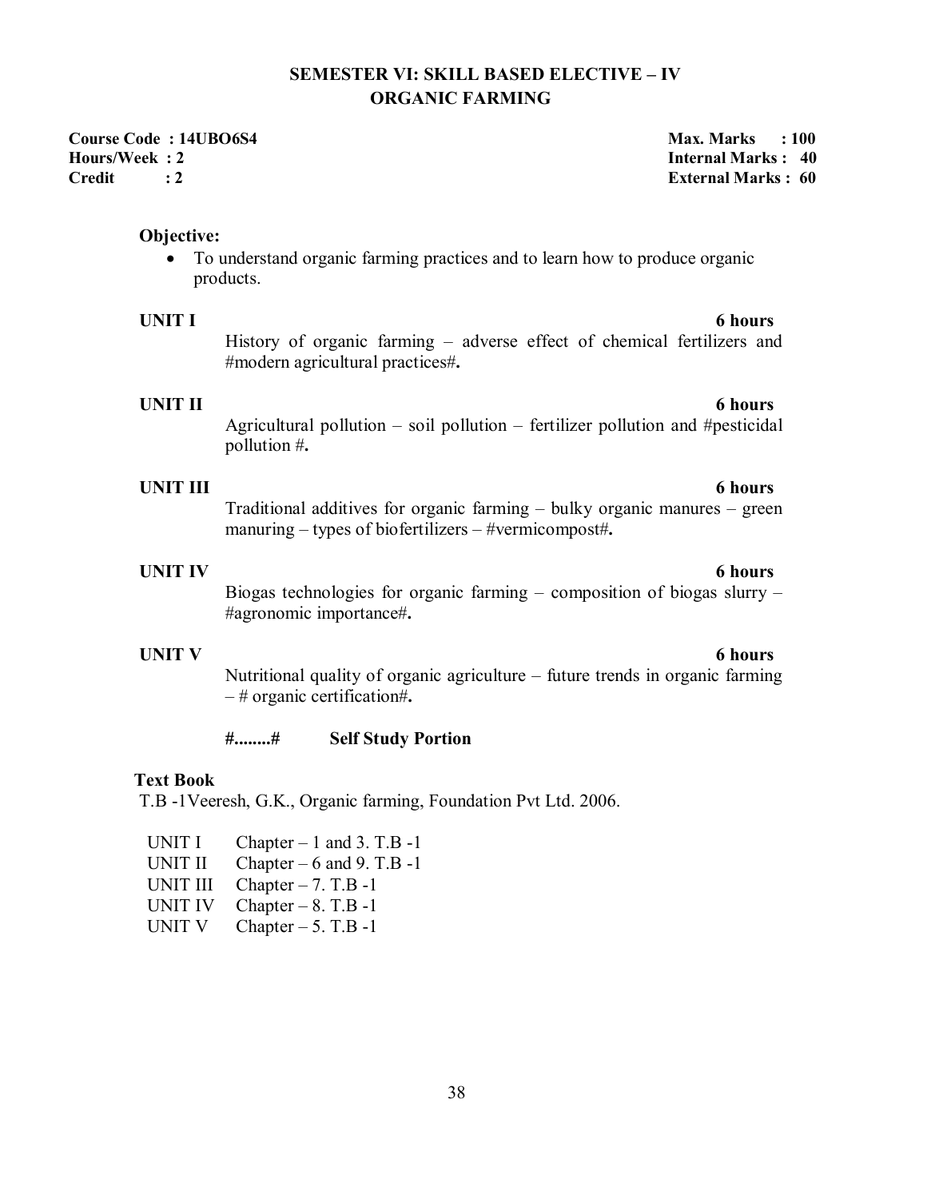## SEMESTER VI: SKILL BASED ELECTIVE – IV
## ORGANIC FARMING

**Course Code : 14UBO6S4** 
**Hours/Week : 2** 
**Credit : 2**

**Max. Marks : 100** 
**Internal Marks : 40** 
**External Marks : 60**

**Objective:**

- To understand organic farming practices and to learn how to produce organic products.

**UNIT I** **6 hours**

History of organic farming – adverse effect of chemical fertilizers and #modern agricultural practices#**.**

**UNIT II** **6 hours**

Agricultural pollution – soil pollution – fertilizer pollution and #pesticidal pollution #**.**

**UNIT III** **6 hours**

Traditional additives for organic farming – bulky organic manures – green manuring – types of biofertilizers – #vermicompost#**.**

**UNIT IV** **6 hours**

Biogas technologies for organic farming – composition of biogas slurry – #agronomic importance#**.**

**UNIT V** **6 hours**

Nutritional quality of organic agriculture – future trends in organic farming – # organic certification#**.**

**#........#** **Self Study Portion**

**Text Book**

T.B -1Veeresh, G.K., Organic farming, Foundation Pvt Ltd. 2006.

| | |
|---|---|
| UNIT I | Chapter – 1 and 3. T.B -1 |
| UNIT II | Chapter – 6 and 9. T.B -1 |
| UNIT III | Chapter – 7. T.B -1 |
| UNIT IV | Chapter – 8. T.B -1 |
| UNIT V | Chapter – 5. T.B -1 |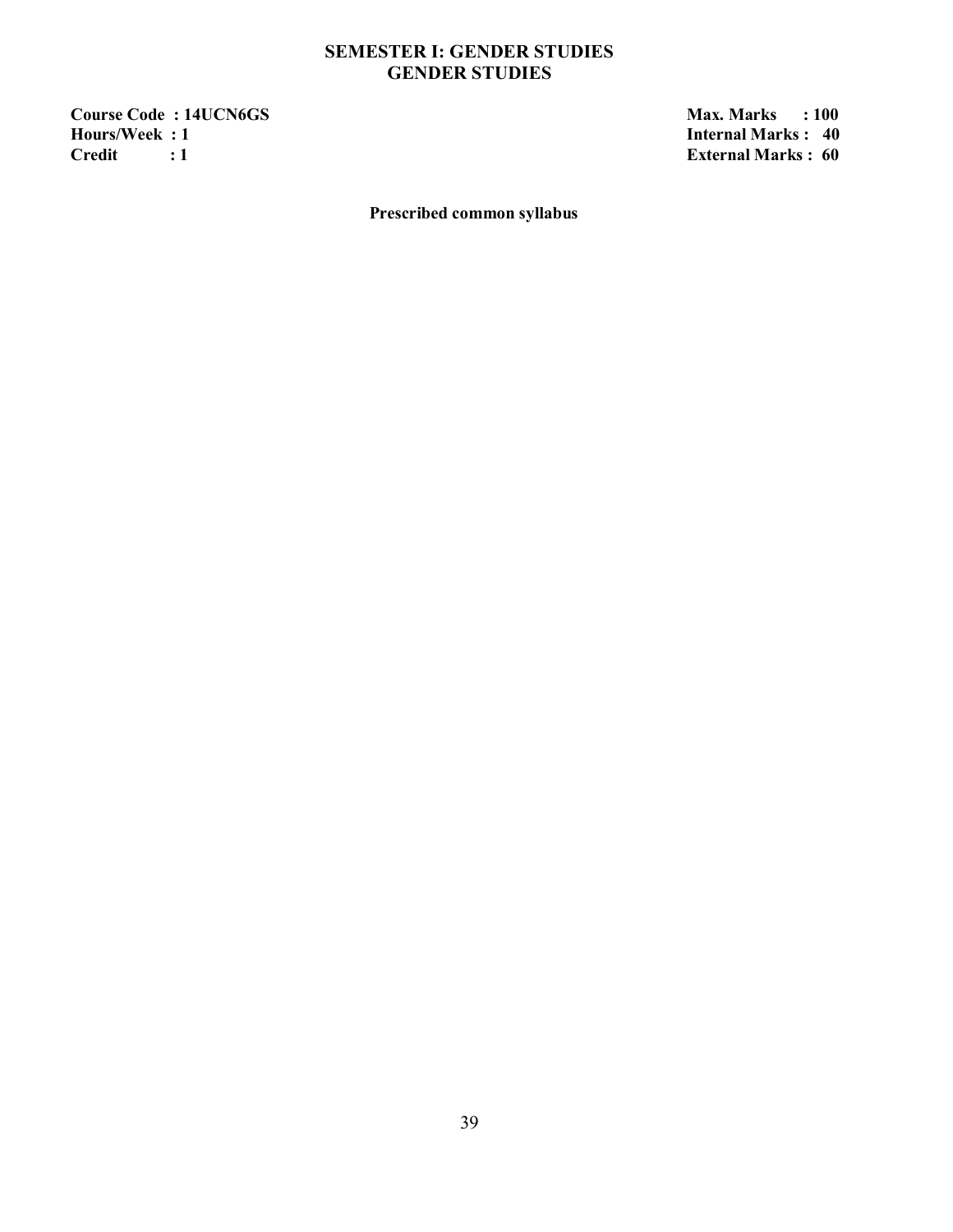## SEMESTER I: GENDER STUDIES
## GENDER STUDIES

| | |
|---|---|
| **Course Code : 14UCN6GS** | **Max. Marks : 100** |
| **Hours/Week : 1** | **Internal Marks : 40** |
| **Credit : 1** | **External Marks : 60** |

**Prescribed common syllabus**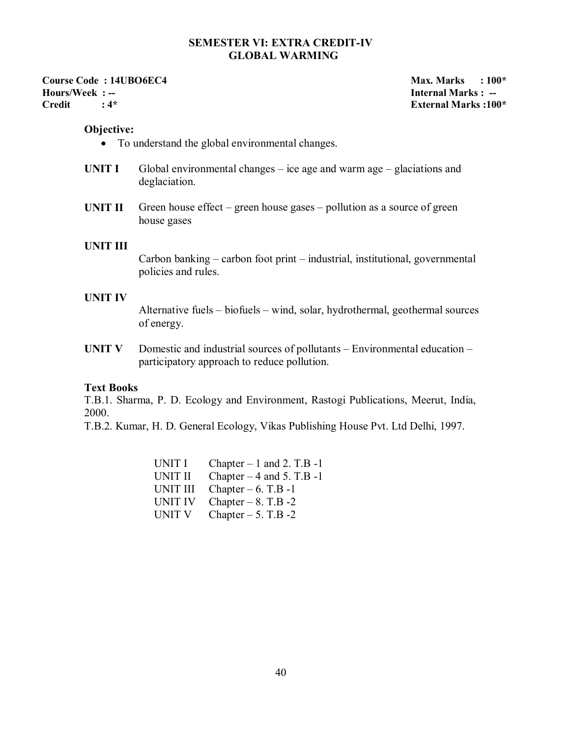## SEMESTER VI: EXTRA CREDIT-IV
## GLOBAL WARMING

**Course Code : 14UBO6EC4** **Max. Marks : 100***
**Hours/Week : --** **Internal Marks : --**
**Credit : 4*** **External Marks :100***

**Objective:**

- To understand the global environmental changes.

**UNIT I** Global environmental changes – ice age and warm age – glaciations and deglaciation.

**UNIT II** Green house effect – green house gases – pollution as a source of green house gases

**UNIT III**
Carbon banking – carbon foot print – industrial, institutional, governmental policies and rules.

**UNIT IV**
Alternative fuels – biofuels – wind, solar, hydrothermal, geothermal sources of energy.

**UNIT V** Domestic and industrial sources of pollutants – Environmental education – participatory approach to reduce pollution.

**Text Books**

T.B.1. Sharma, P. D. Ecology and Environment, Rastogi Publications, Meerut, India, 2000.

T.B.2. Kumar, H. D. General Ecology, Vikas Publishing House Pvt. Ltd Delhi, 1997.

| | |
|---|---|
| UNIT I | Chapter – 1 and 2. T.B -1 |
| UNIT II | Chapter – 4 and 5. T.B -1 |
| UNIT III | Chapter – 6. T.B -1 |
| UNIT IV | Chapter – 8. T.B -2 |
| UNIT V | Chapter – 5. T.B -2 |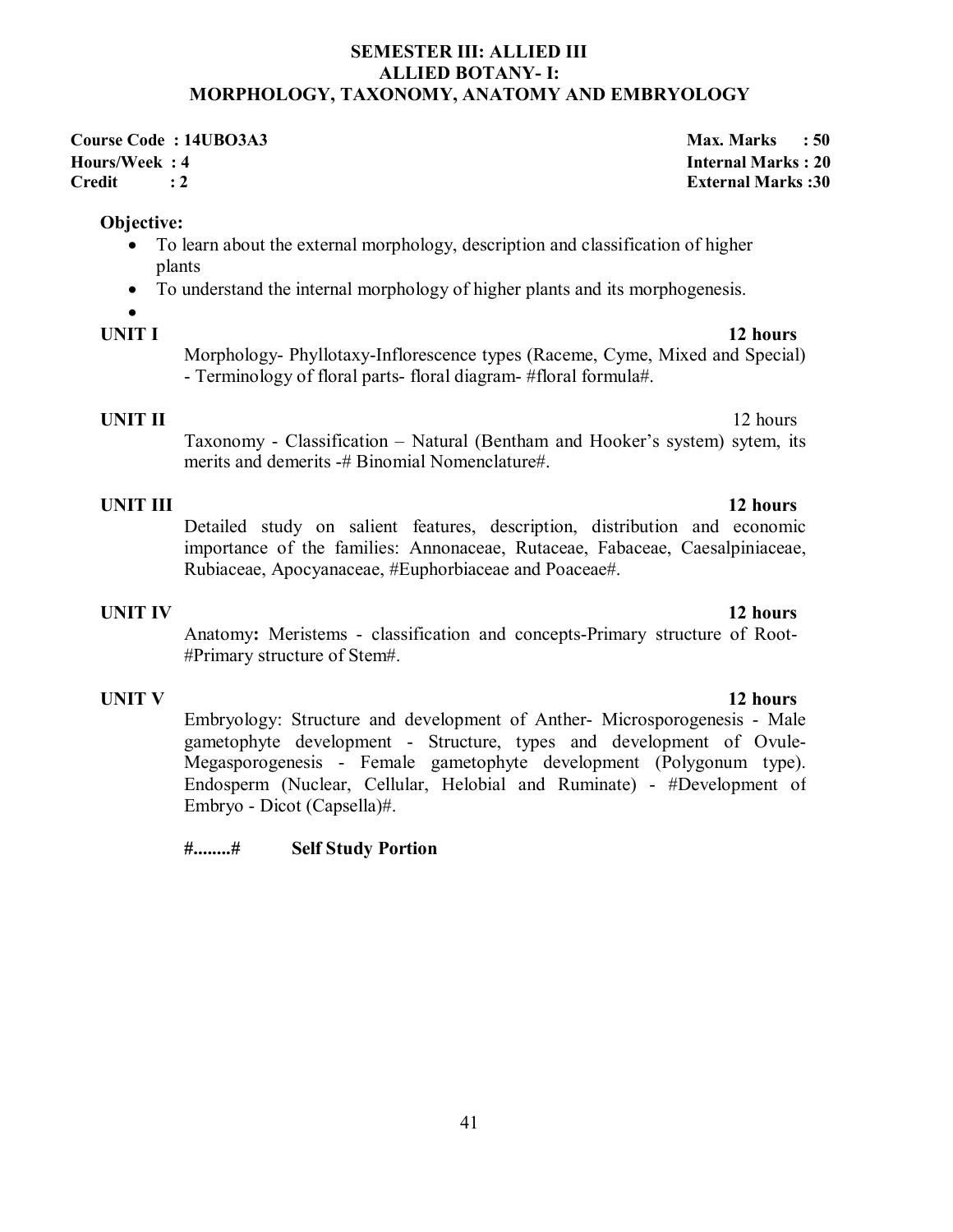# SEMESTER III: ALLIED III
## ALLIED BOTANY- I:
## MORPHOLOGY, TAXONOMY, ANATOMY AND EMBRYOLOGY

**Course Code : 14UBO3A3** — **Max. Marks : 50**
**Hours/Week : 4** — **Internal Marks : 20**
**Credit : 2** — **External Marks :30**

**Objective:**

- To learn about the external morphology, description and classification of higher plants
- To understand the internal morphology of higher plants and its morphogenesis.
- 

**UNIT I** — **12 hours**

Morphology- Phyllotaxy-Inflorescence types (Raceme, Cyme, Mixed and Special) - Terminology of floral parts- floral diagram- #floral formula#.

**UNIT II** — 12 hours

Taxonomy - Classification – Natural (Bentham and Hooker's system) sytem, its merits and demerits -# Binomial Nomenclature#.

**UNIT III** — **12 hours**

Detailed study on salient features, description, distribution and economic importance of the families: Annonaceae, Rutaceae, Fabaceae, Caesalpiniaceae, Rubiaceae, Apocyanaceae, #Euphorbiaceae and Poaceae#.

**UNIT IV** — **12 hours**

Anatomy**:** Meristems - classification and concepts-Primary structure of Root- #Primary structure of Stem#.

**UNIT V** — **12 hours**

Embryology: Structure and development of Anther- Microsporogenesis - Male gametophyte development - Structure, types and development of Ovule- Megasporogenesis - Female gametophyte development (Polygonum type). Endosperm (Nuclear, Cellular, Helobial and Ruminate) - #Development of Embryo - Dicot (Capsella)#.

**#........#** **Self Study Portion**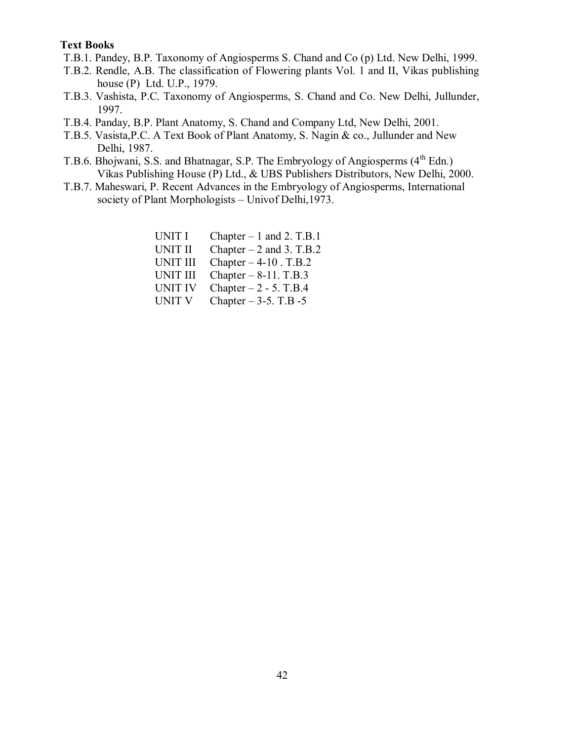**Text Books**

T.B.1. Pandey, B.P. Taxonomy of Angiosperms S. Chand and Co (p) Ltd. New Delhi, 1999.

T.B.2. Rendle, A.B. The classification of Flowering plants Vol. 1 and II, Vikas publishing house (P) Ltd. U.P., 1979.

T.B.3. Vashista, P.C. Taxonomy of Angiosperms, S. Chand and Co. New Delhi, Jullunder, 1997.

T.B.4. Panday, B.P. Plant Anatomy, S. Chand and Company Ltd, New Delhi, 2001.

T.B.5. Vasista,P.C. A Text Book of Plant Anatomy, S. Nagin & co., Jullunder and New Delhi, 1987.

T.B.6. Bhojwani, S.S. and Bhatnagar, S.P. The Embryology of Angiosperms (4th Edn.) Vikas Publishing House (P) Ltd., & UBS Publishers Distributors, New Delhi, 2000.

T.B.7. Maheswari, P. Recent Advances in the Embryology of Angiosperms, International society of Plant Morphologists – Univof Delhi,1973.

| | |
|---|---|
| UNIT I | Chapter – 1 and 2. T.B.1 |
| UNIT II | Chapter – 2 and 3. T.B.2 |
| UNIT III | Chapter – 4-10 . T.B.2 |
| UNIT III | Chapter – 8-11. T.B.3 |
| UNIT IV | Chapter – 2 - 5. T.B.4 |
| UNIT V | Chapter – 3-5. T.B -5 |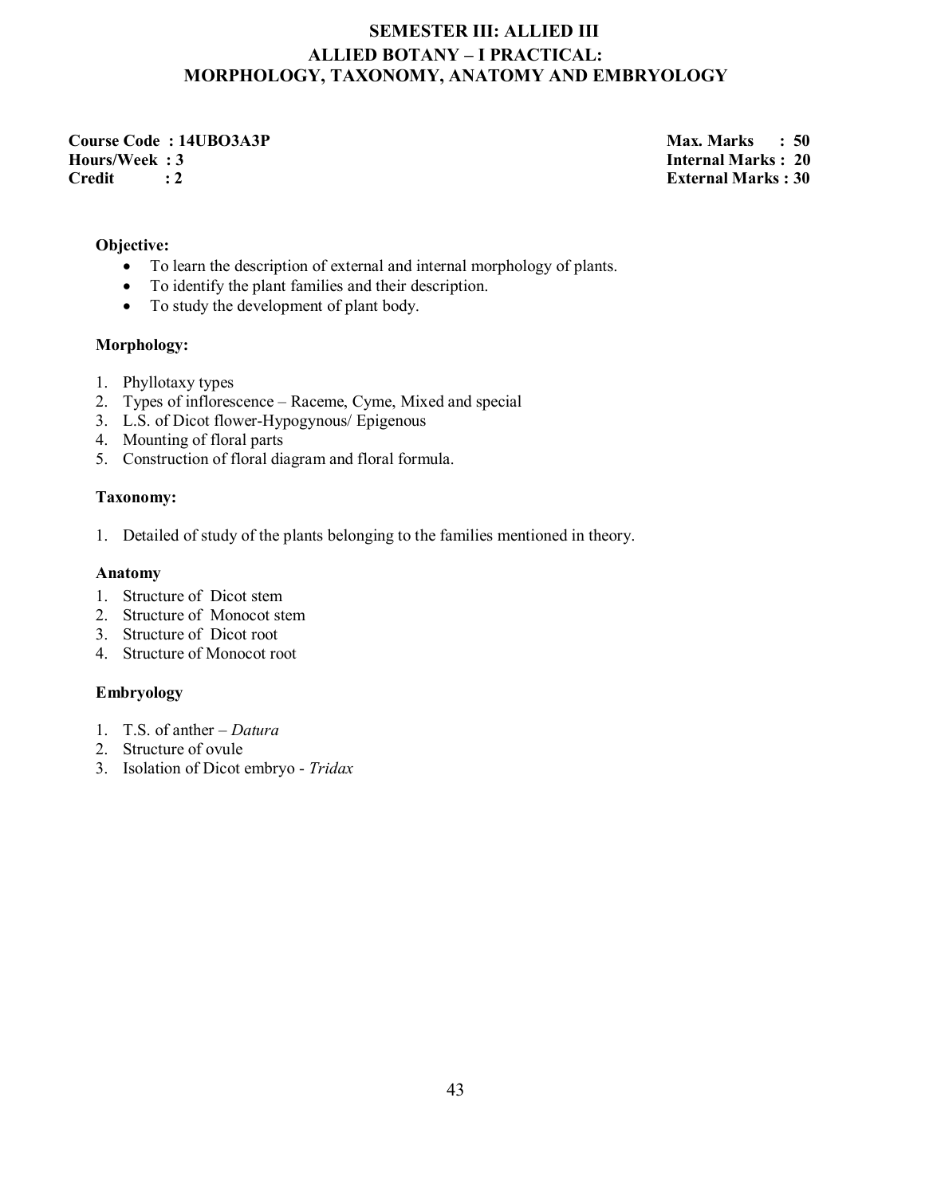# SEMESTER III: ALLIED III
## ALLIED BOTANY – I PRACTICAL:
## MORPHOLOGY, TAXONOMY, ANATOMY AND EMBRYOLOGY

**Course Code : 14UBO3A3P**
**Hours/Week : 3**
**Credit : 2**

**Max. Marks : 50**
**Internal Marks : 20**
**External Marks : 30**

**Objective:**

- To learn the description of external and internal morphology of plants.
- To identify the plant families and their description.
- To study the development of plant body.

**Morphology:**

1. Phyllotaxy types
2. Types of inflorescence – Raceme, Cyme, Mixed and special
3. L.S. of Dicot flower-Hypogynous/ Epigenous
4. Mounting of floral parts
5. Construction of floral diagram and floral formula.

**Taxonomy:**

1. Detailed of study of the plants belonging to the families mentioned in theory.

**Anatomy**

1. Structure of Dicot stem
2. Structure of Monocot stem
3. Structure of Dicot root
4. Structure of Monocot root

**Embryology**

1. T.S. of anther – *Datura*
2. Structure of ovule
3. Isolation of Dicot embryo - *Tridax*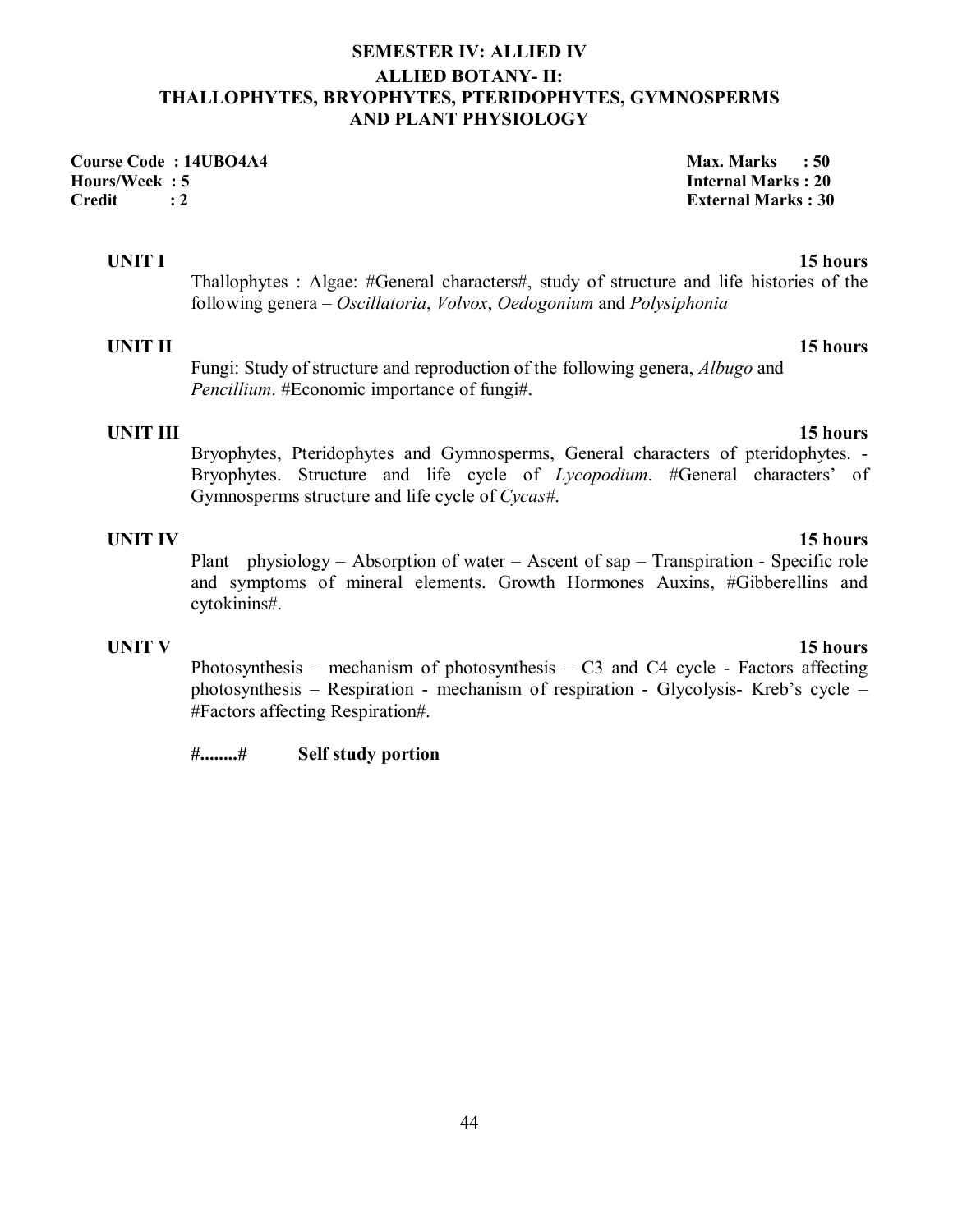## SEMESTER IV: ALLIED IV

## ALLIED BOTANY- II:
## THALLOPHYTES, BRYOPHYTES, PTERIDOPHYTES, GYMNOSPERMS AND PLANT PHYSIOLOGY

**Course Code : 14UBO4A4** | **Max. Marks : 50**
**Hours/Week : 5** | **Internal Marks : 20**
**Credit : 2** | **External Marks : 30**

**UNIT I** **15 hours**

Thallophytes : Algae: #General characters#, study of structure and life histories of the following genera – *Oscillatoria*, *Volvox*, *Oedogonium* and *Polysiphonia*

**UNIT II** **15 hours**

Fungi: Study of structure and reproduction of the following genera, *Albugo* and *Pencillium*. #Economic importance of fungi#.

**UNIT III** **15 hours**

Bryophytes, Pteridophytes and Gymnosperms, General characters of pteridophytes. - Bryophytes. Structure and life cycle of *Lycopodium*. #General characters' of Gymnosperms structure and life cycle of *Cycas*#.

**UNIT IV** **15 hours**

Plant physiology – Absorption of water – Ascent of sap – Transpiration - Specific role and symptoms of mineral elements. Growth Hormones Auxins, #Gibberellins and cytokinins#.

**UNIT V** **15 hours**

Photosynthesis – mechanism of photosynthesis – C3 and C4 cycle - Factors affecting photosynthesis – Respiration - mechanism of respiration - Glycolysis- Kreb's cycle – #Factors affecting Respiration#.

**#........#** **Self study portion**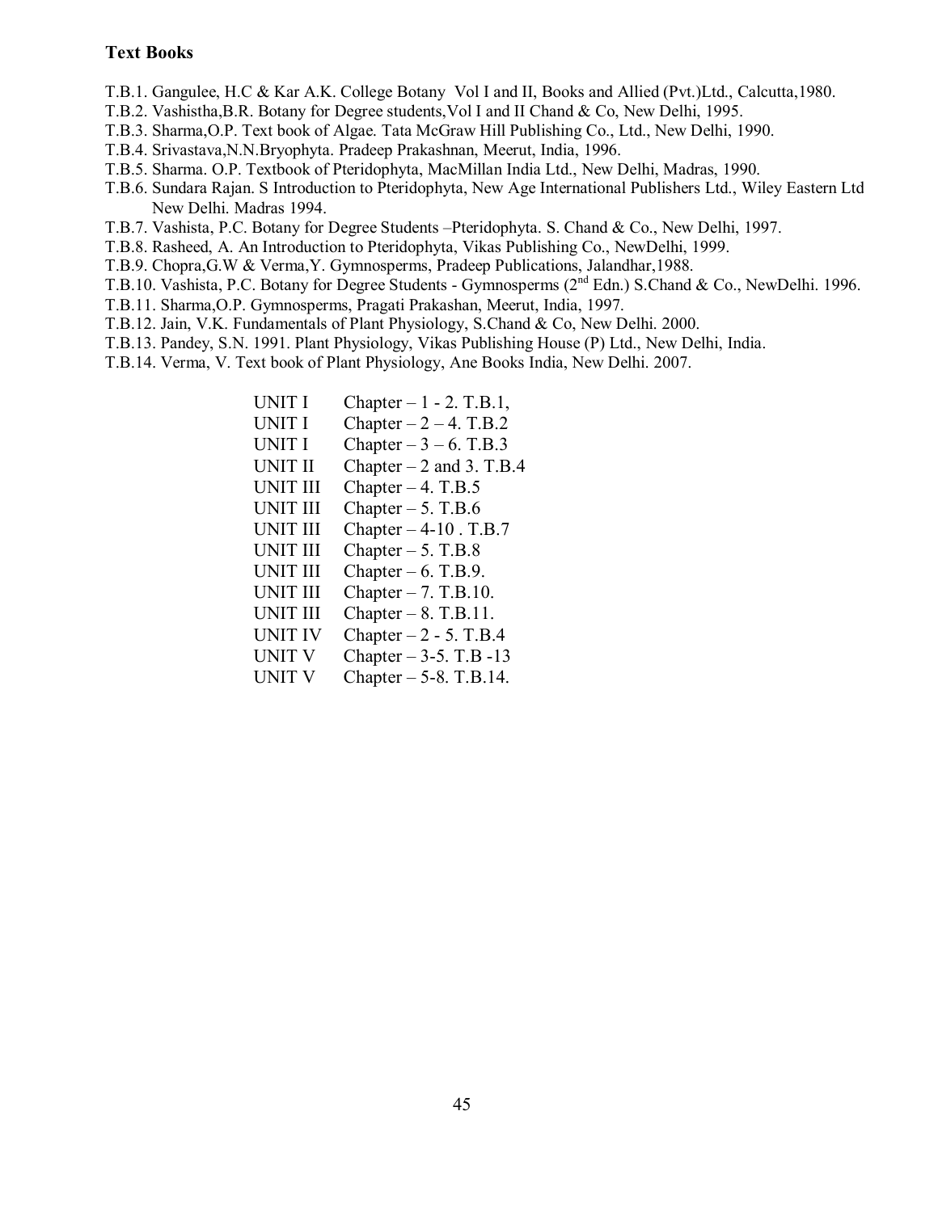**Text Books**

T.B.1. Gangulee, H.C & Kar A.K. College Botany Vol I and II, Books and Allied (Pvt.)Ltd., Calcutta,1980.

T.B.2. Vashistha,B.R. Botany for Degree students,Vol I and II Chand & Co, New Delhi, 1995.

T.B.3. Sharma,O.P. Text book of Algae. Tata McGraw Hill Publishing Co., Ltd., New Delhi, 1990.

T.B.4. Srivastava,N.N.Bryophyta. Pradeep Prakashnan, Meerut, India, 1996.

T.B.5. Sharma. O.P. Textbook of Pteridophyta, MacMillan India Ltd., New Delhi, Madras, 1990.

T.B.6. Sundara Rajan. S Introduction to Pteridophyta, New Age International Publishers Ltd., Wiley Eastern Ltd New Delhi. Madras 1994.

T.B.7. Vashista, P.C. Botany for Degree Students –Pteridophyta. S. Chand & Co., New Delhi, 1997.

T.B.8. Rasheed, A. An Introduction to Pteridophyta, Vikas Publishing Co., NewDelhi, 1999.

T.B.9. Chopra,G.W & Verma,Y. Gymnosperms, Pradeep Publications, Jalandhar,1988.

T.B.10. Vashista, P.C. Botany for Degree Students - Gymnosperms (2nd Edn.) S.Chand & Co., NewDelhi. 1996.

T.B.11. Sharma,O.P. Gymnosperms, Pragati Prakashan, Meerut, India, 1997.

T.B.12. Jain, V.K. Fundamentals of Plant Physiology, S.Chand & Co, New Delhi. 2000.

T.B.13. Pandey, S.N. 1991. Plant Physiology, Vikas Publishing House (P) Ltd., New Delhi, India.

T.B.14. Verma, V. Text book of Plant Physiology, Ane Books India, New Delhi. 2007.

| | |
|---|---|
| UNIT I | Chapter – 1 - 2. T.B.1, |
| UNIT I | Chapter – 2 – 4. T.B.2 |
| UNIT I | Chapter – 3 – 6. T.B.3 |
| UNIT II | Chapter – 2 and 3. T.B.4 |
| UNIT III | Chapter – 4. T.B.5 |
| UNIT III | Chapter – 5. T.B.6 |
| UNIT III | Chapter – 4-10 . T.B.7 |
| UNIT III | Chapter – 5. T.B.8 |
| UNIT III | Chapter – 6. T.B.9. |
| UNIT III | Chapter – 7. T.B.10. |
| UNIT III | Chapter – 8. T.B.11. |
| UNIT IV | Chapter – 2 - 5. T.B.4 |
| UNIT V | Chapter – 3-5. T.B -13 |
| UNIT V | Chapter – 5-8. T.B.14. |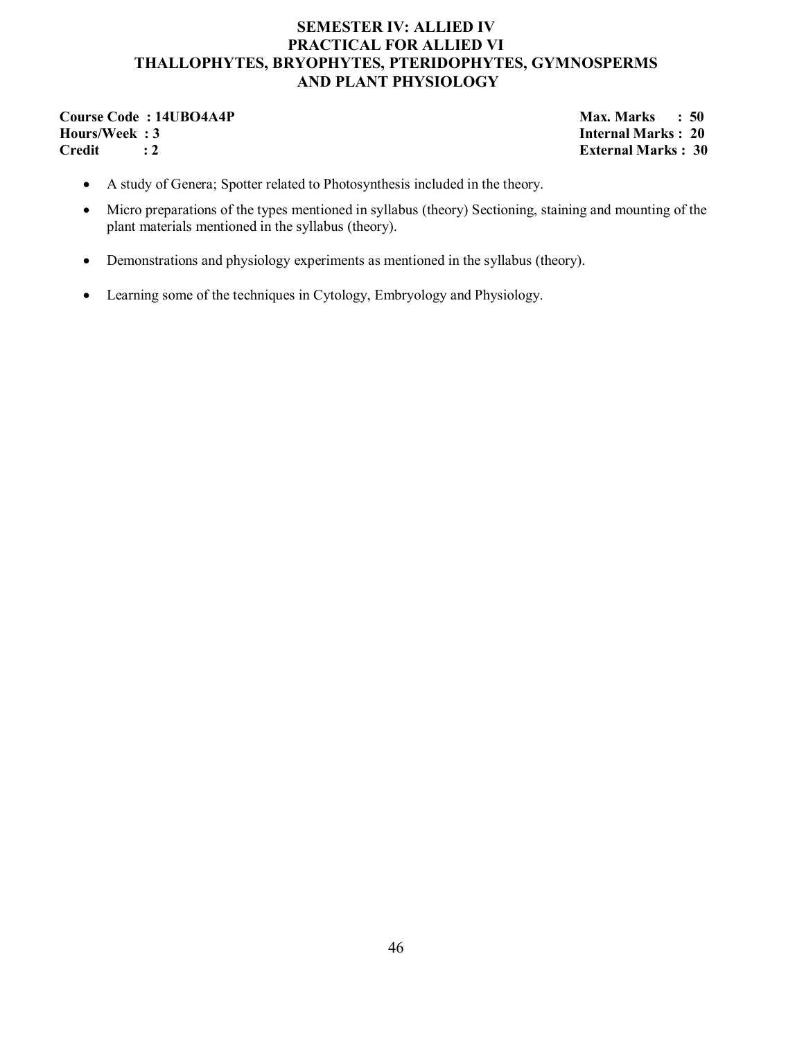# SEMESTER IV: ALLIED IV
# PRACTICAL FOR ALLIED VI
# THALLOPHYTES, BRYOPHYTES, PTERIDOPHYTES, GYMNOSPERMS AND PLANT PHYSIOLOGY

**Course Code : 14UBO4A4P**
**Hours/Week : 3**
**Credit : 2**

**Max. Marks : 50**
**Internal Marks : 20**
**External Marks : 30**

- A study of Genera; Spotter related to Photosynthesis included in the theory.
- Micro preparations of the types mentioned in syllabus (theory) Sectioning, staining and mounting of the plant materials mentioned in the syllabus (theory).
- Demonstrations and physiology experiments as mentioned in the syllabus (theory).
- Learning some of the techniques in Cytology, Embryology and Physiology.